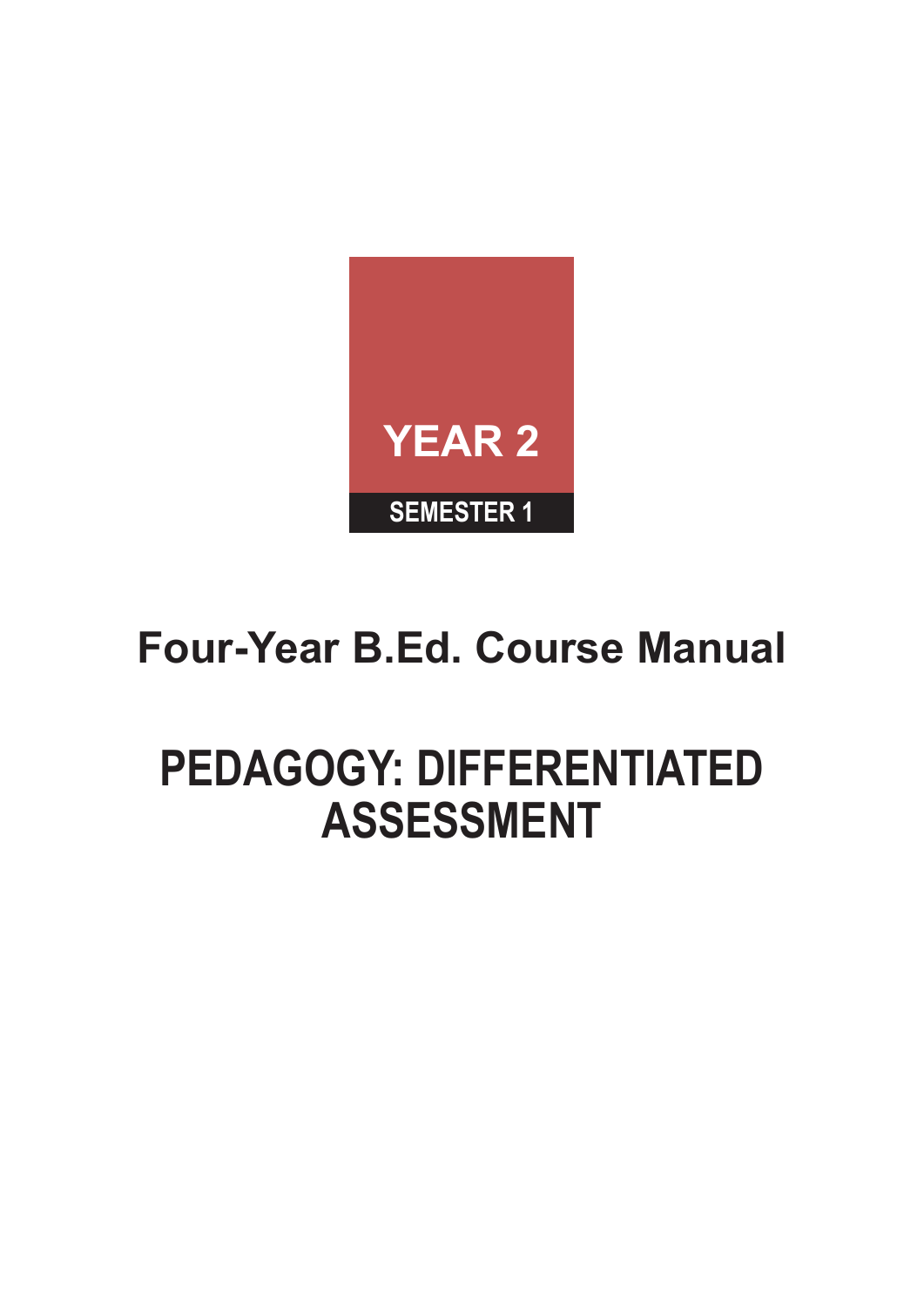YEAR 2

SEMESTER 1

## Four-Year B.Ed. Course Manual

# PEDAGOGY: DIFFERENTIATED ASSESSMENT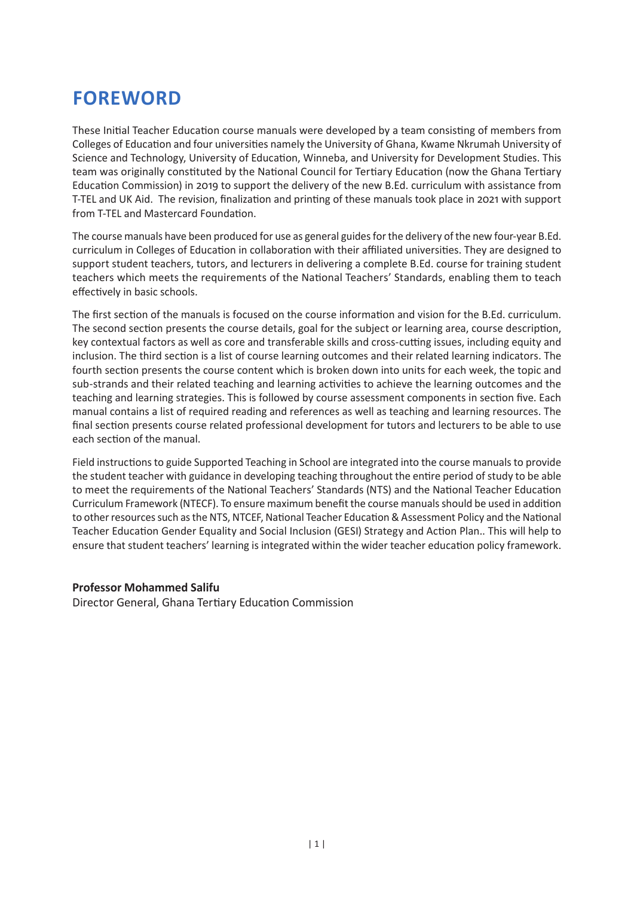# FOREWORD

These Initial Teacher Education course manuals were developed by a team consisting of members from Colleges of Education and four universities namely the University of Ghana, Kwame Nkrumah University of Science and Technology, University of Education, Winneba, and University for Development Studies. This team was originally constituted by the National Council for Tertiary Education (now the Ghana Tertiary Education Commission) in 2019 to support the delivery of the new B.Ed. curriculum with assistance from T-TEL and UK Aid. The revision, finalization and printing of these manuals took place in 2021 with support from T-TEL and Mastercard Foundation.

The course manuals have been produced for use as general guides for the delivery of the new four-year B.Ed. curriculum in Colleges of Education in collaboration with their affiliated universities. They are designed to support student teachers, tutors, and lecturers in delivering a complete B.Ed. course for training student teachers which meets the requirements of the National Teachers' Standards, enabling them to teach effectively in basic schools.

The first section of the manuals is focused on the course information and vision for the B.Ed. curriculum. The second section presents the course details, goal for the subject or learning area, course description, key contextual factors as well as core and transferable skills and cross-cutting issues, including equity and inclusion. The third section is a list of course learning outcomes and their related learning indicators. The fourth section presents the course content which is broken down into units for each week, the topic and sub-strands and their related teaching and learning activities to achieve the learning outcomes and the teaching and learning strategies. This is followed by course assessment components in section five. Each manual contains a list of required reading and references as well as teaching and learning resources. The final section presents course related professional development for tutors and lecturers to be able to use each section of the manual.

Field instructions to guide Supported Teaching in School are integrated into the course manuals to provide the student teacher with guidance in developing teaching throughout the entire period of study to be able to meet the requirements of the National Teachers' Standards (NTS) and the National Teacher Education Curriculum Framework (NTECF). To ensure maximum benefit the course manuals should be used in addition to other resources such as the NTS, NTCEF, National Teacher Education & Assessment Policy and the National Teacher Education Gender Equality and Social Inclusion (GESI) Strategy and Action Plan.. This will help to ensure that student teachers' learning is integrated within the wider teacher education policy framework.

**Professor Mohammed Salifu**
Director General, Ghana Tertiary Education Commission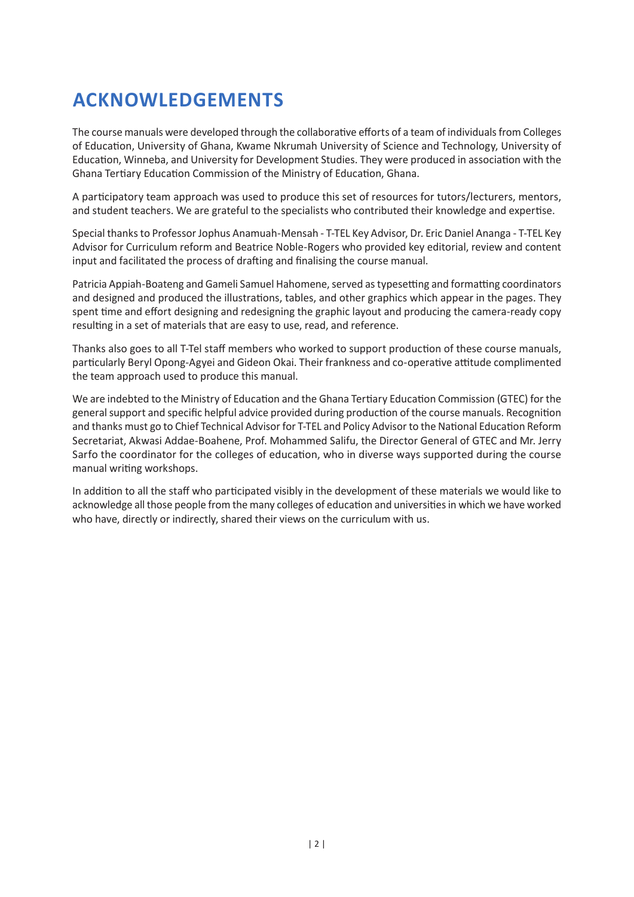# ACKNOWLEDGEMENTS

The course manuals were developed through the collaborative efforts of a team of individuals from Colleges of Education, University of Ghana, Kwame Nkrumah University of Science and Technology, University of Education, Winneba, and University for Development Studies. They were produced in association with the Ghana Tertiary Education Commission of the Ministry of Education, Ghana.

A participatory team approach was used to produce this set of resources for tutors/lecturers, mentors, and student teachers. We are grateful to the specialists who contributed their knowledge and expertise.

Special thanks to Professor Jophus Anamuah-Mensah - T-TEL Key Advisor, Dr. Eric Daniel Ananga - T-TEL Key Advisor for Curriculum reform and Beatrice Noble-Rogers who provided key editorial, review and content input and facilitated the process of drafting and finalising the course manual.

Patricia Appiah-Boateng and Gameli Samuel Hahomene, served as typesetting and formatting coordinators and designed and produced the illustrations, tables, and other graphics which appear in the pages. They spent time and effort designing and redesigning the graphic layout and producing the camera-ready copy resulting in a set of materials that are easy to use, read, and reference.

Thanks also goes to all T-Tel staff members who worked to support production of these course manuals, particularly Beryl Opong-Agyei and Gideon Okai. Their frankness and co-operative attitude complimented the team approach used to produce this manual.

We are indebted to the Ministry of Education and the Ghana Tertiary Education Commission (GTEC) for the general support and specific helpful advice provided during production of the course manuals. Recognition and thanks must go to Chief Technical Advisor for T-TEL and Policy Advisor to the National Education Reform Secretariat, Akwasi Addae-Boahene, Prof. Mohammed Salifu, the Director General of GTEC and Mr. Jerry Sarfo the coordinator for the colleges of education, who in diverse ways supported during the course manual writing workshops.

In addition to all the staff who participated visibly in the development of these materials we would like to acknowledge all those people from the many colleges of education and universities in which we have worked who have, directly or indirectly, shared their views on the curriculum with us.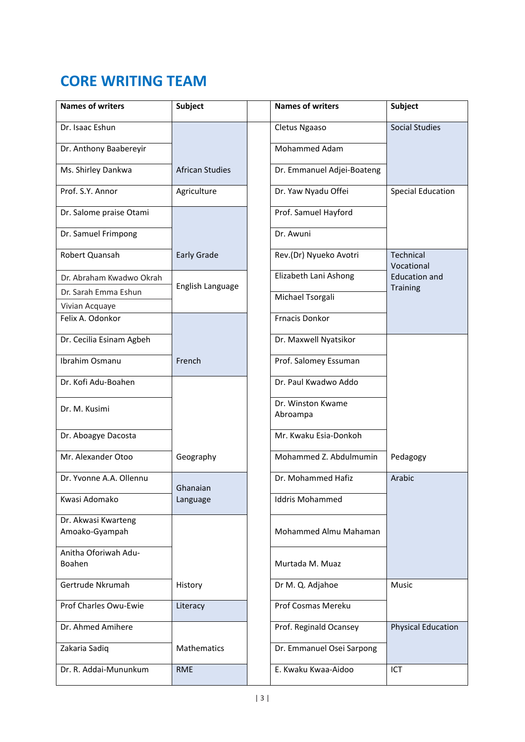# CORE WRITING TEAM

| Names of writers | Subject | | Names of writers | Subject |
|---|---|---|---|---|
| Dr. Isaac Eshun | | | Cletus Ngaaso | Social Studies |
| Dr. Anthony Baabereyir | | | Mohammed Adam | |
| Ms. Shirley Dankwa | African Studies | | Dr. Emmanuel Adjei-Boateng | |
| Prof. S.Y. Annor | Agriculture | | Dr. Yaw Nyadu Offei | Special Education |
| Dr. Salome praise Otami | | | Prof. Samuel Hayford | |
| Dr. Samuel Frimpong | | | Dr. Awuni | |
| Robert Quansah | Early Grade | | Rev.(Dr) Nyueko Avotri | Technical Vocational Education and Training |
| Dr. Abraham Kwadwo Okrah | English Language | | Elizabeth Lani Ashong | |
| Dr. Sarah Emma Eshun | | | Michael Tsorgali | |
| Vivian Acquaye | | | | |
| Felix A. Odonkor | | | Frnacis Donkor | |
| Dr. Cecilia Esinam Agbeh | | | Dr. Maxwell Nyatsikor | |
| Ibrahim Osmanu | French | | Prof. Salomey Essuman | |
| Dr. Kofi Adu-Boahen | | | Dr. Paul Kwadwo Addo | |
| Dr. M. Kusimi | | | Dr. Winston Kwame Abroampa | |
| Dr. Aboagye Dacosta | | | Mr. Kwaku Esia-Donkoh | |
| Mr. Alexander Otoo | Geography | | Mohammed Z. Abdulmumin | Pedagogy |
| Dr. Yvonne A.A. Ollennu | Ghanaian Language | | Dr. Mohammed Hafiz | Arabic |
| Kwasi Adomako | | | Iddris Mohammed | |
| Dr. Akwasi Kwarteng Amoako-Gyampah | | | Mohammed Almu Mahaman | |
| Anitha Oforiwah Adu-Boahen | | | Murtada M. Muaz | |
| Gertrude Nkrumah | History | | Dr M. Q. Adjahoe | Music |
| Prof Charles Owu-Ewie | Literacy | | Prof Cosmas Mereku | |
| Dr. Ahmed Amihere | | | Prof. Reginald Ocansey | Physical Education |
| Zakaria Sadiq | Mathematics | | Dr. Emmanuel Osei Sarpong | |
| Dr. R. Addai-Mununkum | RME | | E. Kwaku Kwaa-Aidoo | ICT |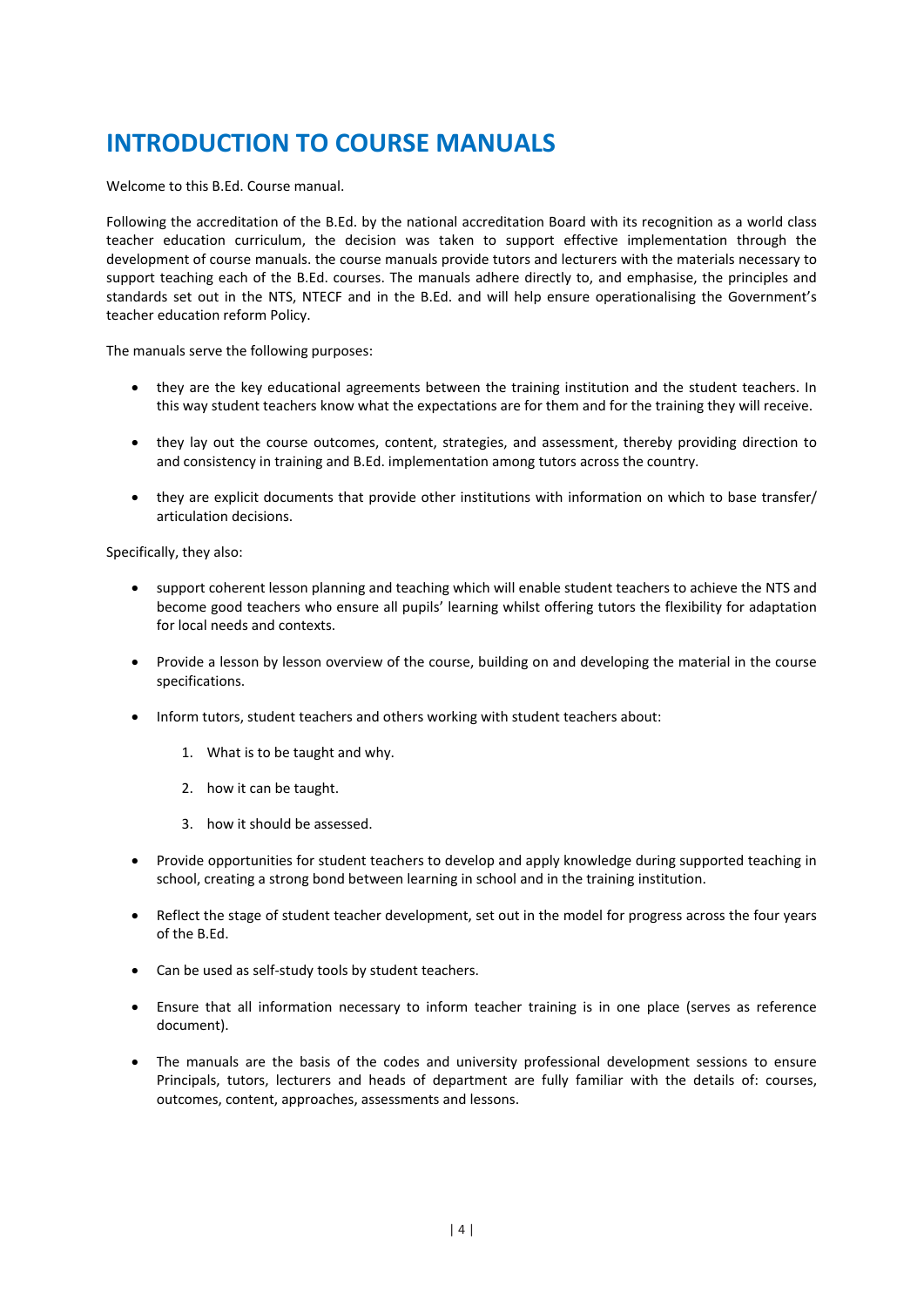# INTRODUCTION TO COURSE MANUALS

Welcome to this B.Ed. Course manual.

Following the accreditation of the B.Ed. by the national accreditation Board with its recognition as a world class teacher education curriculum, the decision was taken to support effective implementation through the development of course manuals. the course manuals provide tutors and lecturers with the materials necessary to support teaching each of the B.Ed. courses. The manuals adhere directly to, and emphasise, the principles and standards set out in the NTS, NTECF and in the B.Ed. and will help ensure operationalising the Government's teacher education reform Policy.

The manuals serve the following purposes:

- they are the key educational agreements between the training institution and the student teachers. In this way student teachers know what the expectations are for them and for the training they will receive.
- they lay out the course outcomes, content, strategies, and assessment, thereby providing direction to and consistency in training and B.Ed. implementation among tutors across the country.
- they are explicit documents that provide other institutions with information on which to base transfer/ articulation decisions.

Specifically, they also:

- support coherent lesson planning and teaching which will enable student teachers to achieve the NTS and become good teachers who ensure all pupils' learning whilst offering tutors the flexibility for adaptation for local needs and contexts.
- Provide a lesson by lesson overview of the course, building on and developing the material in the course specifications.
- Inform tutors, student teachers and others working with student teachers about:
    1. What is to be taught and why.
    2. how it can be taught.
    3. how it should be assessed.
- Provide opportunities for student teachers to develop and apply knowledge during supported teaching in school, creating a strong bond between learning in school and in the training institution.
- Reflect the stage of student teacher development, set out in the model for progress across the four years of the B.Ed.
- Can be used as self-study tools by student teachers.
- Ensure that all information necessary to inform teacher training is in one place (serves as reference document).
- The manuals are the basis of the codes and university professional development sessions to ensure Principals, tutors, lecturers and heads of department are fully familiar with the details of: courses, outcomes, content, approaches, assessments and lessons.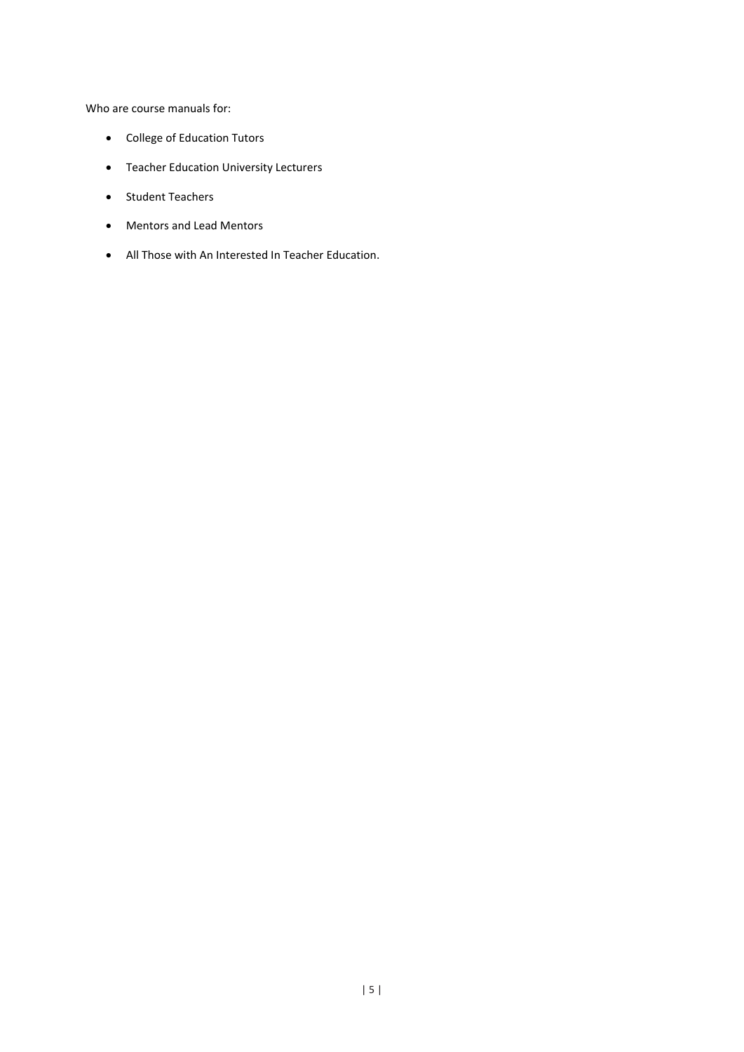Who are course manuals for:

- College of Education Tutors
- Teacher Education University Lecturers
- Student Teachers
- Mentors and Lead Mentors
- All Those with An Interested In Teacher Education.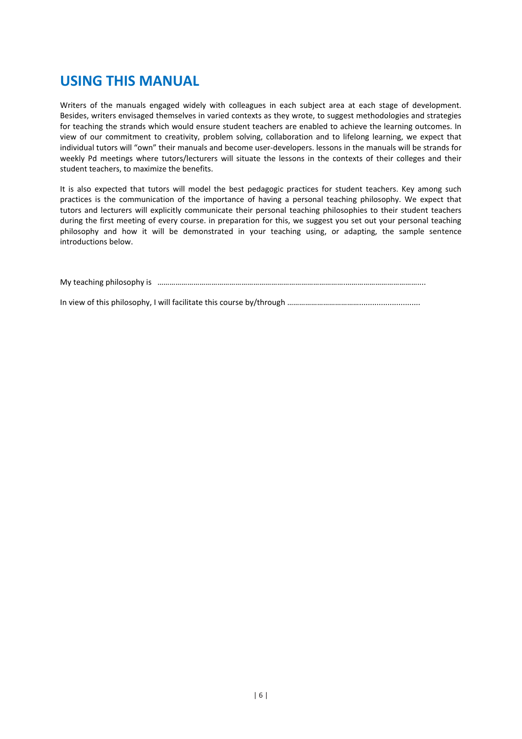# USING THIS MANUAL

Writers of the manuals engaged widely with colleagues in each subject area at each stage of development. Besides, writers envisaged themselves in varied contexts as they wrote, to suggest methodologies and strategies for teaching the strands which would ensure student teachers are enabled to achieve the learning outcomes. In view of our commitment to creativity, problem solving, collaboration and to lifelong learning, we expect that individual tutors will "own" their manuals and become user-developers. lessons in the manuals will be strands for weekly Pd meetings where tutors/lecturers will situate the lessons in the contexts of their colleges and their student teachers, to maximize the benefits.

It is also expected that tutors will model the best pedagogic practices for student teachers. Key among such practices is the communication of the importance of having a personal teaching philosophy. We expect that tutors and lecturers will explicitly communicate their personal teaching philosophies to their student teachers during the first meeting of every course. in preparation for this, we suggest you set out your personal teaching philosophy and how it will be demonstrated in your teaching using, or adapting, the sample sentence introductions below.

My teaching philosophy is ……………………………………………………………………………………………………………………..

In view of this philosophy, I will facilitate this course by/through …………………………………................................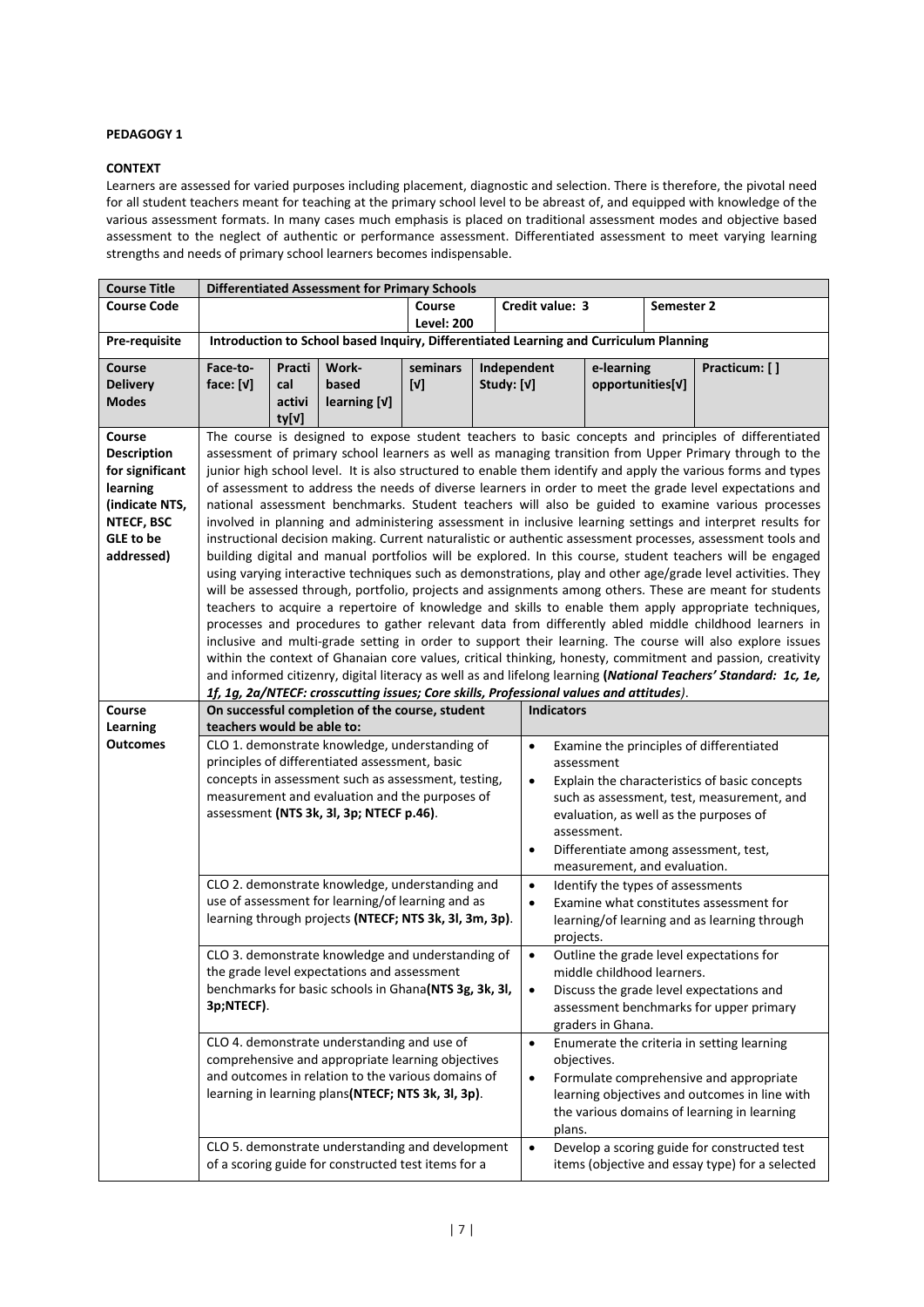**PEDAGOGY 1**

**CONTEXT**

Learners are assessed for varied purposes including placement, diagnostic and selection. There is therefore, the pivotal need for all student teachers meant for teaching at the primary school level to be abreast of, and equipped with knowledge of the various assessment formats. In many cases much emphasis is placed on traditional assessment modes and objective based assessment to the neglect of authentic or performance assessment. Differentiated assessment to meet varying learning strengths and needs of primary school learners becomes indispensable.

| **Course Title** | **Differentiated Assessment for Primary Schools** | | | | | | |
|---|---|---|---|---|---|---|---|
| **Course Code** | | | | **Course Level: 200** | **Credit value: 3** | | **Semester 2** |
| **Pre-requisite** | **Introduction to School based Inquiry, Differentiated Learning and Curriculum Planning** | | | | | | |
| **Course Delivery Modes** | **Face-to-face: [√]** | **Practical activity[√]** | **Work-based learning [√]** | **seminars [√]** | **Independent Study: [√]** | **e-learning opportunities[√]** | **Practicum: [ ]** |
| **Course Description for significant learning (indicate NTS, NTECF, BSC GLE to be addressed)** | The course is designed to expose student teachers to basic concepts and principles of differentiated assessment of primary school learners as well as managing transition from Upper Primary through to the junior high school level. It is also structured to enable them identify and apply the various forms and types of assessment to address the needs of diverse learners in order to meet the grade level expectations and national assessment benchmarks. Student teachers will also be guided to examine various processes involved in planning and administering assessment in inclusive learning settings and interpret results for instructional decision making. Current naturalistic or authentic assessment processes, assessment tools and building digital and manual portfolios will be explored. In this course, student teachers will be engaged using varying interactive techniques such as demonstrations, play and other age/grade level activities. They will be assessed through, portfolio, projects and assignments among others. These are meant for students teachers to acquire a repertoire of knowledge and skills to enable them apply appropriate techniques, processes and procedures to gather relevant data from differently abled middle childhood learners in inclusive and multi-grade setting in order to support their learning. The course will also explore issues within the context of Ghanaian core values, critical thinking, honesty, commitment and passion, creativity and informed citizenry, digital literacy as well as and lifelong learning **(*National Teachers' Standard: 1c, 1e, 1f, 1g, 2a/NTECF: crosscutting issues; Core skills, Professional values and attitudes*)**. | | | | | | |
| **Course Learning Outcomes** | **On successful completion of the course, student teachers would be able to:** | | | | **Indicators** | | |
| | CLO 1. demonstrate knowledge, understanding of principles of differentiated assessment, basic concepts in assessment such as assessment, testing, measurement and evaluation and the purposes of assessment **(NTS 3k, 3l, 3p; NTECF p.46)**. | | | | • Examine the principles of differentiated assessment<br>• Explain the characteristics of basic concepts such as assessment, test, measurement, and evaluation, as well as the purposes of assessment.<br>• Differentiate among assessment, test, measurement, and evaluation. | | |
| | CLO 2. demonstrate knowledge, understanding and use of assessment for learning/of learning and as learning through projects **(NTECF; NTS 3k, 3l, 3m, 3p)**. | | | | • Identify the types of assessments<br>• Examine what constitutes assessment for learning/of learning and as learning through projects. | | |
| | CLO 3. demonstrate knowledge and understanding of the grade level expectations and assessment benchmarks for basic schools in Ghana**(NTS 3g, 3k, 3l, 3p;NTECF)**. | | | | • Outline the grade level expectations for middle childhood learners.<br>• Discuss the grade level expectations and assessment benchmarks for upper primary graders in Ghana. | | |
| | CLO 4. demonstrate understanding and use of comprehensive and appropriate learning objectives and outcomes in relation to the various domains of learning in learning plans**(NTECF; NTS 3k, 3l, 3p)**. | | | | • Enumerate the criteria in setting learning objectives.<br>• Formulate comprehensive and appropriate learning objectives and outcomes in line with the various domains of learning in learning plans. | | |
| | CLO 5. demonstrate understanding and development of a scoring guide for constructed test items for a | | | | • Develop a scoring guide for constructed test items (objective and essay type) for a selected | | |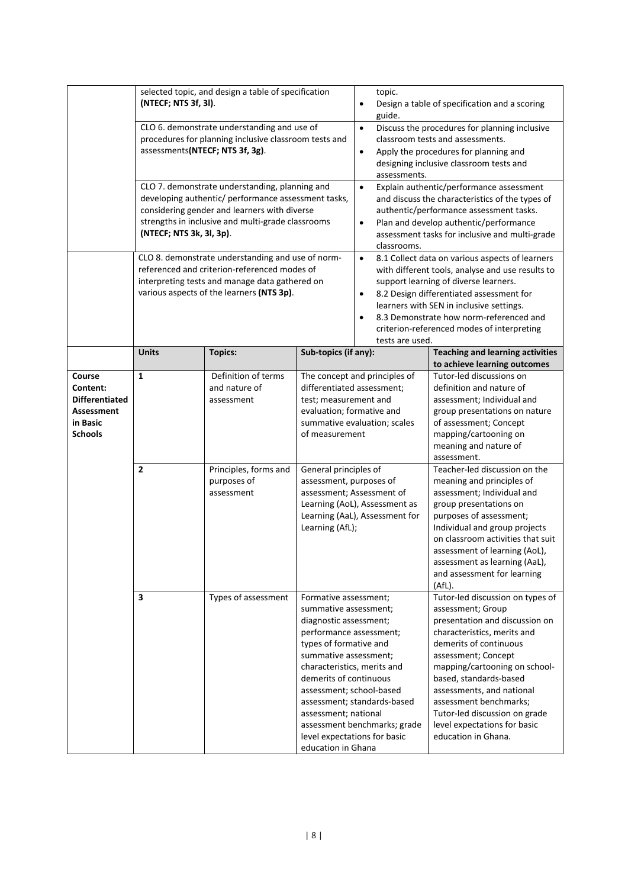| | | | | |
|---|---|---|---|---|
| | selected topic, and design a table of specification **(NTECF; NTS 3f, 3l)**. | | | • topic.<br>• Design a table of specification and a scoring guide. |
| | CLO 6. demonstrate understanding and use of procedures for planning inclusive classroom tests and assessments**(NTECF; NTS 3f, 3g)**. | | | • Discuss the procedures for planning inclusive classroom tests and assessments.<br>• Apply the procedures for planning and designing inclusive classroom tests and assessments. |
| | CLO 7. demonstrate understanding, planning and developing authentic/ performance assessment tasks, considering gender and learners with diverse strengths in inclusive and multi-grade classrooms **(NTECF; NTS 3k, 3l, 3p)**. | | | • Explain authentic/performance assessment and discuss the characteristics of the types of authentic/performance assessment tasks.<br>• Plan and develop authentic/performance assessment tasks for inclusive and multi-grade classrooms. |
| | CLO 8. demonstrate understanding and use of norm-referenced and criterion-referenced modes of interpreting tests and manage data gathered on various aspects of the learners **(NTS 3p)**. | | | • 8.1 Collect data on various aspects of learners with different tools, analyse and use results to support learning of diverse learners.<br>• 8.2 Design differentiated assessment for learners with SEN in inclusive settings.<br>• 8.3 Demonstrate how norm-referenced and criterion-referenced modes of interpreting tests are used. |
| | **Units** | **Topics:** | **Sub-topics (if any):** | **Teaching and learning activities to achieve learning outcomes** |
| **Course Content: Differentiated Assessment in Basic Schools** | **1** | Definition of terms and nature of assessment | The concept and principles of differentiated assessment; test; measurement and evaluation; formative and summative evaluation; scales of measurement | Tutor-led discussions on definition and nature of assessment; Individual and group presentations on nature of assessment; Concept mapping/cartooning on meaning and nature of assessment. |
| | **2** | Principles, forms and purposes of assessment | General principles of assessment, purposes of assessment; Assessment of Learning (AoL), Assessment as Learning (AaL), Assessment for Learning (AfL); | Teacher-led discussion on the meaning and principles of assessment; Individual and group presentations on purposes of assessment; Individual and group projects on classroom activities that suit assessment of learning (AoL), assessment as learning (AaL), and assessment for learning (AfL). |
| | **3** | Types of assessment | Formative assessment; summative assessment; diagnostic assessment; performance assessment; types of formative and summative assessment; characteristics, merits and demerits of continuous assessment; school-based assessment; standards-based assessment; national assessment benchmarks; grade level expectations for basic education in Ghana | Tutor-led discussion on types of assessment; Group presentation and discussion on characteristics, merits and demerits of continuous assessment; Concept mapping/cartooning on school-based, standards-based assessments, and national assessment benchmarks; Tutor-led discussion on grade level expectations for basic education in Ghana. |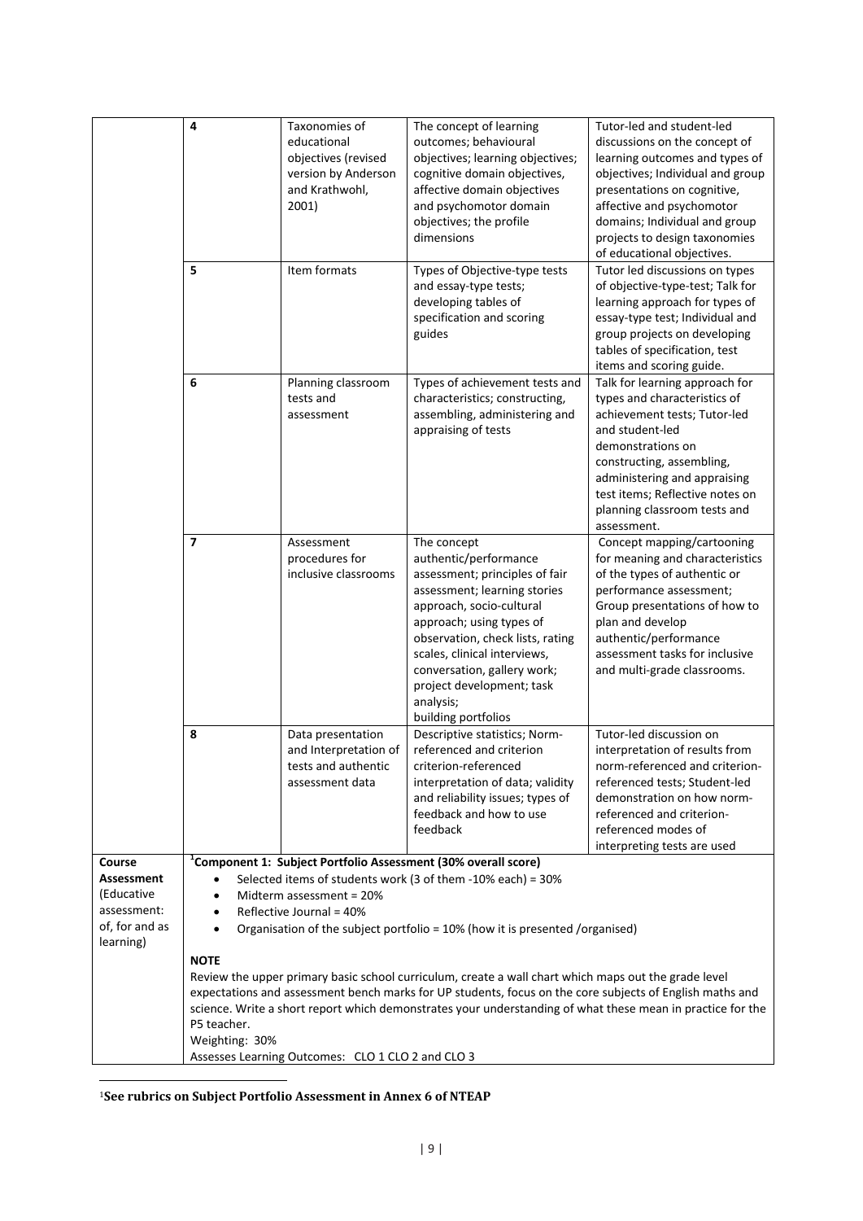| | | | | |
|---|---|---|---|---|
| | 4 | Taxonomies of educational objectives (revised version by Anderson and Krathwohl, 2001) | The concept of learning outcomes; behavioural objectives; learning objectives; cognitive domain objectives, affective domain objectives and psychomotor domain objectives; the profile dimensions | Tutor-led and student-led discussions on the concept of learning outcomes and types of objectives; Individual and group presentations on cognitive, affective and psychomotor domains; Individual and group projects to design taxonomies of educational objectives. |
| | 5 | Item formats | Types of Objective-type tests and essay-type tests; developing tables of specification and scoring guides | Tutor led discussions on types of objective-type-test; Talk for learning approach for types of essay-type test; Individual and group projects on developing tables of specification, test items and scoring guide. |
| | 6 | Planning classroom tests and assessment | Types of achievement tests and characteristics; constructing, assembling, administering and appraising of tests | Talk for learning approach for types and characteristics of achievement tests; Tutor-led and student-led demonstrations on constructing, assembling, administering and appraising test items; Reflective notes on planning classroom tests and assessment. |
| | 7 | Assessment procedures for inclusive classrooms | The concept authentic/performance assessment; principles of fair assessment; learning stories approach, socio-cultural approach; using types of observation, check lists, rating scales, clinical interviews, conversation, gallery work; project development; task analysis; building portfolios | Concept mapping/cartooning for meaning and characteristics of the types of authentic or performance assessment; Group presentations of how to plan and develop authentic/performance assessment tasks for inclusive and multi-grade classrooms. |
| | 8 | Data presentation and Interpretation of tests and authentic assessment data | Descriptive statistics; Norm-referenced and criterion criterion-referenced interpretation of data; validity and reliability issues; types of feedback and how to use feedback | Tutor-led discussion on interpretation of results from norm-referenced and criterion-referenced tests; Student-led demonstration on how norm-referenced and criterion-referenced modes of interpreting tests are used |
| **Course Assessment** (Educative assessment: of, for and as learning) | **[1]Component 1: Subject Portfolio Assessment (30% overall score)**<br>• Selected items of students work (3 of them -10% each) = 30%<br>• Midterm assessment = 20%<br>• Reflective Journal = 40%<br>• Organisation of the subject portfolio = 10% (how it is presented /organised)<br><br>**NOTE**<br>Review the upper primary basic school curriculum, create a wall chart which maps out the grade level expectations and assessment bench marks for UP students, focus on the core subjects of English maths and science. Write a short report which demonstrates your understanding of what these mean in practice for the P5 teacher.<br>Weighting: 30%<br>Assesses Learning Outcomes: CLO 1 CLO 2 and CLO 3 | | | |

[1]**See rubrics on Subject Portfolio Assessment in Annex 6 of NTEAP**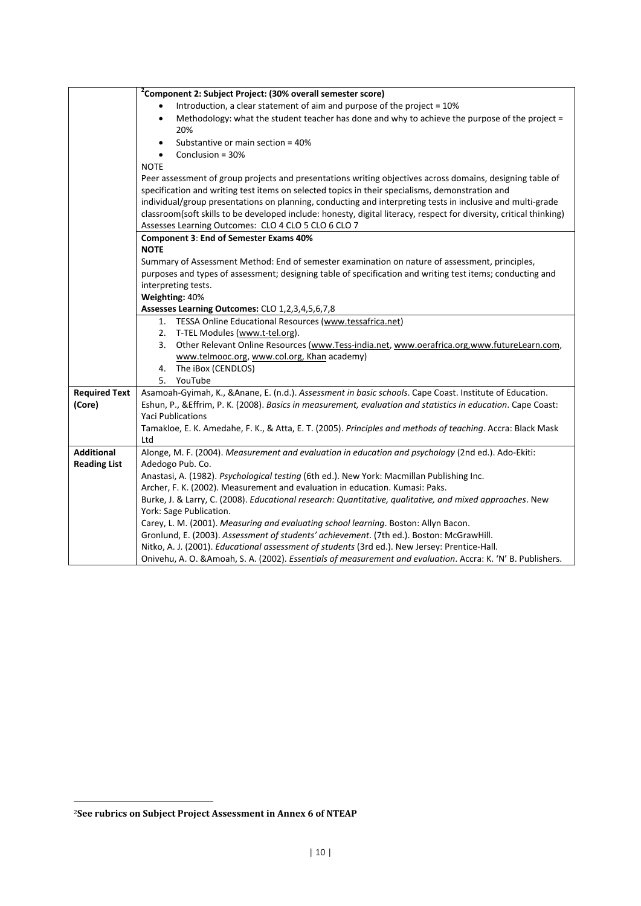| | |
|---|---|
| | **Component 2: Subject Project: (30% overall semester score)** [2]<br>• Introduction, a clear statement of aim and purpose of the project = 10%<br>• Methodology: what the student teacher has done and why to achieve the purpose of the project = 20%<br>• Substantive or main section = 40%<br>• Conclusion = 30%<br>NOTE<br>Peer assessment of group projects and presentations writing objectives across domains, designing table of specification and writing test items on selected topics in their specialisms, demonstration and individual/group presentations on planning, conducting and interpreting tests in inclusive and multi-grade classroom(soft skills to be developed include: honesty, digital literacy, respect for diversity, critical thinking)<br>Assesses Learning Outcomes: CLO 4 CLO 5 CLO 6 CLO 7 |
| | **Component 3: End of Semester Exams 40%**<br>**NOTE**<br>Summary of Assessment Method: End of semester examination on nature of assessment, principles, purposes and types of assessment; designing table of specification and writing test items; conducting and interpreting tests.<br>**Weighting:** 40%<br>**Assesses Learning Outcomes:** CLO 1,2,3,4,5,6,7,8 |
| | 1. TESSA Online Educational Resources (www.tessafrica.net)<br>2. T-TEL Modules (www.t-tel.org).<br>3. Other Relevant Online Resources (www.Tess-india.net, www.oerafrica.org,www.futureLearn.com, www.telmooc.org, www.col.org, Khan academy)<br>4. The iBox (CENDLOS)<br>5. YouTube |
| **Required Text (Core)** | Asamoah-Gyimah, K., &Anane, E. (n.d.). *Assessment in basic schools*. Cape Coast. Institute of Education.<br>Eshun, P., &Effrim, P. K. (2008). *Basics in measurement, evaluation and statistics in education*. Cape Coast: Yaci Publications<br>Tamakloe, E. K. Amedahe, F. K., & Atta, E. T. (2005). *Principles and methods of teaching*. Accra: Black Mask Ltd |
| **Additional Reading List** | Alonge, M. F. (2004). *Measurement and evaluation in education and psychology* (2nd ed.). Ado-Ekiti: Adedogo Pub. Co.<br>Anastasi, A. (1982). *Psychological testing* (6th ed.). New York: Macmillan Publishing Inc.<br>Archer, F. K. (2002). Measurement and evaluation in education. Kumasi: Paks.<br>Burke, J. & Larry, C. (2008). *Educational research: Quantitative, qualitative, and mixed approaches*. New York: Sage Publication.<br>Carey, L. M. (2001). *Measuring and evaluating school learning*. Boston: Allyn Bacon.<br>Gronlund, E. (2003). *Assessment of students' achievement*. (7th ed.). Boston: McGrawHill.<br>Nitko, A. J. (2001). *Educational assessment of students* (3rd ed.). New Jersey: Prentice-Hall.<br>Onivehu, A. O. &Amoah, S. A. (2002). *Essentials of measurement and evaluation*. Accra: K. 'N' B. Publishers. |

[2] **See rubrics on Subject Project Assessment in Annex 6 of NTEAP**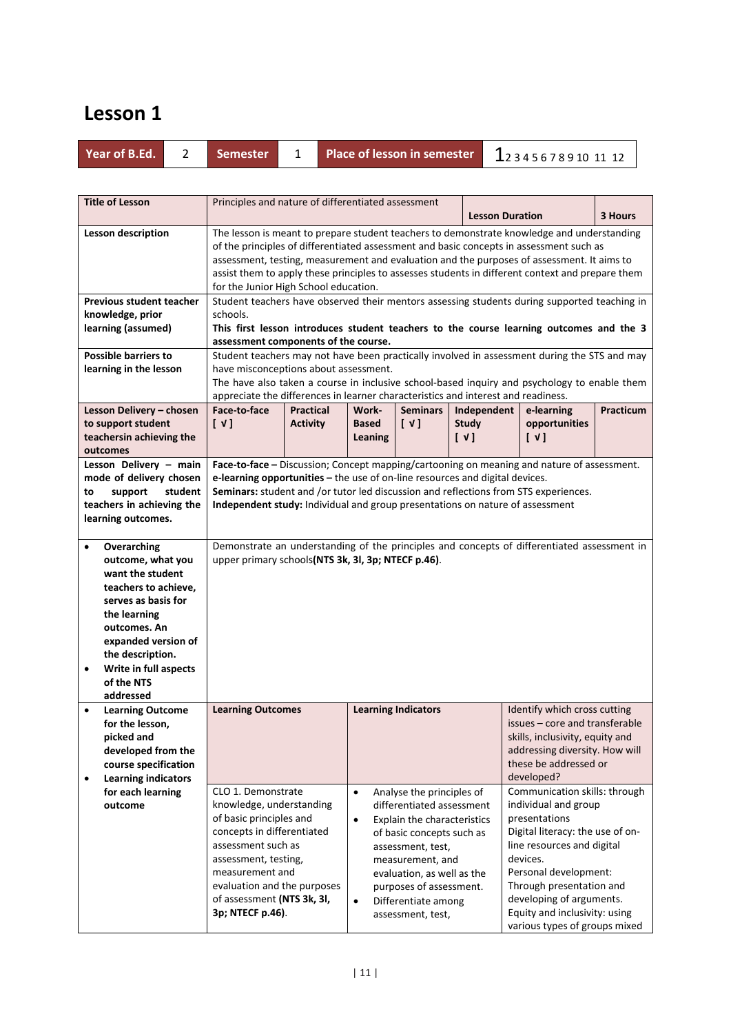# Lesson 1

| Year of B.Ed. | 2 | Semester | 1 | Place of lesson in semester | 1 2 3 4 5 6 7 8 9 10 11 12 |
|---|---|---|---|---|---|

| **Title of Lesson** | Principles and nature of differentiated assessment | | | | **Lesson Duration** | | **3 Hours** |
|---|---|---|---|---|---|---|---|
| **Lesson description** | The lesson is meant to prepare student teachers to demonstrate knowledge and understanding of the principles of differentiated assessment and basic concepts in assessment such as assessment, testing, measurement and evaluation and the purposes of assessment. It aims to assist them to apply these principles to assesses students in different context and prepare them for the Junior High School education. | | | | | | |
| **Previous student teacher knowledge, prior learning (assumed)** | Student teachers have observed their mentors assessing students during supported teaching in schools.<br>**This first lesson introduces student teachers to the course learning outcomes and the 3 assessment components of the course.** | | | | | | |
| **Possible barriers to learning in the lesson** | Student teachers may not have been practically involved in assessment during the STS and may have misconceptions about assessment.<br>The have also taken a course in inclusive school-based inquiry and psychology to enable them appreciate the differences in learner characteristics and interest and readiness. | | | | | | |
| **Lesson Delivery – chosen to support student teachersin achieving the outcomes** | **Face-to-face** [ √ ] | **Practical Activity** | **Work-Based Leaning** | **Seminars** [ √ ] | **Independent Study** [ √ ] | **e-learning opportunities** [ √ ] | **Practicum** |
| **Lesson Delivery – main mode of delivery chosen to support student teachers in achieving the learning outcomes.** | **Face-to-face –** Discussion; Concept mapping/cartooning on meaning and nature of assessment.<br>**e-learning opportunities –** the use of on-line resources and digital devices.<br>**Seminars:** student and /or tutor led discussion and reflections from STS experiences.<br>**Independent study:** Individual and group presentations on nature of assessment | | | | | | |
| • **Overarching outcome, what you want the student teachers to achieve, serves as basis for the learning outcomes. An expanded version of the description.**<br>• **Write in full aspects of the NTS addressed** | Demonstrate an understanding of the principles and concepts of differentiated assessment in upper primary schools**(NTS 3k, 3l, 3p; NTECF p.46)**. | | | | | | |
| • **Learning Outcome for the lesson, picked and developed from the course specification**<br>• **Learning indicators for each learning outcome** | **Learning Outcomes** | | **Learning Indicators** | | | Identify which cross cutting issues – core and transferable skills, inclusivity, equity and addressing diversity. How will these be addressed or developed? | |
| | CLO 1. Demonstrate knowledge, understanding of basic principles and concepts in differentiated assessment such as assessment, testing, measurement and evaluation and the purposes of assessment **(NTS 3k, 3l, 3p; NTECF p.46)**. | | • Analyse the principles of differentiated assessment<br>• Explain the characteristics of basic concepts such as assessment, test, measurement, and evaluation, as well as the purposes of assessment.<br>• Differentiate among assessment, test, | | | Communication skills: through individual and group presentations<br>Digital literacy: the use of on-line resources and digital devices.<br>Personal development: Through presentation and developing of arguments.<br>Equity and inclusivity: using various types of groups mixed | |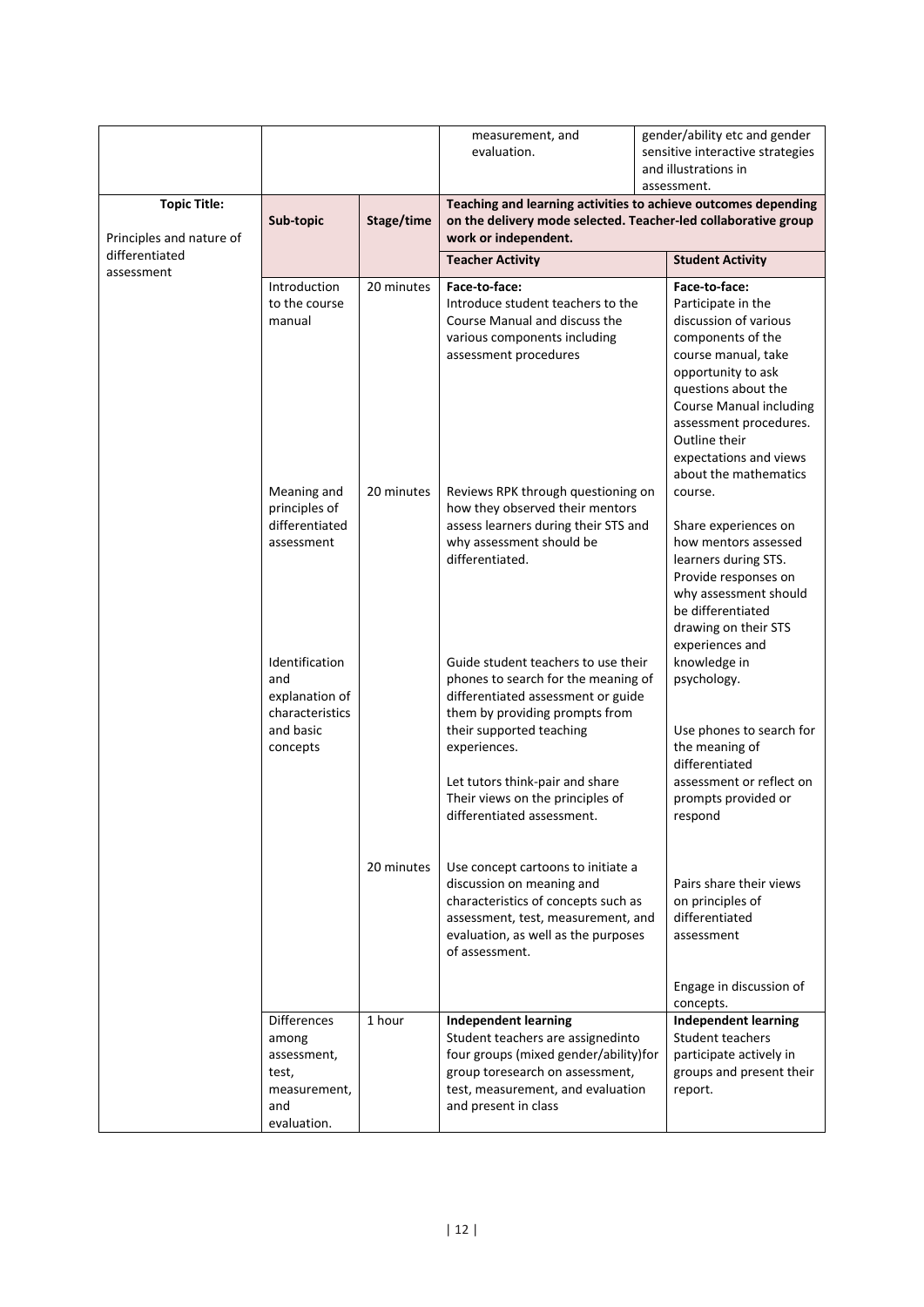| | | | measurement, and evaluation. | gender/ability etc and gender sensitive interactive strategies and illustrations in assessment. |
|---|---|---|---|---|
| **Topic Title:** Principles and nature of differentiated assessment | **Sub-topic** | **Stage/time** | **Teaching and learning activities to achieve outcomes depending on the delivery mode selected. Teacher-led collaborative group work or independent.** | |
| | | | **Teacher Activity** | **Student Activity** |
| | Introduction to the course manual | 20 minutes | **Face-to-face:** Introduce student teachers to the Course Manual and discuss the various components including assessment procedures | **Face-to-face:** Participate in the discussion of various components of the course manual, take opportunity to ask questions about the Course Manual including assessment procedures. Outline their expectations and views about the mathematics course. |
| | Meaning and principles of differentiated assessment | 20 minutes | Reviews RPK through questioning on how they observed their mentors assess learners during their STS and why assessment should be differentiated. | Share experiences on how mentors assessed learners during STS. Provide responses on why assessment should be differentiated drawing on their STS experiences and knowledge in psychology. |
| | Identification and explanation of characteristics and basic concepts | | Guide student teachers to use their phones to search for the meaning of differentiated assessment or guide them by providing prompts from their supported teaching experiences.<br><br>Let tutors think-pair and share Their views on the principles of differentiated assessment. | Use phones to search for the meaning of differentiated assessment or reflect on prompts provided or respond<br><br>Pairs share their views on principles of differentiated assessment |
| | | 20 minutes | Use concept cartoons to initiate a discussion on meaning and characteristics of concepts such as assessment, test, measurement, and evaluation, as well as the purposes of assessment. | Engage in discussion of concepts. |
| | Differences among assessment, test, measurement, and evaluation. | 1 hour | **Independent learning** Student teachers are assignedinto four groups (mixed gender/ability)for group toresearch on assessment, test, measurement, and evaluation and present in class | **Independent learning** Student teachers participate actively in groups and present their report. |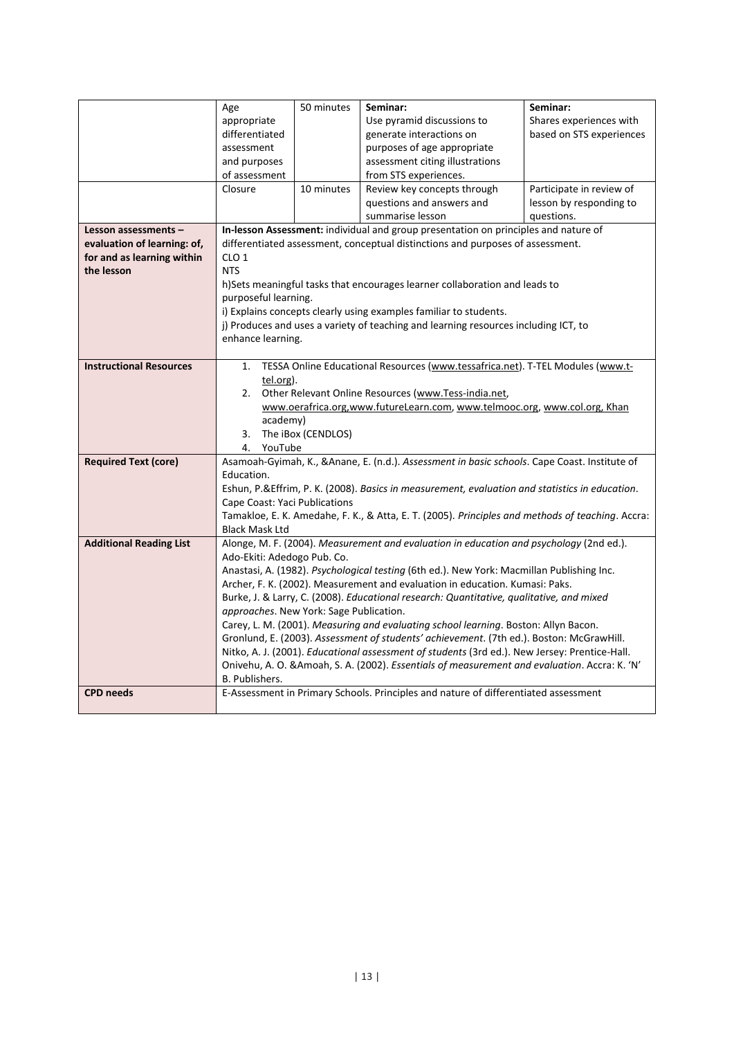| | | | | |
|---|---|---|---|---|
| | Age appropriate differentiated assessment and purposes of assessment | 50 minutes | **Seminar:**<br>Use pyramid discussions to generate interactions on purposes of age appropriate assessment citing illustrations from STS experiences. | **Seminar:**<br>Shares experiences with based on STS experiences |
| | Closure | 10 minutes | Review key concepts through questions and answers and summarise lesson | Participate in review of lesson by responding to questions. |
| **Lesson assessments – evaluation of learning: of, for and as learning within the lesson** | **In-lesson Assessment:** individual and group presentation on principles and nature of differentiated assessment, conceptual distinctions and purposes of assessment.<br>CLO 1<br>NTS<br>h)Sets meaningful tasks that encourages learner collaboration and leads to purposeful learning.<br>i) Explains concepts clearly using examples familiar to students.<br>j) Produces and uses a variety of teaching and learning resources including ICT, to enhance learning. | | | |
| **Instructional Resources** | 1. TESSA Online Educational Resources (www.tessafrica.net). T-TEL Modules (www.t-tel.org).<br>2. Other Relevant Online Resources (www.Tess-india.net, www.oerafrica.org,www.futureLearn.com, www.telmooc.org, www.col.org, Khan academy)<br>3. The iBox (CENDLOS)<br>4. YouTube | | | |
| **Required Text (core)** | Asamoah-Gyimah, K., &Anane, E. (n.d.). *Assessment in basic schools*. Cape Coast. Institute of Education.<br>Eshun, P.&Effrim, P. K. (2008). *Basics in measurement, evaluation and statistics in education*. Cape Coast: Yaci Publications<br>Tamakloe, E. K. Amedahe, F. K., & Atta, E. T. (2005). *Principles and methods of teaching*. Accra: Black Mask Ltd | | | |
| **Additional Reading List** | Alonge, M. F. (2004). *Measurement and evaluation in education and psychology* (2nd ed.). Ado-Ekiti: Adedogo Pub. Co.<br>Anastasi, A. (1982). *Psychological testing* (6th ed.). New York: Macmillan Publishing Inc.<br>Archer, F. K. (2002). Measurement and evaluation in education. Kumasi: Paks.<br>Burke, J. & Larry, C. (2008). *Educational research: Quantitative, qualitative, and mixed approaches*. New York: Sage Publication.<br>Carey, L. M. (2001). *Measuring and evaluating school learning*. Boston: Allyn Bacon.<br>Gronlund, E. (2003). *Assessment of students' achievement*. (7th ed.). Boston: McGrawHill.<br>Nitko, A. J. (2001). *Educational assessment of students* (3rd ed.). New Jersey: Prentice-Hall.<br>Onivehu, A. O. &Amoah, S. A. (2002). *Essentials of measurement and evaluation*. Accra: K. 'N' B. Publishers. | | | |
| **CPD needs** | E-Assessment in Primary Schools. Principles and nature of differentiated assessment | | | |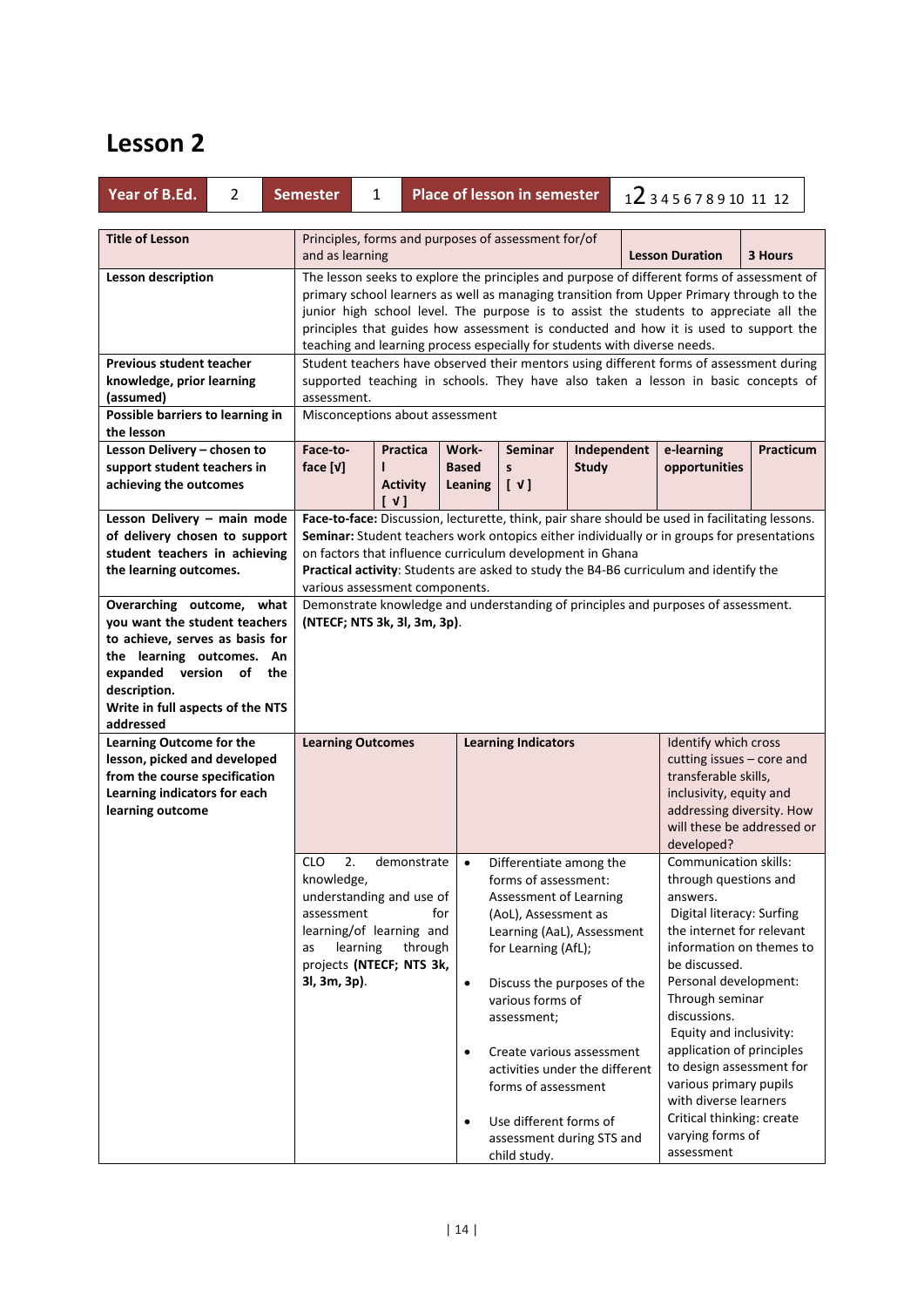# Lesson 2

| Year of B.Ed. | 2 | Semester | 1 | Place of lesson in semester | 1 **2** 3 4 5 6 7 8 9 10 11 12 |
|---|---|---|---|---|---|

| **Title of Lesson** | Principles, forms and purposes of assessment for/of and as learning | | | | **Lesson Duration** | **3 Hours** |
|---|---|---|---|---|---|---|
| **Lesson description** | The lesson seeks to explore the principles and purpose of different forms of assessment of primary school learners as well as managing transition from Upper Primary through to the junior high school level. The purpose is to assist the students to appreciate all the principles that guides how assessment is conducted and how it is used to support the teaching and learning process especially for students with diverse needs. | | | | | |
| **Previous student teacher knowledge, prior learning (assumed)** | Student teachers have observed their mentors using different forms of assessment during supported teaching in schools. They have also taken a lesson in basic concepts of assessment. | | | | | |
| **Possible barriers to learning in the lesson** | Misconceptions about assessment | | | | | |

| **Lesson Delivery – chosen to support student teachers in achieving the outcomes** | **Face-to-face [√]** | **Practical Activity [ √ ]** | **Work-Based Leaning** | **Seminars [ √ ]** | **Independent Study** | **e-learning opportunities** | **Practicum** |
|---|---|---|---|---|---|---|---|

| **Lesson Delivery – main mode of delivery chosen to support student teachers in achieving the learning outcomes.** | **Face-to-face:** Discussion, lecturette, think, pair share should be used in facilitating lessons.<br>**Seminar:** Student teachers work ontopics either individually or in groups for presentations on factors that influence curriculum development in Ghana<br>**Practical activity**: Students are asked to study the B4-B6 curriculum and identify the various assessment components. |
|---|---|
| **Overarching outcome, what you want the student teachers to achieve, serves as basis for the learning outcomes. An expanded version of the description. Write in full aspects of the NTS addressed** | Demonstrate knowledge and understanding of principles and purposes of assessment. **(NTECF; NTS 3k, 3l, 3m, 3p)**. |

| **Learning Outcome for the lesson, picked and developed from the course specification Learning indicators for each learning outcome** | **Learning Outcomes** | **Learning Indicators** | Identify which cross cutting issues – core and transferable skills, inclusivity, equity and addressing diversity. How will these be addressed or developed? |
|---|---|---|---|
| | CLO 2. demonstrate knowledge, understanding and use of assessment for learning/of learning and as learning through projects **(NTECF; NTS 3k, 3l, 3m, 3p)**. | • Differentiate among the forms of assessment: Assessment of Learning (AoL), Assessment as Learning (AaL), Assessment for Learning (AfL);<br>• Discuss the purposes of the various forms of assessment;<br>• Create various assessment activities under the different forms of assessment<br>• Use different forms of assessment during STS and child study. | Communication skills: through questions and answers.<br>Digital literacy: Surfing the internet for relevant information on themes to be discussed.<br>Personal development: Through seminar discussions.<br>Equity and inclusivity: application of principles to design assessment for various primary pupils with diverse learners<br>Critical thinking: create varying forms of assessment |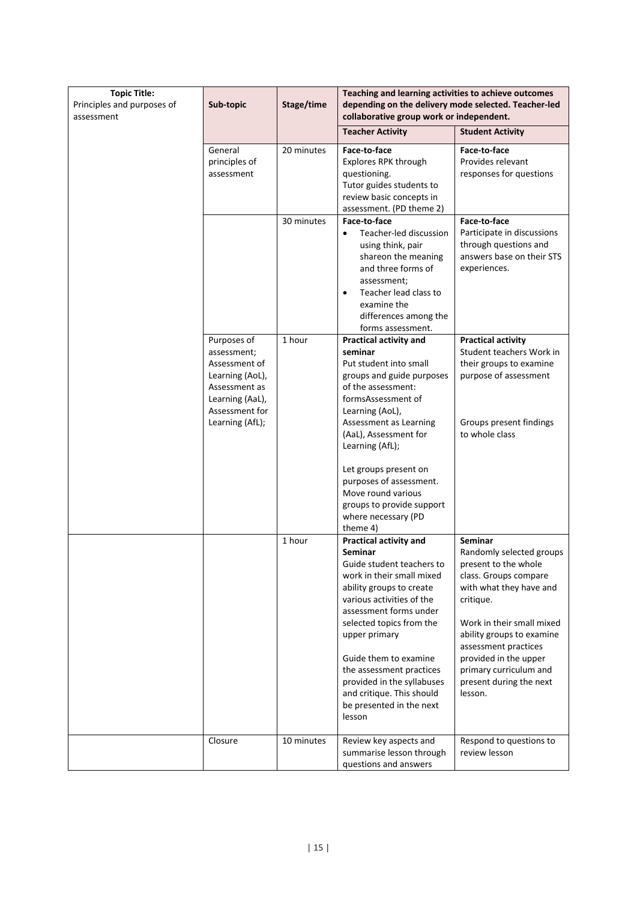| Topic Title: Principles and purposes of assessment | Sub-topic | Stage/time | Teaching and learning activities to achieve outcomes depending on the delivery mode selected. Teacher-led collaborative group work or independent. | |
|---|---|---|---|---|
| | | | **Teacher Activity** | **Student Activity** |
| | General principles of assessment | 20 minutes | **Face-to-face**<br>Explores RPK through questioning.<br>Tutor guides students to review basic concepts in assessment. (PD theme 2) | **Face-to-face**<br>Provides relevant responses for questions |
| | | 30 minutes | **Face-to-face**<br>• Teacher-led discussion using think, pair shareon the meaning and three forms of assessment;<br>• Teacher lead class to examine the differences among the forms assessment. | **Face-to-face**<br>Participate in discussions through questions and answers base on their STS experiences. |
| | Purposes of assessment; Assessment of Learning (AoL), Assessment as Learning (AaL), Assessment for Learning (AfL); | 1 hour | **Practical activity and seminar**<br>Put student into small groups and guide purposes of the assessment: formsAssessment of Learning (AoL), Assessment as Learning (AaL), Assessment for Learning (AfL);<br><br>Let groups present on purposes of assessment. Move round various groups to provide support where necessary (PD theme 4) | **Practical activity**<br>Student teachers Work in their groups to examine purpose of assessment<br><br>Groups present findings to whole class |
| | | 1 hour | **Practical activity and Seminar**<br>Guide student teachers to work in their small mixed ability groups to create various activities of the assessment forms under selected topics from the upper primary<br><br>Guide them to examine the assessment practices provided in the syllabuses and critique. This should be presented in the next lesson | **Seminar**<br>Randomly selected groups present to the whole class. Groups compare with what they have and critique.<br><br>Work in their small mixed ability groups to examine assessment practices provided in the upper primary curriculum and present during the next lesson. |
| | Closure | 10 minutes | Review key aspects and summarise lesson through questions and answers | Respond to questions to review lesson |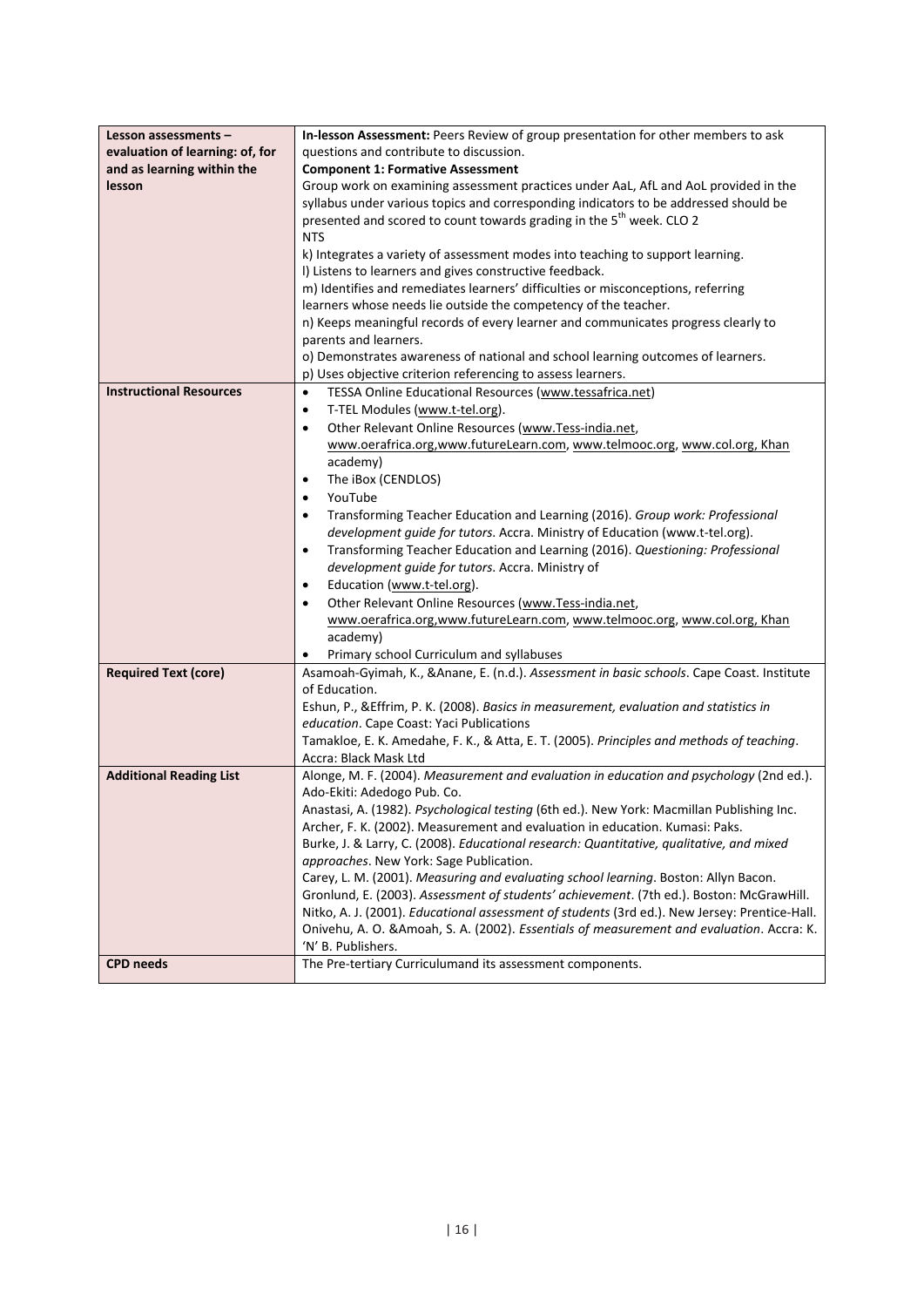| | |
|---|---|
| **Lesson assessments – evaluation of learning: of, for and as learning within the lesson** | **In-lesson Assessment:** Peers Review of group presentation for other members to ask questions and contribute to discussion.<br>**Component 1: Formative Assessment**<br>Group work on examining assessment practices under AaL, AfL and AoL provided in the syllabus under various topics and corresponding indicators to be addressed should be presented and scored to count towards grading in the 5th week. CLO 2<br>NTS<br>k) Integrates a variety of assessment modes into teaching to support learning.<br>l) Listens to learners and gives constructive feedback.<br>m) Identifies and remediates learners' difficulties or misconceptions, referring learners whose needs lie outside the competency of the teacher.<br>n) Keeps meaningful records of every learner and communicates progress clearly to parents and learners.<br>o) Demonstrates awareness of national and school learning outcomes of learners.<br>p) Uses objective criterion referencing to assess learners. |
| **Instructional Resources** | • TESSA Online Educational Resources (www.tessafrica.net)<br>• T-TEL Modules (www.t-tel.org).<br>• Other Relevant Online Resources (www.Tess-india.net, www.oerafrica.org,www.futureLearn.com, www.telmooc.org, www.col.org, Khan academy)<br>• The iBox (CENDLOS)<br>• YouTube<br>• Transforming Teacher Education and Learning (2016). *Group work: Professional development guide for tutors*. Accra. Ministry of Education (www.t-tel.org).<br>• Transforming Teacher Education and Learning (2016). *Questioning: Professional development guide for tutors*. Accra. Ministry of<br>• Education (www.t-tel.org).<br>• Other Relevant Online Resources (www.Tess-india.net, www.oerafrica.org,www.futureLearn.com, www.telmooc.org, www.col.org, Khan academy)<br>• Primary school Curriculum and syllabuses |
| **Required Text (core)** | Asamoah-Gyimah, K., &Anane, E. (n.d.). *Assessment in basic schools*. Cape Coast. Institute of Education.<br>Eshun, P., &Effrim, P. K. (2008). *Basics in measurement, evaluation and statistics in education*. Cape Coast: Yaci Publications<br>Tamakloe, E. K. Amedahe, F. K., & Atta, E. T. (2005). *Principles and methods of teaching*. Accra: Black Mask Ltd |
| **Additional Reading List** | Alonge, M. F. (2004). *Measurement and evaluation in education and psychology* (2nd ed.). Ado-Ekiti: Adedogo Pub. Co.<br>Anastasi, A. (1982). *Psychological testing* (6th ed.). New York: Macmillan Publishing Inc.<br>Archer, F. K. (2002). Measurement and evaluation in education. Kumasi: Paks.<br>Burke, J. & Larry, C. (2008). *Educational research: Quantitative, qualitative, and mixed approaches*. New York: Sage Publication.<br>Carey, L. M. (2001). *Measuring and evaluating school learning*. Boston: Allyn Bacon.<br>Gronlund, E. (2003). *Assessment of students' achievement*. (7th ed.). Boston: McGrawHill.<br>Nitko, A. J. (2001). *Educational assessment of students* (3rd ed.). New Jersey: Prentice-Hall.<br>Onivehu, A. O. &Amoah, S. A. (2002). *Essentials of measurement and evaluation*. Accra: K. 'N' B. Publishers. |
| **CPD needs** | The Pre-tertiary Curriculumand its assessment components. |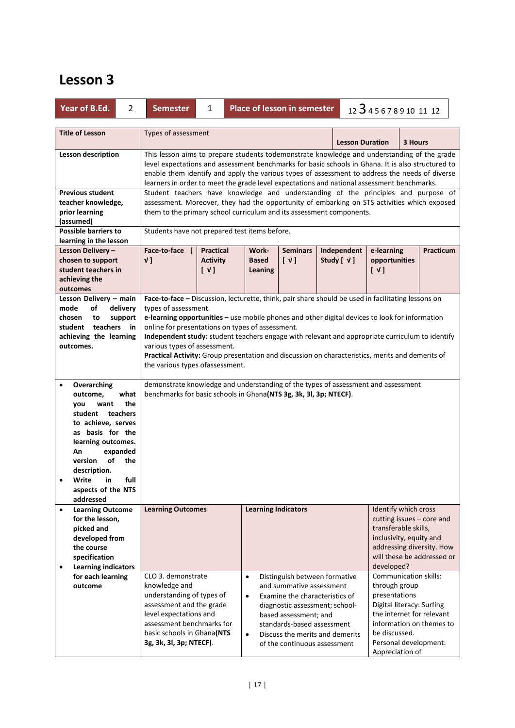# Lesson 3

| Year of B.Ed. | 2 | Semester | 1 | Place of lesson in semester | 1 2 **3** 4 5 6 7 8 9 10 11 12 |
|---|---|---|---|---|---|

| Title of Lesson | Types of assessment | | | | Lesson Duration | 3 Hours |
|---|---|---|---|---|---|---|
| Lesson description | This lesson aims to prepare students todemonstrate knowledge and understanding of the grade level expectations and assessment benchmarks for basic schools in Ghana. It is also structured to enable them identify and apply the various types of assessment to address the needs of diverse learners in order to meet the grade level expectations and national assessment benchmarks. | | | | | |
| Previous student teacher knowledge, prior learning (assumed) | Student teachers have knowledge and understanding of the principles and purpose of assessment. Moreover, they had the opportunity of embarking on STS activities which exposed them to the primary school curriculum and its assessment components. | | | | | |
| Possible barriers to learning in the lesson | Students have not prepared test items before. | | | | | |

| Lesson Delivery – chosen to support student teachers in achieving the outcomes | Face-to-face [ √ ] | Practical Activity [ √ ] | Work-Based Leaning | Seminars [ √ ] | Independent Study [ √ ] | e-learning opportunities [ √ ] | Practicum |
|---|---|---|---|---|---|---|---|

| Lesson Delivery – main mode of delivery chosen to support student teachers in achieving the learning outcomes. | **Face-to-face –** Discussion, lecturette, think, pair share should be used in facilitating lessons on types of assessment.<br>**e-learning opportunities –** use mobile phones and other digital devices to look for information online for presentations on types of assessment.<br>**Independent study:** student teachers engage with relevant and appropriate curriculum to identify various types of assessment.<br>**Practical Activity:** Group presentation and discussion on characteristics, merits and demerits of the various types ofassessment. |
|---|---|
| • Overarching outcome, what you want the student teachers to achieve, serves as basis for the learning outcomes. An expanded version of the description.<br>• Write in full aspects of the NTS addressed | demonstrate knowledge and understanding of the types of assessment and assessment benchmarks for basic schools in Ghana**(NTS 3g, 3k, 3l, 3p; NTECF)**. |

| • Learning Outcome for the lesson, picked and developed from the course specification<br>• Learning indicators for each learning outcome | Learning Outcomes | Learning Indicators | Identify which cross cutting issues – core and transferable skills, inclusivity, equity and addressing diversity. How will these be addressed or developed? |
|---|---|---|---|
| | CLO 3. demonstrate knowledge and understanding of types of assessment and the grade level expectations and assessment benchmarks for basic schools in Ghana**(NTS 3g, 3k, 3l, 3p; NTECF)**. | • Distinguish between formative and summative assessment<br>• Examine the characteristics of diagnostic assessment; school-based assessment; and standards-based assessment<br>• Discuss the merits and demerits of the continuous assessment | Communication skills: through group presentations<br>Digital literacy: Surfing the internet for relevant information on themes to be discussed.<br>Personal development: Appreciation of |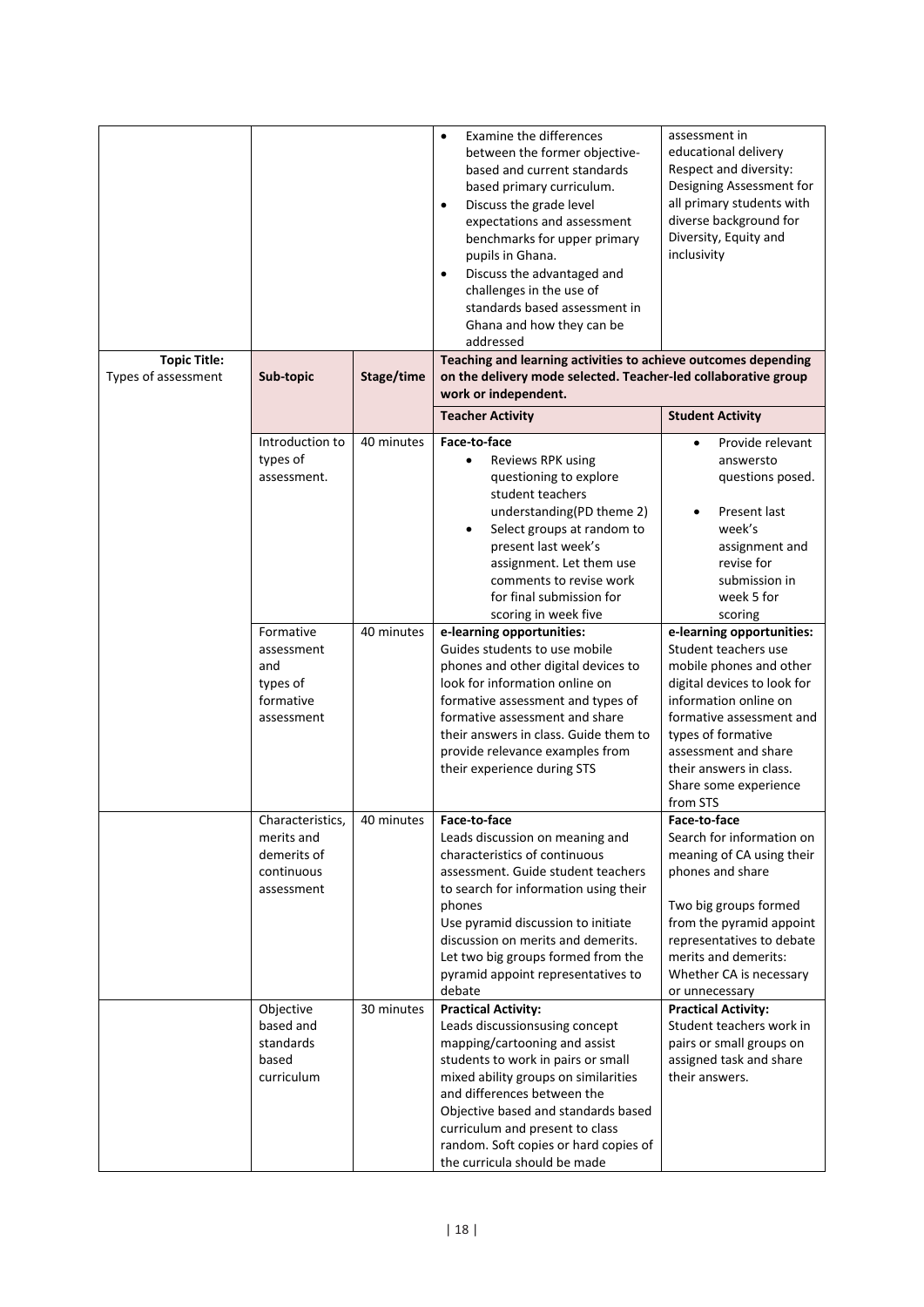| | | | • Examine the differences between the former objective-based and current standards based primary curriculum.<br>• Discuss the grade level expectations and assessment benchmarks for upper primary pupils in Ghana.<br>• Discuss the advantaged and challenges in the use of standards based assessment in Ghana and how they can be addressed | assessment in educational delivery<br>Respect and diversity: Designing Assessment for all primary students with diverse background for Diversity, Equity and inclusivity |
|---|---|---|---|---|
| **Topic Title:**<br>Types of assessment | **Sub-topic** | **Stage/time** | **Teaching and learning activities to achieve outcomes depending on the delivery mode selected. Teacher-led collaborative group work or independent.** | |
| | | | **Teacher Activity** | **Student Activity** |
| | Introduction to types of assessment. | 40 minutes | **Face-to-face**<br>• Reviews RPK using questioning to explore student teachers understanding(PD theme 2)<br>• Select groups at random to present last week's assignment. Let them use comments to revise work for final submission for scoring in week five | • Provide relevant answersto questions posed.<br>• Present last week's assignment and revise for submission in week 5 for scoring |
| | Formative assessment and types of formative assessment | 40 minutes | **e-learning opportunities:**<br>Guides students to use mobile phones and other digital devices to look for information online on formative assessment and types of formative assessment and share their answers in class. Guide them to provide relevance examples from their experience during STS | **e-learning opportunities:**<br>Student teachers use mobile phones and other digital devices to look for information online on formative assessment and types of formative assessment and share their answers in class. Share some experience from STS |
| | Characteristics, merits and demerits of continuous assessment | 40 minutes | **Face-to-face**<br>Leads discussion on meaning and characteristics of continuous assessment. Guide student teachers to search for information using their phones<br>Use pyramid discussion to initiate discussion on merits and demerits. Let two big groups formed from the pyramid appoint representatives to debate | **Face-to-face**<br>Search for information on meaning of CA using their phones and share<br><br>Two big groups formed from the pyramid appoint representatives to debate merits and demerits: Whether CA is necessary or unnecessary |
| | Objective based and standards based curriculum | 30 minutes | **Practical Activity:**<br>Leads discussionsusing concept mapping/cartooning and assist students to work in pairs or small mixed ability groups on similarities and differences between the Objective based and standards based curriculum and present to class random. Soft copies or hard copies of the curricula should be made | **Practical Activity:**<br>Student teachers work in pairs or small groups on assigned task and share their answers. |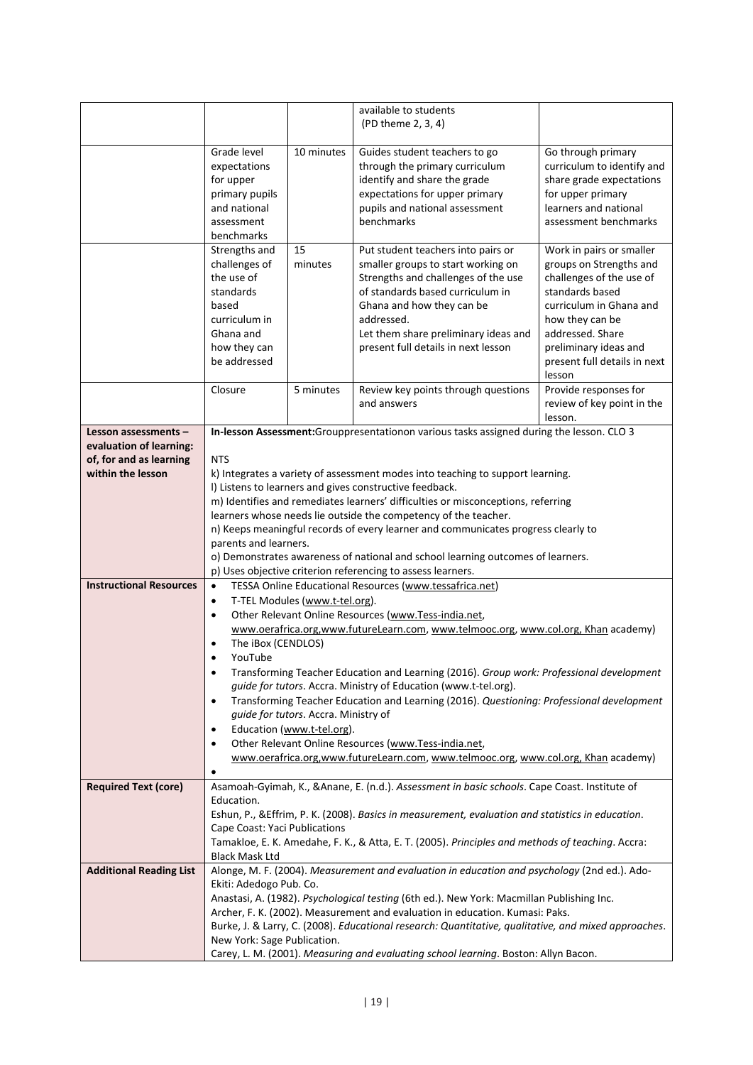| | | | | |
|---|---|---|---|---|
| | | | available to students (PD theme 2, 3, 4) | |
| | Grade level expectations for upper primary pupils and national assessment benchmarks | 10 minutes | Guides student teachers to go through the primary curriculum identify and share the grade expectations for upper primary pupils and national assessment benchmarks | Go through primary curriculum to identify and share grade expectations for upper primary learners and national assessment benchmarks |
| | Strengths and challenges of the use of standards based curriculum in Ghana and how they can be addressed | 15 minutes | Put student teachers into pairs or smaller groups to start working on Strengths and challenges of the use of standards based curriculum in Ghana and how they can be addressed. Let them share preliminary ideas and present full details in next lesson | Work in pairs or smaller groups on Strengths and challenges of the use of standards based curriculum in Ghana and how they can be addressed. Share preliminary ideas and present full details in next lesson |
| | Closure | 5 minutes | Review key points through questions and answers | Provide responses for review of key point in the lesson. |
| **Lesson assessments – evaluation of learning: of, for and as learning within the lesson** | **In-lesson Assessment:**Grouppresentationon various tasks assigned during the lesson. CLO 3<br><br>NTS<br>k) Integrates a variety of assessment modes into teaching to support learning.<br>l) Listens to learners and gives constructive feedback.<br>m) Identifies and remediates learners' difficulties or misconceptions, referring learners whose needs lie outside the competency of the teacher.<br>n) Keeps meaningful records of every learner and communicates progress clearly to parents and learners.<br>o) Demonstrates awareness of national and school learning outcomes of learners.<br>p) Uses objective criterion referencing to assess learners. | | | |
| **Instructional Resources** | • TESSA Online Educational Resources (www.tessafrica.net)<br>• T-TEL Modules (www.t-tel.org).<br>• Other Relevant Online Resources (www.Tess-india.net, www.oerafrica.org,www.futureLearn.com, www.telmooc.org, www.col.org, Khan academy)<br>• The iBox (CENDLOS)<br>• YouTube<br>• Transforming Teacher Education and Learning (2016). *Group work: Professional development guide for tutors*. Accra. Ministry of Education (www.t-tel.org).<br>• Transforming Teacher Education and Learning (2016). *Questioning: Professional development guide for tutors*. Accra. Ministry of<br>• Education (www.t-tel.org).<br>• Other Relevant Online Resources (www.Tess-india.net, www.oerafrica.org,www.futureLearn.com, www.telmooc.org, www.col.org, Khan academy)<br>• | | | |
| **Required Text (core)** | Asamoah-Gyimah, K., &Anane, E. (n.d.). *Assessment in basic schools*. Cape Coast. Institute of Education.<br>Eshun, P., &Effrim, P. K. (2008). *Basics in measurement, evaluation and statistics in education*. Cape Coast: Yaci Publications<br>Tamakloe, E. K. Amedahe, F. K., & Atta, E. T. (2005). *Principles and methods of teaching*. Accra: Black Mask Ltd | | | |
| **Additional Reading List** | Alonge, M. F. (2004). *Measurement and evaluation in education and psychology* (2nd ed.). Ado-Ekiti: Adedogo Pub. Co.<br>Anastasi, A. (1982). *Psychological testing* (6th ed.). New York: Macmillan Publishing Inc.<br>Archer, F. K. (2002). Measurement and evaluation in education. Kumasi: Paks.<br>Burke, J. & Larry, C. (2008). *Educational research: Quantitative, qualitative, and mixed approaches*. New York: Sage Publication.<br>Carey, L. M. (2001). *Measuring and evaluating school learning*. Boston: Allyn Bacon. | | | |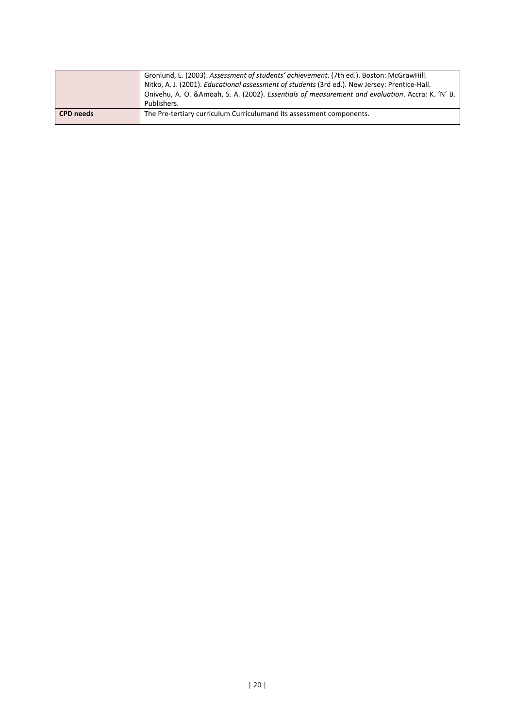| | |
|---|---|
| | Gronlund, E. (2003). *Assessment of students' achievement*. (7th ed.). Boston: McGrawHill.<br>Nitko, A. J. (2001). *Educational assessment of students* (3rd ed.). New Jersey: Prentice-Hall.<br>Onivehu, A. O. &Amoah, S. A. (2002). *Essentials of measurement and evaluation*. Accra: K. 'N' B. Publishers. |
| **CPD needs** | The Pre-tertiary curriculum Curriculumand its assessment components. |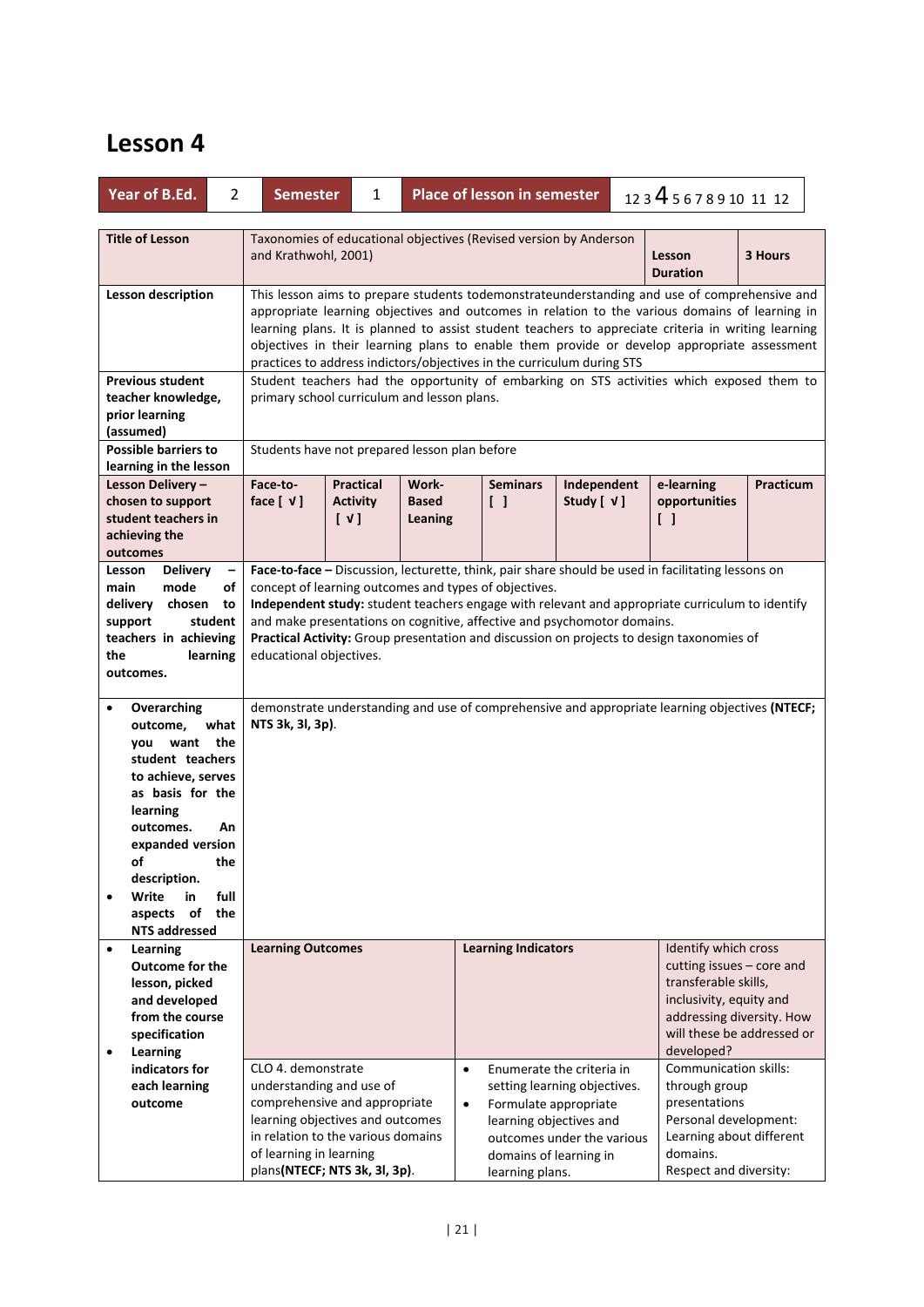# Lesson 4

| Year of B.Ed. | 2 | Semester | 1 | Place of lesson in semester | 1 2 3 **4** 5 6 7 8 9 10 11 12 |
|---|---|---|---|---|---|

| **Title of Lesson** | Taxonomies of educational objectives (Revised version by Anderson and Krathwohl, 2001) | | | | | **Lesson Duration** | **3 Hours** |
|---|---|---|---|---|---|---|---|
| **Lesson description** | This lesson aims to prepare students todemonstrateunderstanding and use of comprehensive and appropriate learning objectives and outcomes in relation to the various domains of learning in learning plans. It is planned to assist student teachers to appreciate criteria in writing learning objectives in their learning plans to enable them provide or develop appropriate assessment practices to address indictors/objectives in the curriculum during STS | | | | | | |
| **Previous student teacher knowledge, prior learning (assumed)** | Student teachers had the opportunity of embarking on STS activities which exposed them to primary school curriculum and lesson plans. | | | | | | |
| **Possible barriers to learning in the lesson** | Students have not prepared lesson plan before | | | | | | |
| **Lesson Delivery – chosen to support student teachers in achieving the outcomes** | **Face-to-face [ √ ]** | **Practical Activity [ √ ]** | **Work-Based Leaning** | **Seminars [ ]** | **Independent Study [ √ ]** | **e-learning opportunities [ ]** | **Practicum** |
| **Lesson Delivery – main mode of delivery chosen to support student teachers in achieving the learning outcomes.** | **Face-to-face –** Discussion, lecturette, think, pair share should be used in facilitating lessons on concept of learning outcomes and types of objectives.<br>**Independent study:** student teachers engage with relevant and appropriate curriculum to identify and make presentations on cognitive, affective and psychomotor domains.<br>**Practical Activity:** Group presentation and discussion on projects to design taxonomies of educational objectives. | | | | | | |
| • **Overarching outcome, what you want the student teachers to achieve, serves as basis for the learning outcomes. An expanded version of the description.**<br>• **Write in full aspects of the NTS addressed** | demonstrate understanding and use of comprehensive and appropriate learning objectives **(NTECF; NTS 3k, 3l, 3p)**. | | | | | | |
| • **Learning Outcome for the lesson, picked and developed from the course specification**<br>• **Learning indicators for each learning outcome** | **Learning Outcomes** | | **Learning Indicators** | | | Identify which cross cutting issues – core and transferable skills, inclusivity, equity and addressing diversity. How will these be addressed or developed? | |
| | CLO 4. demonstrate understanding and use of comprehensive and appropriate learning objectives and outcomes in relation to the various domains of learning in learning plans**(NTECF; NTS 3k, 3l, 3p)**. | | • Enumerate the criteria in setting learning objectives.<br>• Formulate appropriate learning objectives and outcomes under the various domains of learning in learning plans. | | | Communication skills: through group presentations<br>Personal development: Learning about different domains.<br>Respect and diversity: | |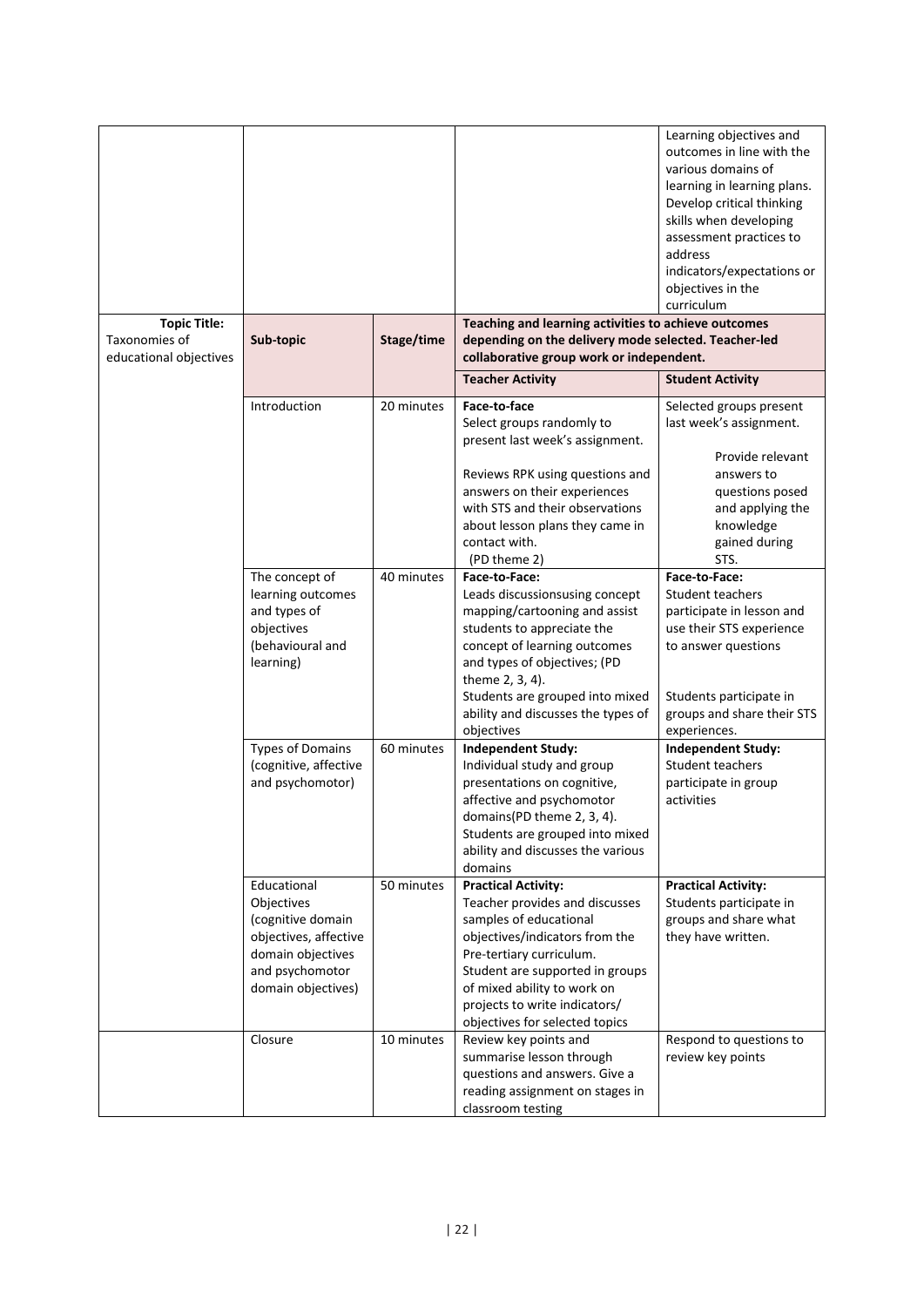|  |  |  |  | Learning objectives and outcomes in line with the various domains of learning in learning plans. Develop critical thinking skills when developing assessment practices to address indicators/expectations or objectives in the curriculum |
|---|---|---|---|---|
| **Topic Title:** Taxonomies of educational objectives | **Sub-topic** | **Stage/time** | **Teaching and learning activities to achieve outcomes depending on the delivery mode selected. Teacher-led collaborative group work or independent.** |  |
|  |  |  | **Teacher Activity** | **Student Activity** |
|  | Introduction | 20 minutes | **Face-to-face** Select groups randomly to present last week's assignment. Reviews RPK using questions and answers on their experiences with STS and their observations about lesson plans they came in contact with. (PD theme 2) | Selected groups present last week's assignment. Provide relevant answers to questions posed and applying the knowledge gained during STS. |
|  | The concept of learning outcomes and types of objectives (behavioural and learning) | 40 minutes | **Face-to-Face:** Leads discussionsusing concept mapping/cartooning and assist students to appreciate the concept of learning outcomes and types of objectives; (PD theme 2, 3, 4). Students are grouped into mixed ability and discusses the types of objectives | **Face-to-Face:** Student teachers participate in lesson and use their STS experience to answer questions. Students participate in groups and share their STS experiences. |
|  | Types of Domains (cognitive, affective and psychomotor) | 60 minutes | **Independent Study:** Individual study and group presentations on cognitive, affective and psychomotor domains(PD theme 2, 3, 4). Students are grouped into mixed ability and discusses the various domains | **Independent Study:** Student teachers participate in group activities |
|  | Educational Objectives (cognitive domain objectives, affective domain objectives and psychomotor domain objectives) | 50 minutes | **Practical Activity:** Teacher provides and discusses samples of educational objectives/indicators from the Pre-tertiary curriculum. Student are supported in groups of mixed ability to work on projects to write indicators/ objectives for selected topics | **Practical Activity:** Students participate in groups and share what they have written. |
|  | Closure | 10 minutes | Review key points and summarise lesson through questions and answers. Give a reading assignment on stages in classroom testing | Respond to questions to review key points |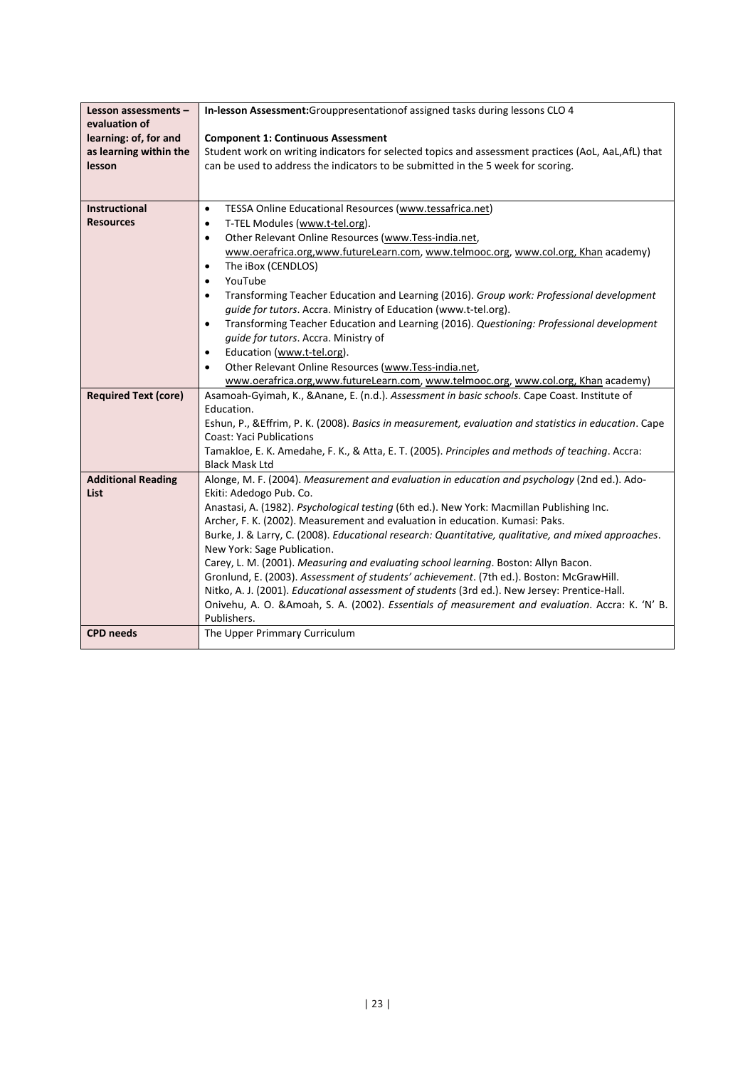| | |
|---|---|
| **Lesson assessments – evaluation of learning: of, for and as learning within the lesson** | **In-lesson Assessment:**Grouppresentationof assigned tasks during lessons CLO 4<br><br>**Component 1: Continuous Assessment**<br>Student work on writing indicators for selected topics and assessment practices (AoL, AaL,AfL) that can be used to address the indicators to be submitted in the 5 week for scoring. |
| **Instructional Resources** | • TESSA Online Educational Resources (www.tessafrica.net)<br>• T-TEL Modules (www.t-tel.org).<br>• Other Relevant Online Resources (www.Tess-india.net, www.oerafrica.org,www.futureLearn.com, www.telmooc.org, www.col.org, Khan academy)<br>• The iBox (CENDLOS)<br>• YouTube<br>• Transforming Teacher Education and Learning (2016). *Group work: Professional development guide for tutors*. Accra. Ministry of Education (www.t-tel.org).<br>• Transforming Teacher Education and Learning (2016). *Questioning: Professional development guide for tutors*. Accra. Ministry of<br>• Education (www.t-tel.org).<br>• Other Relevant Online Resources (www.Tess-india.net, www.oerafrica.org,www.futureLearn.com, www.telmooc.org, www.col.org, Khan academy) |
| **Required Text (core)** | Asamoah-Gyimah, K., &Anane, E. (n.d.). *Assessment in basic schools*. Cape Coast. Institute of Education.<br>Eshun, P., &Effrim, P. K. (2008). *Basics in measurement, evaluation and statistics in education*. Cape Coast: Yaci Publications<br>Tamakloe, E. K. Amedahe, F. K., & Atta, E. T. (2005). *Principles and methods of teaching*. Accra: Black Mask Ltd |
| **Additional Reading List** | Alonge, M. F. (2004). *Measurement and evaluation in education and psychology* (2nd ed.). Ado-Ekiti: Adedogo Pub. Co.<br>Anastasi, A. (1982). *Psychological testing* (6th ed.). New York: Macmillan Publishing Inc.<br>Archer, F. K. (2002). Measurement and evaluation in education. Kumasi: Paks.<br>Burke, J. & Larry, C. (2008). *Educational research: Quantitative, qualitative, and mixed approaches*. New York: Sage Publication.<br>Carey, L. M. (2001). *Measuring and evaluating school learning*. Boston: Allyn Bacon.<br>Gronlund, E. (2003). *Assessment of students' achievement*. (7th ed.). Boston: McGrawHill.<br>Nitko, A. J. (2001). *Educational assessment of students* (3rd ed.). New Jersey: Prentice-Hall.<br>Onivehu, A. O. &Amoah, S. A. (2002). *Essentials of measurement and evaluation*. Accra: K. 'N' B. Publishers. |
| **CPD needs** | The Upper Primmary Curriculum |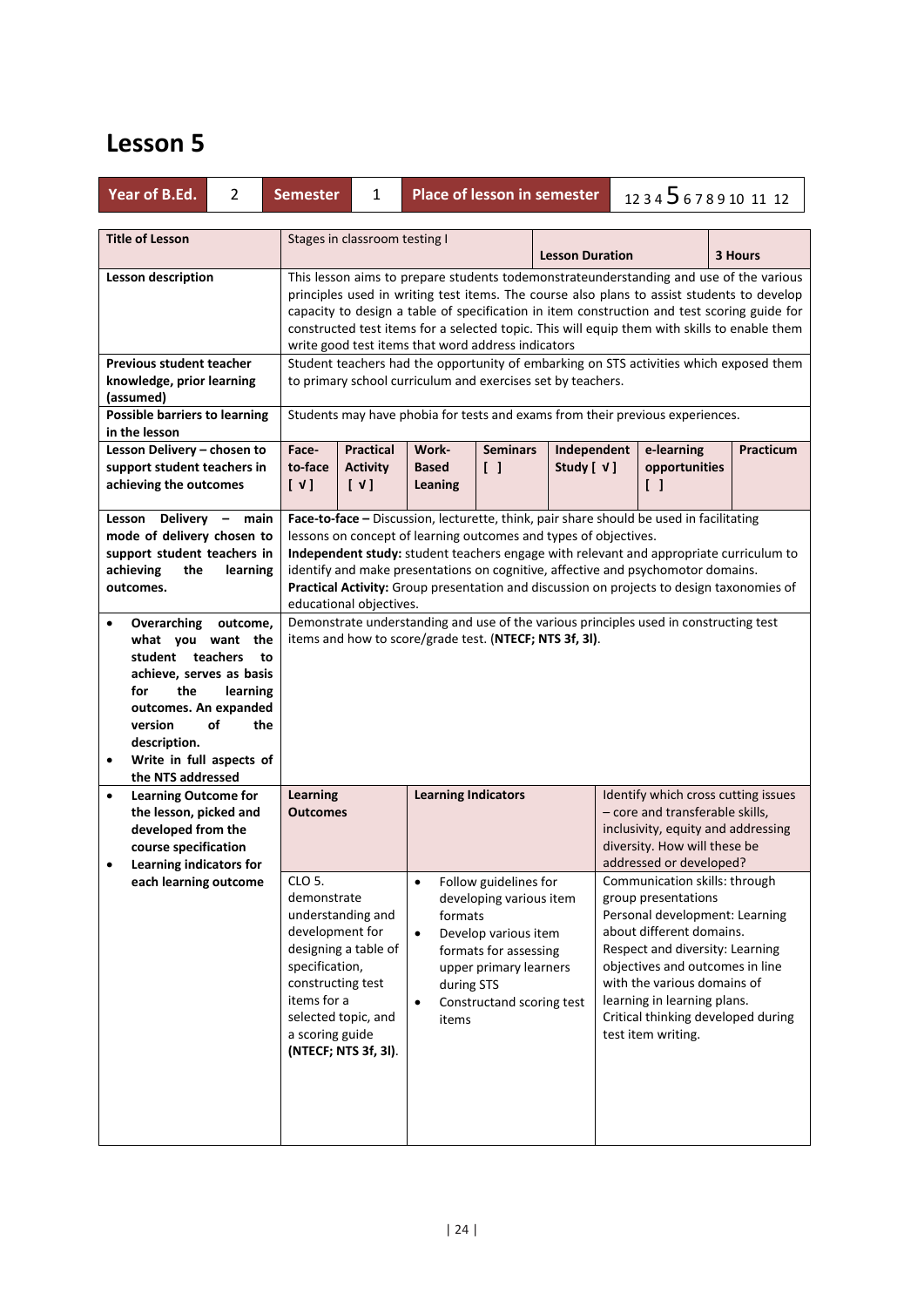# Lesson 5

| Year of B.Ed. | 2 | Semester | 1 | Place of lesson in semester | 1 2 3 4 **5** 6 7 8 9 10 11 12 |
|---|---|---|---|---|---|

| Title of Lesson | Stages in classroom testing I | | | Lesson Duration | | 3 Hours |
|---|---|---|---|---|---|---|
| Lesson description | This lesson aims to prepare students todemonstrateunderstanding and use of the various principles used in writing test items. The course also plans to assist students to develop capacity to design a table of specification in item construction and test scoring guide for constructed test items for a selected topic. This will equip them with skills to enable them write good test items that word address indicators | | | | | |
| Previous student teacher knowledge, prior learning (assumed) | Student teachers had the opportunity of embarking on STS activities which exposed them to primary school curriculum and exercises set by teachers. | | | | | |
| Possible barriers to learning in the lesson | Students may have phobia for tests and exams from their previous experiences. | | | | | |
| Lesson Delivery – chosen to support student teachers in achieving the outcomes | Face-to-face [ √ ] | Practical Activity [ √ ] | Work-Based Leaning | Seminars [ ] | Independent Study [ √ ] | e-learning opportunities [ ] | Practicum |
| Lesson Delivery – main mode of delivery chosen to support student teachers in achieving the learning outcomes. | **Face-to-face –** Discussion, lecturette, think, pair share should be used in facilitating lessons on concept of learning outcomes and types of objectives.<br>**Independent study:** student teachers engage with relevant and appropriate curriculum to identify and make presentations on cognitive, affective and psychomotor domains.<br>**Practical Activity:** Group presentation and discussion on projects to design taxonomies of educational objectives. | | | | | |
| • Overarching outcome, what you want the student teachers to achieve, serves as basis for the learning outcomes. An expanded version of the description.<br>• Write in full aspects of the NTS addressed | Demonstrate understanding and use of the various principles used in constructing test items and how to score/grade test. **(NTECF; NTS 3f, 3l)**. | | | | | |
| • Learning Outcome for the lesson, picked and developed from the course specification<br>• Learning indicators for each learning outcome | **Learning Outcomes** | **Learning Indicators** | | Identify which cross cutting issues – core and transferable skills, inclusivity, equity and addressing diversity. How will these be addressed or developed? | | |
| | CLO 5. demonstrate understanding and development for designing a table of specification, constructing test items for a selected topic, and a scoring guide **(NTECF; NTS 3f, 3l)**. | • Follow guidelines for developing various item formats<br>• Develop various item formats for assessing upper primary learners during STS<br>• Constructand scoring test items | | Communication skills: through group presentations<br>Personal development: Learning about different domains.<br>Respect and diversity: Learning objectives and outcomes in line with the various domains of learning in learning plans.<br>Critical thinking developed during test item writing. | | |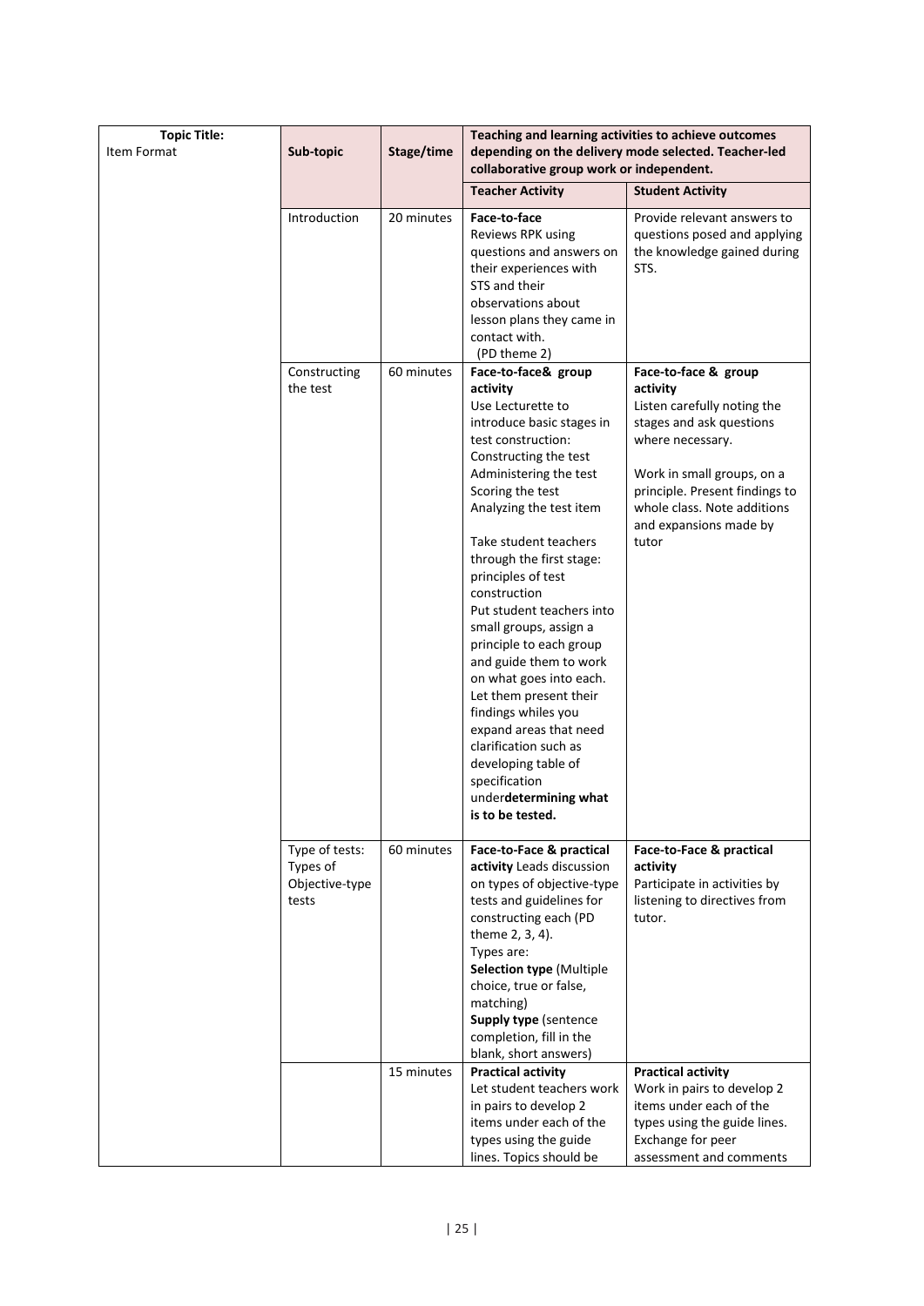| Topic Title: Item Format | Sub-topic | Stage/time | Teaching and learning activities to achieve outcomes depending on the delivery mode selected. Teacher-led collaborative group work or independent. | |
|---|---|---|---|---|
| | | | **Teacher Activity** | **Student Activity** |
| | Introduction | 20 minutes | **Face-to-face** Reviews RPK using questions and answers on their experiences with STS and their observations about lesson plans they came in contact with. (PD theme 2) | Provide relevant answers to questions posed and applying the knowledge gained during STS. |
| | Constructing the test | 60 minutes | **Face-to-face& group activity** Use Lecturette to introduce basic stages in test construction: Constructing the test Administering the test Scoring the test Analyzing the test item<br><br>Take student teachers through the first stage: principles of test construction Put student teachers into small groups, assign a principle to each group and guide them to work on what goes into each. Let them present their findings whiles you expand areas that need clarification such as developing table of specification under**determining what is to be tested.** | **Face-to-face & group activity** Listen carefully noting the stages and ask questions where necessary.<br><br>Work in small groups, on a principle. Present findings to whole class. Note additions and expansions made by tutor |
| | Type of tests: Types of Objective-type tests | 60 minutes | **Face-to-Face & practical activity** Leads discussion on types of objective-type tests and guidelines for constructing each (PD theme 2, 3, 4). Types are: **Selection type** (Multiple choice, true or false, matching) **Supply type** (sentence completion, fill in the blank, short answers) | **Face-to-Face & practical activity** Participate in activities by listening to directives from tutor. |
| | | 15 minutes | **Practical activity** Let student teachers work in pairs to develop 2 items under each of the types using the guide lines. Topics should be | **Practical activity** Work in pairs to develop 2 items under each of the types using the guide lines. Exchange for peer assessment and comments |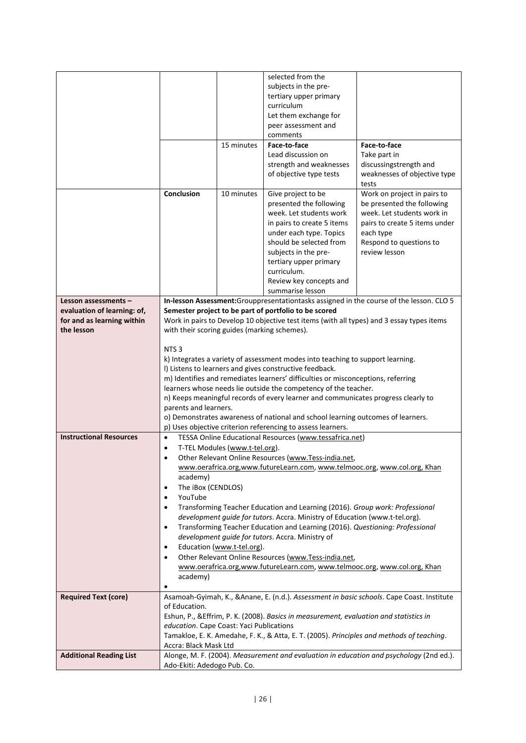| | | | | |
|---|---|---|---|---|
| | | | selected from the subjects in the pre-tertiary upper primary curriculum<br>Let them exchange for peer assessment and comments | |
| | | 15 minutes | **Face-to-face**<br>Lead discussion on strength and weaknesses of objective type tests | **Face-to-face**<br>Take part in discussingstrength and weaknesses of objective type tests |
| | **Conclusion** | 10 minutes | Give project to be presented the following week. Let students work in pairs to create 5 items under each type. Topics should be selected from subjects in the pre-tertiary upper primary curriculum.<br>Review key concepts and summarise lesson | Work on project in pairs to be presented the following week. Let students work in pairs to create 5 items under each type<br>Respond to questions to review lesson |
| **Lesson assessments – evaluation of learning: of, for and as learning within the lesson** | **In-lesson Assessment:**Grouppresentationtasks assigned in the course of the lesson. CLO 5<br>**Semester project to be part of portfolio to be scored**<br>Work in pairs to Develop 10 objective test items (with all types) and 3 essay types items with their scoring guides (marking schemes).<br><br>NTS 3<br>k) Integrates a variety of assessment modes into teaching to support learning.<br>l) Listens to learners and gives constructive feedback.<br>m) Identifies and remediates learners' difficulties or misconceptions, referring learners whose needs lie outside the competency of the teacher.<br>n) Keeps meaningful records of every learner and communicates progress clearly to parents and learners.<br>o) Demonstrates awareness of national and school learning outcomes of learners.<br>p) Uses objective criterion referencing to assess learners. | | | |
| **Instructional Resources** | • TESSA Online Educational Resources (www.tessafrica.net)<br>• T-TEL Modules (www.t-tel.org).<br>• Other Relevant Online Resources (www.Tess-india.net, www.oerafrica.org,www.futureLearn.com, www.telmooc.org, www.col.org, Khan academy)<br>• The iBox (CENDLOS)<br>• YouTube<br>• Transforming Teacher Education and Learning (2016). *Group work: Professional development guide for tutors*. Accra. Ministry of Education (www.t-tel.org).<br>• Transforming Teacher Education and Learning (2016). *Questioning: Professional development guide for tutors*. Accra. Ministry of<br>• Education (www.t-tel.org).<br>• Other Relevant Online Resources (www.Tess-india.net, www.oerafrica.org,www.futureLearn.com, www.telmooc.org, www.col.org, Khan academy)<br>• | | | |
| **Required Text (core)** | Asamoah-Gyimah, K., &Anane, E. (n.d.). *Assessment in basic schools*. Cape Coast. Institute of Education.<br>Eshun, P., &Effrim, P. K. (2008). *Basics in measurement, evaluation and statistics in education*. Cape Coast: Yaci Publications<br>Tamakloe, E. K. Amedahe, F. K., & Atta, E. T. (2005). *Principles and methods of teaching*. Accra: Black Mask Ltd | | | |
| **Additional Reading List** | Alonge, M. F. (2004). *Measurement and evaluation in education and psychology* (2nd ed.). Ado-Ekiti: Adedogo Pub. Co. | | | |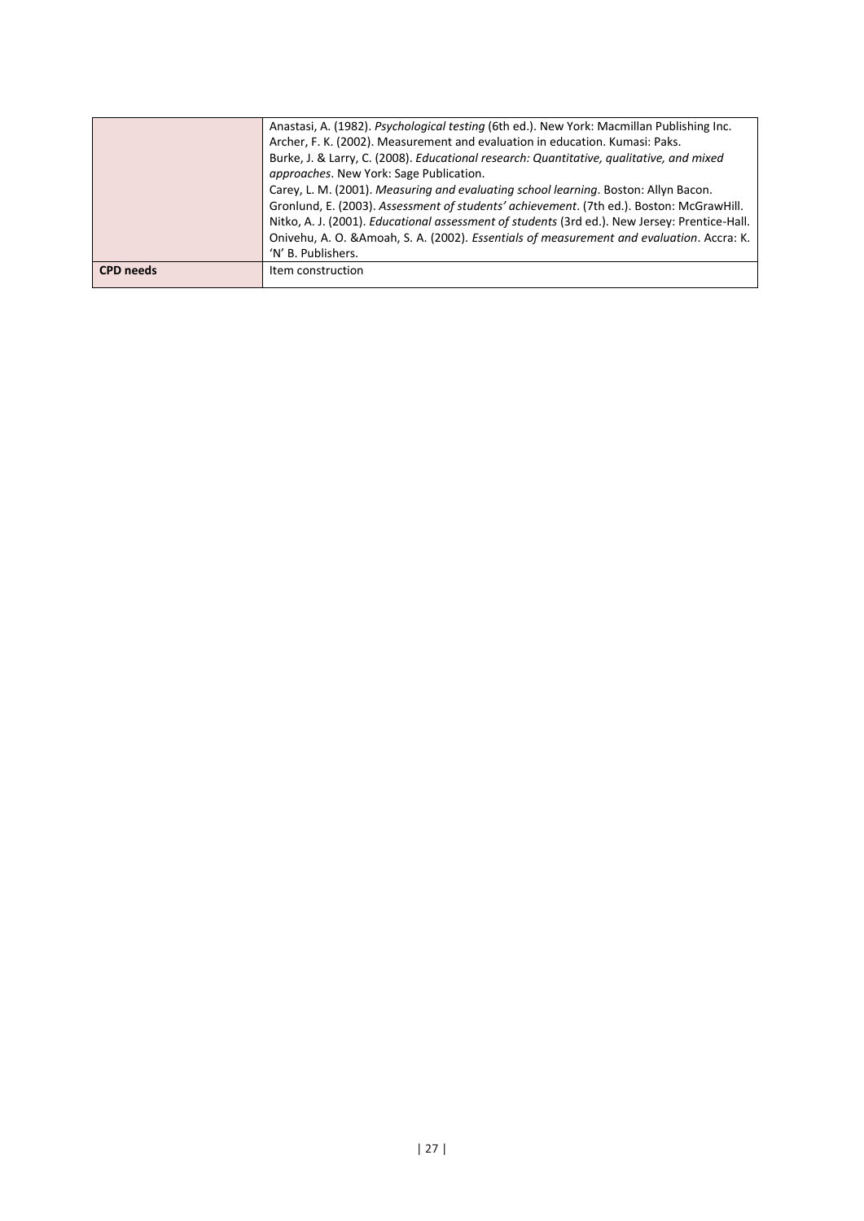|  |  |
| --- | --- |
|  | Anastasi, A. (1982). *Psychological testing* (6th ed.). New York: Macmillan Publishing Inc.<br>Archer, F. K. (2002). Measurement and evaluation in education. Kumasi: Paks.<br>Burke, J. & Larry, C. (2008). *Educational research: Quantitative, qualitative, and mixed approaches*. New York: Sage Publication.<br>Carey, L. M. (2001). *Measuring and evaluating school learning*. Boston: Allyn Bacon.<br>Gronlund, E. (2003). *Assessment of students' achievement*. (7th ed.). Boston: McGrawHill.<br>Nitko, A. J. (2001). *Educational assessment of students* (3rd ed.). New Jersey: Prentice-Hall.<br>Onivehu, A. O. &Amoah, S. A. (2002). *Essentials of measurement and evaluation*. Accra: K. 'N' B. Publishers. |
| **CPD needs** | Item construction |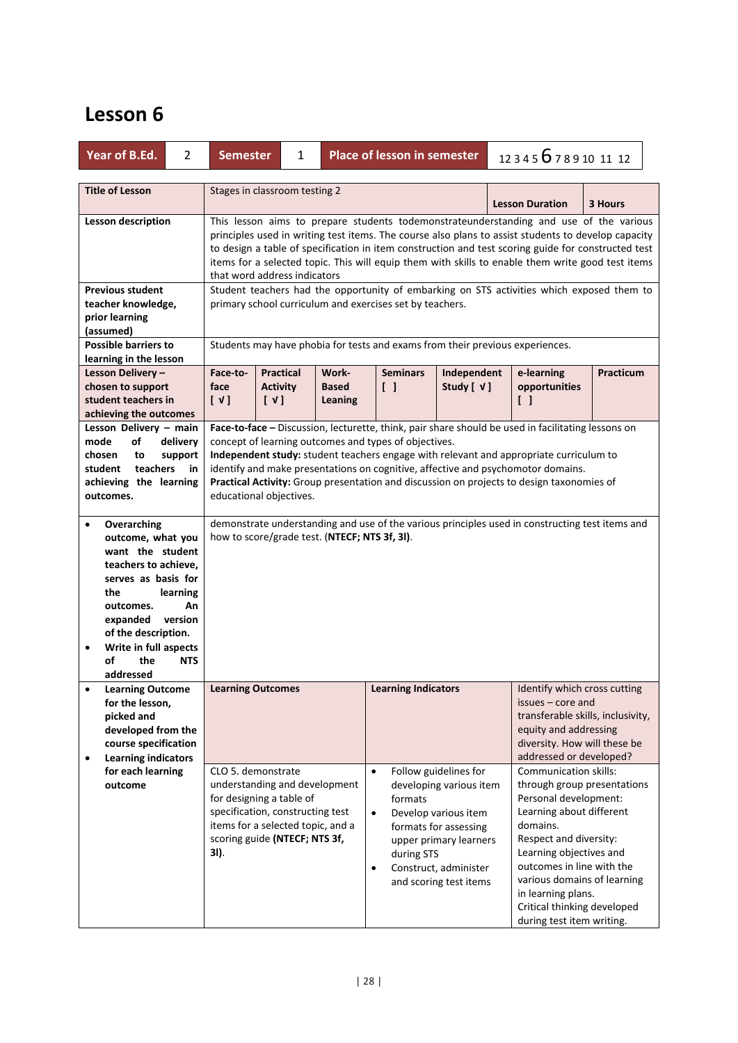# Lesson 6

| Year of B.Ed. | 2 | Semester | 1 | Place of lesson in semester | 1 2 3 4 5 **6** 7 8 9 10 11 12 |
|---|---|---|---|---|---|

| Title of Lesson | Stages in classroom testing 2 | | | | Lesson Duration | 3 Hours |
|---|---|---|---|---|---|---|
| **Lesson description** | This lesson aims to prepare students todemonstrateunderstanding and use of the various principles used in writing test items. The course also plans to assist students to develop capacity to design a table of specification in item construction and test scoring guide for constructed test items for a selected topic. This will equip them with skills to enable them write good test items that word address indicators | | | | | |
| **Previous student teacher knowledge, prior learning (assumed)** | Student teachers had the opportunity of embarking on STS activities which exposed them to primary school curriculum and exercises set by teachers. | | | | | |
| **Possible barriers to learning in the lesson** | Students may have phobia for tests and exams from their previous experiences. | | | | | |
| **Lesson Delivery – chosen to support student teachers in achieving the outcomes** | **Face-to-face [ √ ]** | **Practical Activity [ √ ]** | **Work-Based Leaning** | **Seminars [ ]** | **Independent Study [ √ ]** | **e-learning opportunities [ ]** | **Practicum** |

| | |
|---|---|
| **Lesson Delivery – main mode of delivery chosen to support student teachers in achieving the learning outcomes.** | **Face-to-face –** Discussion, lecturette, think, pair share should be used in facilitating lessons on concept of learning outcomes and types of objectives.<br>**Independent study:** student teachers engage with relevant and appropriate curriculum to identify and make presentations on cognitive, affective and psychomotor domains.<br>**Practical Activity:** Group presentation and discussion on projects to design taxonomies of educational objectives. |
| • **Overarching outcome, what you want the student teachers to achieve, serves as basis for the learning outcomes. An expanded version of the description.**<br>• **Write in full aspects of the NTS addressed** | demonstrate understanding and use of the various principles used in constructing test items and how to score/grade test. (**NTECF; NTS 3f, 3l)**. |

| | Learning Outcomes | Learning Indicators | Identify which cross cutting issues – core and transferable skills, inclusivity, equity and addressing diversity. How will these be addressed or developed? |
|---|---|---|---|
| • **Learning Outcome for the lesson, picked and developed from the course specification**<br>• **Learning indicators for each learning outcome** | CLO 5. demonstrate understanding and development for designing a table of specification, constructing test items for a selected topic, and a scoring guide **(NTECF; NTS 3f, 3l)**. | • Follow guidelines for developing various item formats<br>• Develop various item formats for assessing upper primary learners during STS<br>• Construct, administer and scoring test items | Communication skills: through group presentations<br>Personal development: Learning about different domains.<br>Respect and diversity: Learning objectives and outcomes in line with the various domains of learning in learning plans.<br>Critical thinking developed during test item writing. |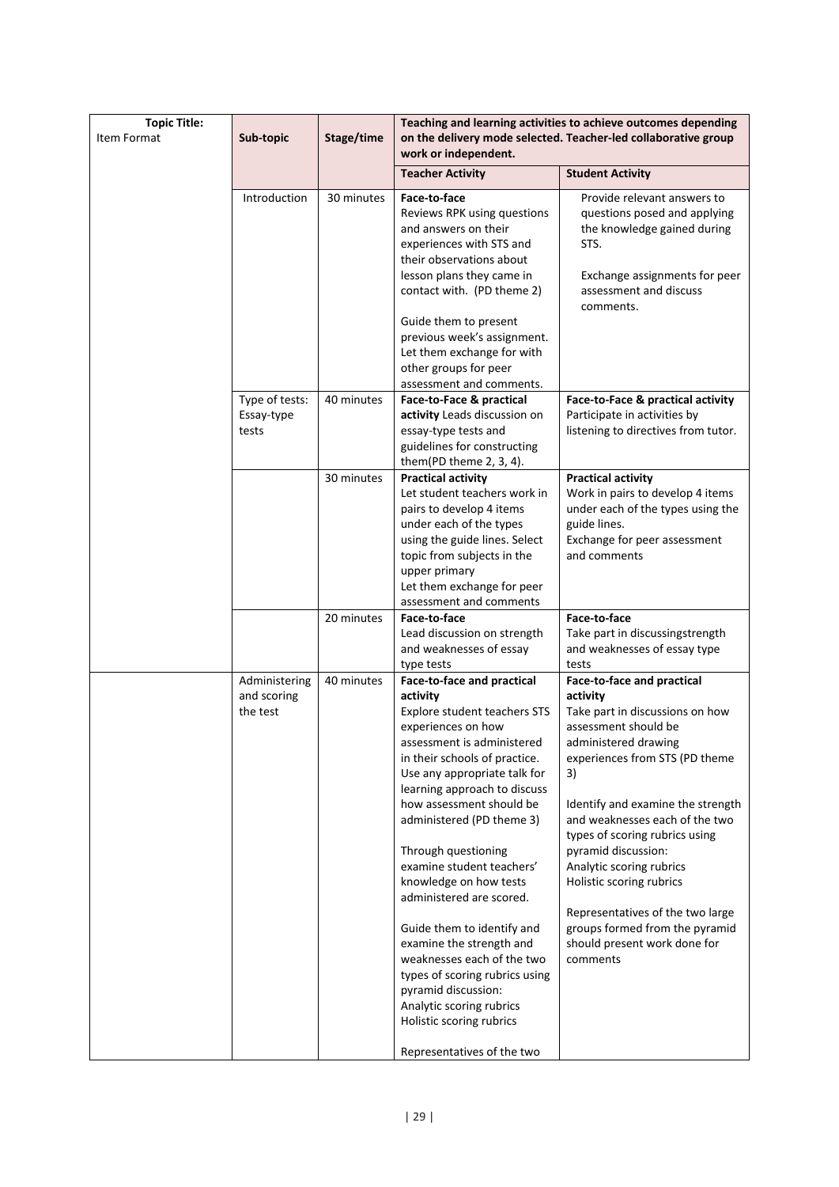| Topic Title: Item Format | Sub-topic | Stage/time | Teaching and learning activities to achieve outcomes depending on the delivery mode selected. Teacher-led collaborative group work or independent. | |
|---|---|---|---|---|
| | | | **Teacher Activity** | **Student Activity** |
| | Introduction | 30 minutes | **Face-to-face** Reviews RPK using questions and answers on their experiences with STS and their observations about lesson plans they came in contact with. (PD theme 2)<br><br>Guide them to present previous week's assignment. Let them exchange for with other groups for peer assessment and comments. | Provide relevant answers to questions posed and applying the knowledge gained during STS.<br><br>Exchange assignments for peer assessment and discuss comments. |
| | Type of tests: Essay-type tests | 40 minutes | **Face-to-Face & practical activity** Leads discussion on essay-type tests and guidelines for constructing them(PD theme 2, 3, 4). | **Face-to-Face & practical activity** Participate in activities by listening to directives from tutor. |
| | | 30 minutes | **Practical activity** Let student teachers work in pairs to develop 4 items under each of the types using the guide lines. Select topic from subjects in the upper primary Let them exchange for peer assessment and comments | **Practical activity** Work in pairs to develop 4 items under each of the types using the guide lines. Exchange for peer assessment and comments |
| | | 20 minutes | **Face-to-face** Lead discussion on strength and weaknesses of essay type tests | **Face-to-face** Take part in discussingstrength and weaknesses of essay type tests |
| | Administering and scoring the test | 40 minutes | **Face-to-face and practical activity** Explore student teachers STS experiences on how assessment is administered in their schools of practice. Use any appropriate talk for learning approach to discuss how assessment should be administered (PD theme 3)<br><br>Through questioning examine student teachers' knowledge on how tests administered are scored.<br><br>Guide them to identify and examine the strength and weaknesses each of the two types of scoring rubrics using pyramid discussion: Analytic scoring rubrics Holistic scoring rubrics<br><br>Representatives of the two | **Face-to-face and practical activity** Take part in discussions on how assessment should be administered drawing experiences from STS (PD theme 3)<br><br>Identify and examine the strength and weaknesses each of the two types of scoring rubrics using pyramid discussion: Analytic scoring rubrics Holistic scoring rubrics<br><br>Representatives of the two large groups formed from the pyramid should present work done for comments |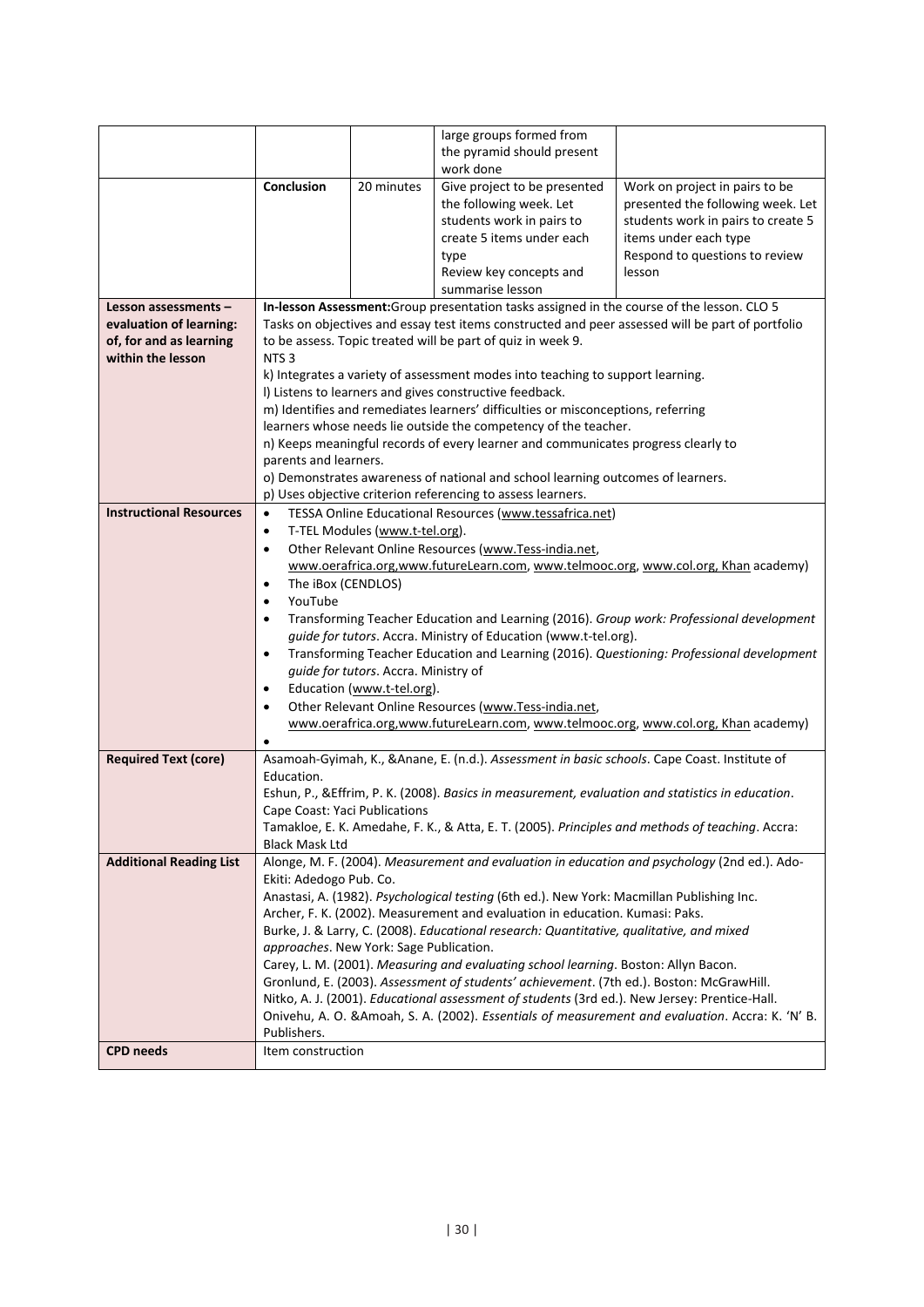| | | | | |
|---|---|---|---|---|
| | | | large groups formed from the pyramid should present work done | |
| | **Conclusion** | 20 minutes | Give project to be presented the following week. Let students work in pairs to create 5 items under each type<br>Review key concepts and summarise lesson | Work on project in pairs to be presented the following week. Let students work in pairs to create 5 items under each type<br>Respond to questions to review lesson |
| **Lesson assessments – evaluation of learning: of, for and as learning within the lesson** | **In-lesson Assessment:**Group presentation tasks assigned in the course of the lesson. CLO 5<br>Tasks on objectives and essay test items constructed and peer assessed will be part of portfolio to be assess. Topic treated will be part of quiz in week 9.<br>NTS 3<br>k) Integrates a variety of assessment modes into teaching to support learning.<br>l) Listens to learners and gives constructive feedback.<br>m) Identifies and remediates learners' difficulties or misconceptions, referring learners whose needs lie outside the competency of the teacher.<br>n) Keeps meaningful records of every learner and communicates progress clearly to parents and learners.<br>o) Demonstrates awareness of national and school learning outcomes of learners.<br>p) Uses objective criterion referencing to assess learners. | | | |
| **Instructional Resources** | • TESSA Online Educational Resources (www.tessafrica.net)<br>• T-TEL Modules (www.t-tel.org).<br>• Other Relevant Online Resources (www.Tess-india.net, www.oerafrica.org,www.futureLearn.com, www.telmooc.org, www.col.org, Khan academy)<br>• The iBox (CENDLOS)<br>• YouTube<br>• Transforming Teacher Education and Learning (2016). *Group work: Professional development guide for tutors*. Accra. Ministry of Education (www.t-tel.org).<br>• Transforming Teacher Education and Learning (2016). *Questioning: Professional development guide for tutors*. Accra. Ministry of<br>• Education (www.t-tel.org).<br>• Other Relevant Online Resources (www.Tess-india.net, www.oerafrica.org,www.futureLearn.com, www.telmooc.org, www.col.org, Khan academy)<br>• | | | |
| **Required Text (core)** | Asamoah-Gyimah, K., &Anane, E. (n.d.). *Assessment in basic schools*. Cape Coast. Institute of Education.<br>Eshun, P., &Effrim, P. K. (2008). *Basics in measurement, evaluation and statistics in education*. Cape Coast: Yaci Publications<br>Tamakloe, E. K. Amedahe, F. K., & Atta, E. T. (2005). *Principles and methods of teaching*. Accra: Black Mask Ltd | | | |
| **Additional Reading List** | Alonge, M. F. (2004). *Measurement and evaluation in education and psychology* (2nd ed.). Ado-Ekiti: Adedogo Pub. Co.<br>Anastasi, A. (1982). *Psychological testing* (6th ed.). New York: Macmillan Publishing Inc.<br>Archer, F. K. (2002). Measurement and evaluation in education. Kumasi: Paks.<br>Burke, J. & Larry, C. (2008). *Educational research: Quantitative, qualitative, and mixed approaches*. New York: Sage Publication.<br>Carey, L. M. (2001). *Measuring and evaluating school learning*. Boston: Allyn Bacon.<br>Gronlund, E. (2003). *Assessment of students' achievement*. (7th ed.). Boston: McGrawHill.<br>Nitko, A. J. (2001). *Educational assessment of students* (3rd ed.). New Jersey: Prentice-Hall.<br>Onivehu, A. O. &Amoah, S. A. (2002). *Essentials of measurement and evaluation*. Accra: K. 'N' B. Publishers. | | | |
| **CPD needs** | Item construction | | | |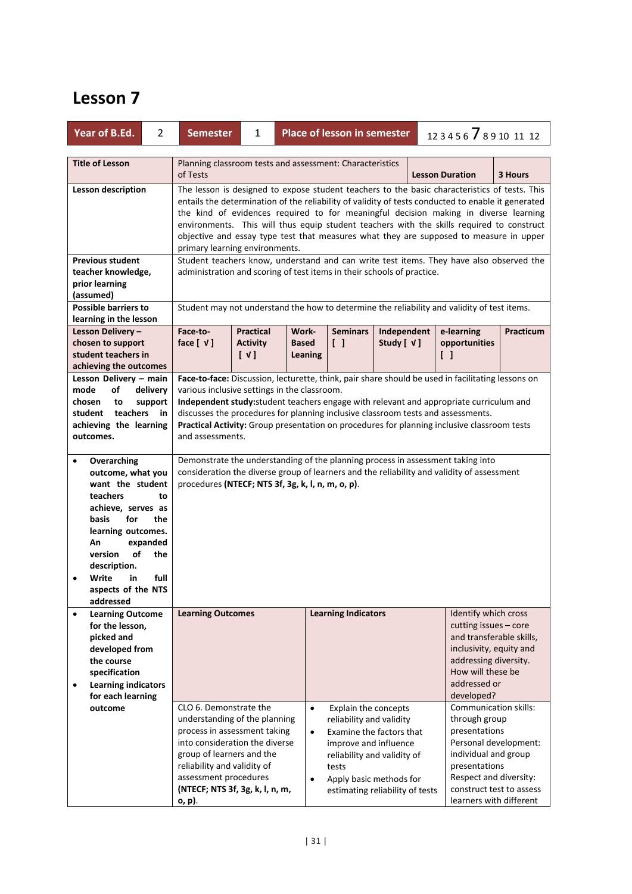# Lesson 7

| Year of B.Ed. | 2 | Semester | 1 | Place of lesson in semester | 1 2 3 4 5 6 **7** 8 9 10 11 12 |
|---|---|---|---|---|---|

| Title of Lesson | Planning classroom tests and assessment: Characteristics of Tests | | | | Lesson Duration | 3 Hours |
|---|---|---|---|---|---|---|
| Lesson description | The lesson is designed to expose student teachers to the basic characteristics of tests. This entails the determination of the reliability of validity of tests conducted to enable it generated the kind of evidences required to for meaningful decision making in diverse learning environments. This will thus equip student teachers with the skills required to construct objective and essay type test that measures what they are supposed to measure in upper primary learning environments. | | | | | |
| Previous student teacher knowledge, prior learning (assumed) | Student teachers know, understand and can write test items. They have also observed the administration and scoring of test items in their schools of practice. | | | | | |
| Possible barriers to learning in the lesson | Student may not understand the how to determine the reliability and validity of test items. | | | | | |

| Lesson Delivery – chosen to support student teachers in achieving the outcomes | Face-to-face [ √ ] | Practical Activity [ √ ] | Work-Based Leaning | Seminars [ ] | Independent Study [ √ ] | e-learning opportunities [ ] | Practicum |
|---|---|---|---|---|---|---|---|
| Lesson Delivery – main mode of delivery chosen to support student teachers in achieving the learning outcomes. | **Face-to-face:** Discussion, lecturette, think, pair share should be used in facilitating lessons on various inclusive settings in the classroom.<br>**Independent study:** student teachers engage with relevant and appropriate curriculum and discusses the procedures for planning inclusive classroom tests and assessments.<br>**Practical Activity:** Group presentation on procedures for planning inclusive classroom tests and assessments. | | | | | | |
| • Overarching outcome, what you want the student teachers to achieve, serves as basis for the learning outcomes. An expanded version of the description.<br>• Write in full aspects of the NTS addressed | Demonstrate the understanding of the planning process in assessment taking into consideration the diverse group of learners and the reliability and validity of assessment procedures **(NTECF; NTS 3f, 3g, k, l, n, m, o, p)**. | | | | | | |

| • Learning Outcome for the lesson, picked and developed from the course specification<br>• Learning indicators for each learning outcome | **Learning Outcomes** | **Learning Indicators** | Identify which cross cutting issues – core and transferable skills, inclusivity, equity and addressing diversity. How will these be addressed or developed? |
|---|---|---|---|
| | CLO 6. Demonstrate the understanding of the planning process in assessment taking into consideration the diverse group of learners and the reliability and validity of assessment procedures **(NTECF; NTS 3f, 3g, k, l, n, m, o, p)**. | • Explain the concepts reliability and validity<br>• Examine the factors that improve and influence reliability and validity of tests<br>• Apply basic methods for estimating reliability of tests | Communication skills: through group presentations<br>Personal development: individual and group presentations<br>Respect and diversity: construct test to assess learners with different |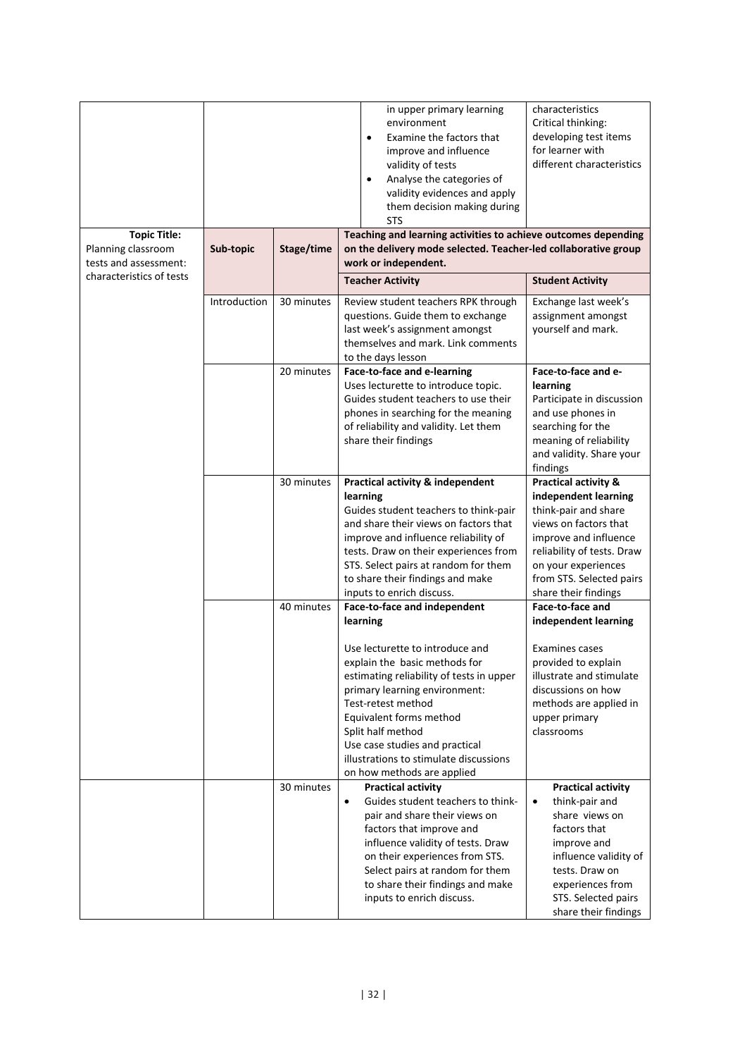| | | | | |
|---|---|---|---|---|
| | | | in upper primary learning environment<br>• Examine the factors that improve and influence validity of tests<br>• Analyse the categories of validity evidences and apply them decision making during STS | characteristics<br>Critical thinking: developing test items for learner with different characteristics |
| **Topic Title:** Planning classroom tests and assessment: characteristics of tests | **Sub-topic** | **Stage/time** | **Teaching and learning activities to achieve outcomes depending on the delivery mode selected. Teacher-led collaborative group work or independent.** | |
| | | | **Teacher Activity** | **Student Activity** |
| | Introduction | 30 minutes | Review student teachers RPK through questions. Guide them to exchange last week's assignment amongst themselves and mark. Link comments to the days lesson | Exchange last week's assignment amongst yourself and mark. |
| | | 20 minutes | **Face-to-face and e-learning**<br>Uses lecturette to introduce topic. Guides student teachers to use their phones in searching for the meaning of reliability and validity. Let them share their findings | **Face-to-face and e-learning**<br>Participate in discussion and use phones in searching for the meaning of reliability and validity. Share your findings |
| | | 30 minutes | **Practical activity & independent learning**<br>Guides student teachers to think-pair and share their views on factors that improve and influence reliability of tests. Draw on their experiences from STS. Select pairs at random for them to share their findings and make inputs to enrich discuss. | **Practical activity & independent learning**<br>think-pair and share views on factors that improve and influence reliability of tests. Draw on your experiences from STS. Selected pairs share their findings |
| | | 40 minutes | **Face-to-face and independent learning**<br><br>Use lecturette to introduce and explain the basic methods for estimating reliability of tests in upper primary learning environment:<br>Test-retest method<br>Equivalent forms method<br>Split half method<br>Use case studies and practical illustrations to stimulate discussions on how methods are applied | **Face-to-face and independent learning**<br><br>Examines cases provided to explain illustrate and stimulate discussions on how methods are applied in upper primary classrooms |
| | | 30 minutes | **Practical activity**<br>• Guides student teachers to think-pair and share their views on factors that improve and influence validity of tests. Draw on their experiences from STS. Select pairs at random for them to share their findings and make inputs to enrich discuss. | **Practical activity**<br>• think-pair and share views on factors that improve and influence validity of tests. Draw on experiences from STS. Selected pairs share their findings |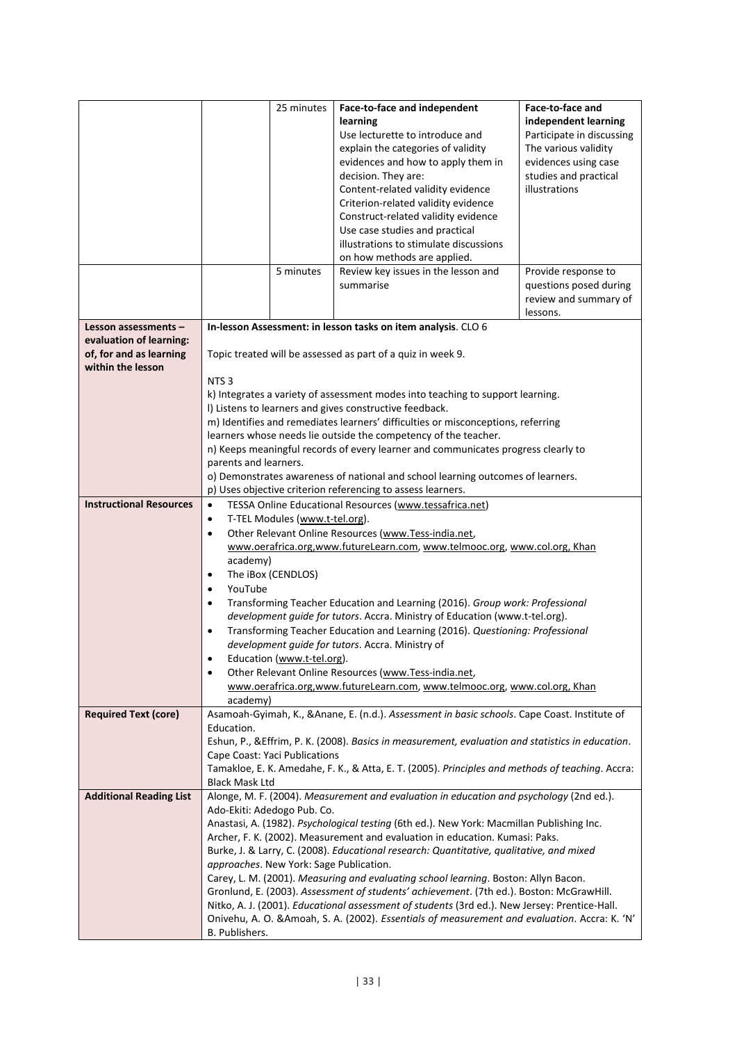| | | | | |
|---|---|---|---|---|
| | | 25 minutes | **Face-to-face and independent learning**<br>Use lecturette to introduce and explain the categories of validity evidences and how to apply them in decision. They are:<br>Content-related validity evidence<br>Criterion-related validity evidence<br>Construct-related validity evidence<br>Use case studies and practical illustrations to stimulate discussions on how methods are applied. | **Face-to-face and independent learning**<br>Participate in discussing The various validity evidences using case studies and practical illustrations |
| | | 5 minutes | Review key issues in the lesson and summarise | Provide response to questions posed during review and summary of lessons. |
| **Lesson assessments – evaluation of learning: of, for and as learning within the lesson** | **In-lesson Assessment: in lesson tasks on item analysis**. CLO 6<br><br>Topic treated will be assessed as part of a quiz in week 9.<br><br>NTS 3<br>k) Integrates a variety of assessment modes into teaching to support learning.<br>l) Listens to learners and gives constructive feedback.<br>m) Identifies and remediates learners' difficulties or misconceptions, referring learners whose needs lie outside the competency of the teacher.<br>n) Keeps meaningful records of every learner and communicates progress clearly to parents and learners.<br>o) Demonstrates awareness of national and school learning outcomes of learners.<br>p) Uses objective criterion referencing to assess learners. | | | |
| **Instructional Resources** | • TESSA Online Educational Resources (www.tessafrica.net)<br>• T-TEL Modules (www.t-tel.org).<br>• Other Relevant Online Resources (www.Tess-india.net, www.oerafrica.org,www.futureLearn.com, www.telmooc.org, www.col.org, Khan academy)<br>• The iBox (CENDLOS)<br>• YouTube<br>• Transforming Teacher Education and Learning (2016). *Group work: Professional development guide for tutors*. Accra. Ministry of Education (www.t-tel.org).<br>• Transforming Teacher Education and Learning (2016). *Questioning: Professional development guide for tutors*. Accra. Ministry of<br>• Education (www.t-tel.org).<br>• Other Relevant Online Resources (www.Tess-india.net, www.oerafrica.org,www.futureLearn.com, www.telmooc.org, www.col.org, Khan academy) | | | |
| **Required Text (core)** | Asamoah-Gyimah, K., &Anane, E. (n.d.). *Assessment in basic schools*. Cape Coast. Institute of Education.<br>Eshun, P., &Effrim, P. K. (2008). *Basics in measurement, evaluation and statistics in education*. Cape Coast: Yaci Publications<br>Tamakloe, E. K. Amedahe, F. K., & Atta, E. T. (2005). *Principles and methods of teaching*. Accra: Black Mask Ltd | | | |
| **Additional Reading List** | Alonge, M. F. (2004). *Measurement and evaluation in education and psychology* (2nd ed.). Ado-Ekiti: Adedogo Pub. Co.<br>Anastasi, A. (1982). *Psychological testing* (6th ed.). New York: Macmillan Publishing Inc.<br>Archer, F. K. (2002). Measurement and evaluation in education. Kumasi: Paks.<br>Burke, J. & Larry, C. (2008). *Educational research: Quantitative, qualitative, and mixed approaches*. New York: Sage Publication.<br>Carey, L. M. (2001). *Measuring and evaluating school learning*. Boston: Allyn Bacon.<br>Gronlund, E. (2003). *Assessment of students' achievement*. (7th ed.). Boston: McGrawHill.<br>Nitko, A. J. (2001). *Educational assessment of students* (3rd ed.). New Jersey: Prentice-Hall.<br>Onivehu, A. O. &Amoah, S. A. (2002). *Essentials of measurement and evaluation*. Accra: K. 'N' B. Publishers. | | | |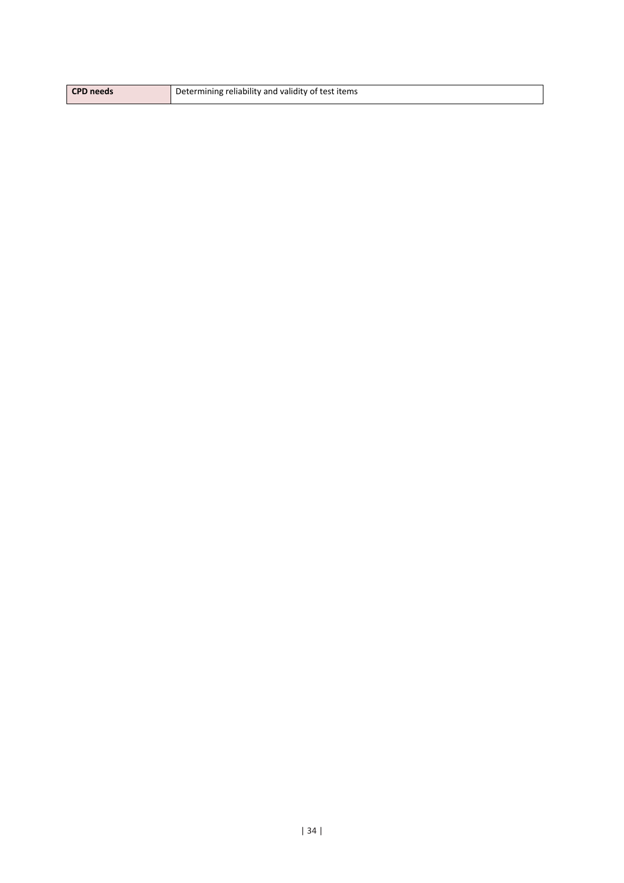| **CPD needs** | Determining reliability and validity of test items |
|---|---|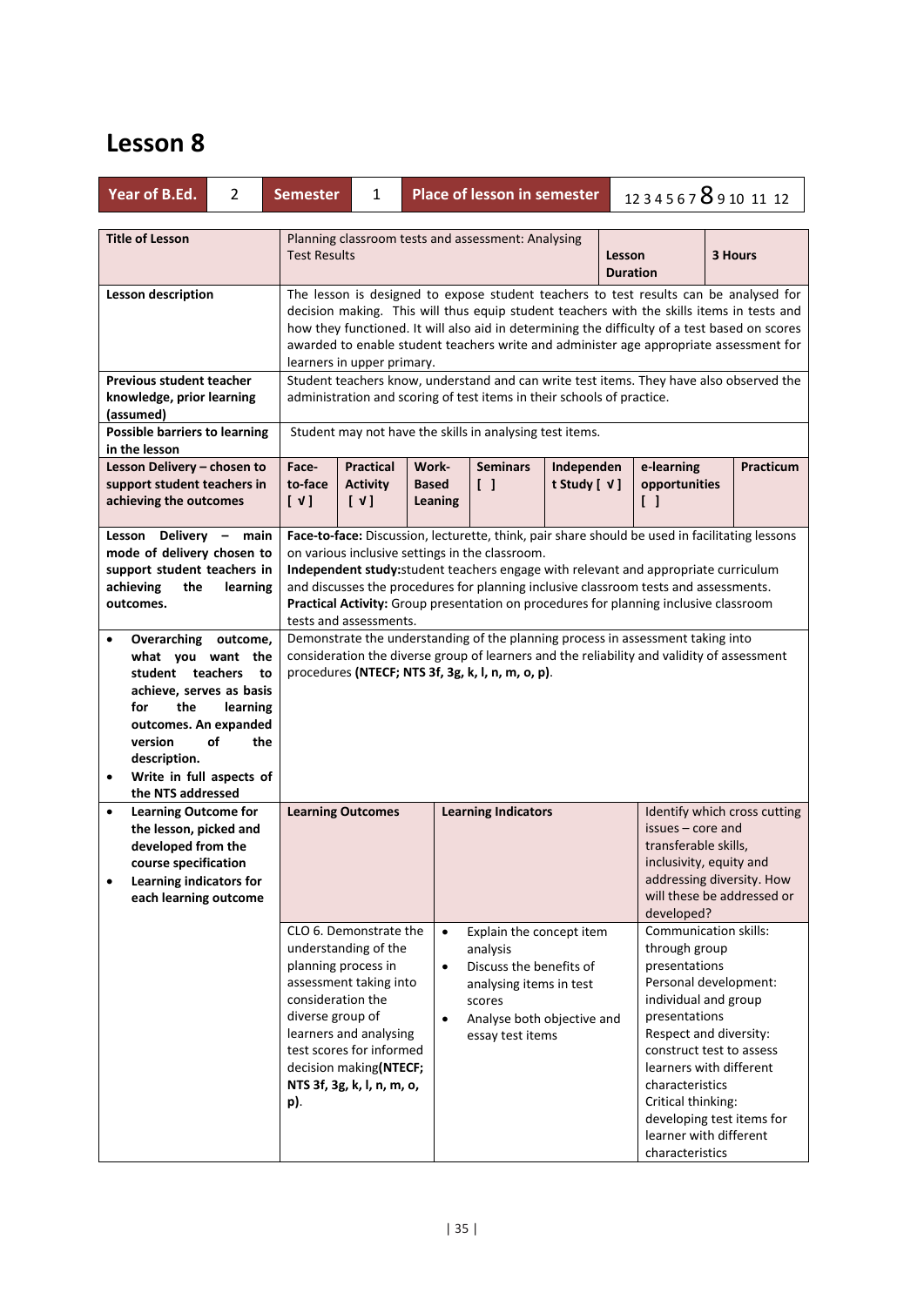# Lesson 8

| Year of B.Ed. | 2 | Semester | 1 | Place of lesson in semester | 1 2 3 4 5 6 7 **8** 9 10 11 12 |
|---|---|---|---|---|---|

| Title of Lesson | Planning classroom tests and assessment: Analysing Test Results | | | | Lesson Duration | 3 Hours |
|---|---|---|---|---|---|---|
| **Lesson description** | The lesson is designed to expose student teachers to test results can be analysed for decision making. This will thus equip student teachers with the skills items in tests and how they functioned. It will also aid in determining the difficulty of a test based on scores awarded to enable student teachers write and administer age appropriate assessment for learners in upper primary. | | | | | |
| **Previous student teacher knowledge, prior learning (assumed)** | Student teachers know, understand and can write test items. They have also observed the administration and scoring of test items in their schools of practice. | | | | | |
| **Possible barriers to learning in the lesson** | Student may not have the skills in analysing test items. | | | | | |
| **Lesson Delivery – chosen to support student teachers in achieving the outcomes** | **Face-to-face [ √ ]** | **Practical Activity [ √ ]** | **Work-Based Leaning** | **Seminars [ ]** | **Independent Study [ √ ]** | **e-learning opportunities [ ]** / **Practicum** |
| **Lesson Delivery – main mode of delivery chosen to support student teachers in achieving the learning outcomes.** | **Face-to-face:** Discussion, lecturette, think, pair share should be used in facilitating lessons on various inclusive settings in the classroom.<br>**Independent study:** student teachers engage with relevant and appropriate curriculum and discusses the procedures for planning inclusive classroom tests and assessments.<br>**Practical Activity:** Group presentation on procedures for planning inclusive classroom tests and assessments. | | | | | |
| • **Overarching outcome, what you want the student teachers to achieve, serves as basis for the learning outcomes. An expanded version of the description.**<br>• **Write in full aspects of the NTS addressed** | Demonstrate the understanding of the planning process in assessment taking into consideration the diverse group of learners and the reliability and validity of assessment procedures **(NTECF; NTS 3f, 3g, k, l, n, m, o, p)**. | | | | | |
| • **Learning Outcome for the lesson, picked and developed from the course specification**<br>• **Learning indicators for each learning outcome** | **Learning Outcomes** | **Learning Indicators** | | | Identify which cross cutting issues – core and transferable skills, inclusivity, equity and addressing diversity. How will these be addressed or developed? | |
| | CLO 6. Demonstrate the understanding of the planning process in assessment taking into consideration the diverse group of learners and analysing test scores for informed decision making**(NTECF; NTS 3f, 3g, k, l, n, m, o, p)**. | • Explain the concept item analysis<br>• Discuss the benefits of analysing items in test scores<br>• Analyse both objective and essay test items | | | Communication skills: through group presentations<br>Personal development: individual and group presentations<br>Respect and diversity: construct test to assess learners with different characteristics<br>Critical thinking: developing test items for learner with different characteristics | |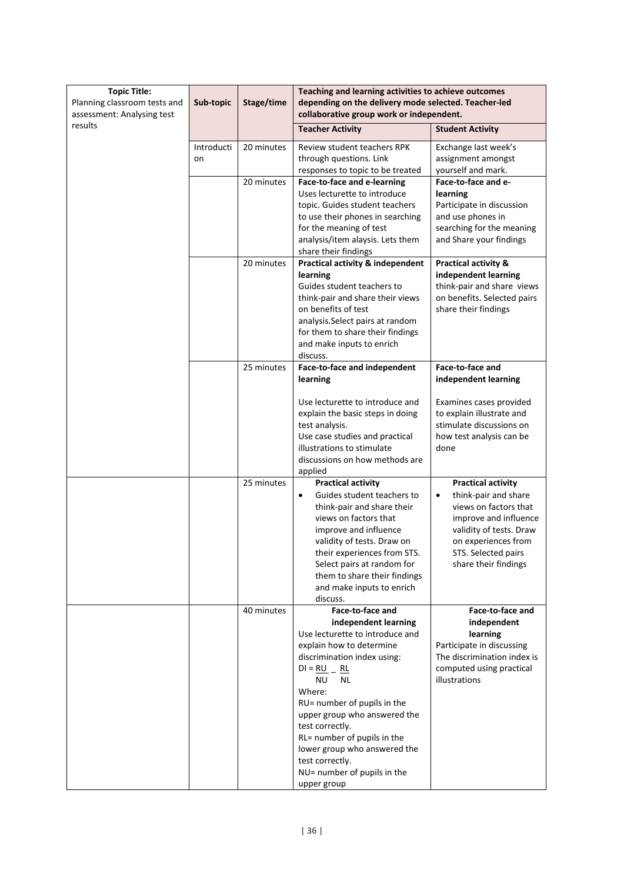| Topic Title: Planning classroom tests and assessment: Analysing test results | Sub-topic | Stage/time | Teaching and learning activities to achieve outcomes depending on the delivery mode selected. Teacher-led collaborative group work or independent. | |
|---|---|---|---|---|
| | | | **Teacher Activity** | **Student Activity** |
| | Introduction | 20 minutes | Review student teachers RPK through questions. Link responses to topic to be treated | Exchange last week's assignment amongst yourself and mark. |
| | | 20 minutes | **Face-to-face and e-learning** Uses lecturette to introduce topic. Guides student teachers to use their phones in searching for the meaning of test analysis/item alaysis. Lets them share their findings | **Face-to-face and e-learning** Participate in discussion and use phones in searching for the meaning and Share your findings |
| | | 20 minutes | **Practical activity & independent learning** Guides student teachers to think-pair and share their views on benefits of test analysis.Select pairs at random for them to share their findings and make inputs to enrich discuss. | **Practical activity & independent learning** think-pair and share views on benefits. Selected pairs share their findings |
| | | 25 minutes | **Face-to-face and independent learning** Use lecturette to introduce and explain the basic steps in doing test analysis. Use case studies and practical illustrations to stimulate discussions on how methods are applied | **Face-to-face and independent learning** Examines cases provided to explain illustrate and stimulate discussions on how test analysis can be done |
| | | 25 minutes | **Practical activity** <br>• Guides student teachers to think-pair and share their views on factors that improve and influence validity of tests. Draw on their experiences from STS. Select pairs at random for them to share their findings and make inputs to enrich discuss. | **Practical activity** <br>• think-pair and share views on factors that improve and influence validity of tests. Draw on experiences from STS. Selected pairs share their findings |
| | | 40 minutes | **Face-to-face and independent learning** Use lecturette to introduce and explain how to determine discrimination index using: $DI = \frac{RU}{NU} - \frac{RL}{NL}$ Where: RU= number of pupils in the upper group who answered the test correctly. RL= number of pupils in the lower group who answered the test correctly. NU= number of pupils in the upper group | **Face-to-face and independent learning** Participate in discussing The discrimination index is computed using practical illustrations |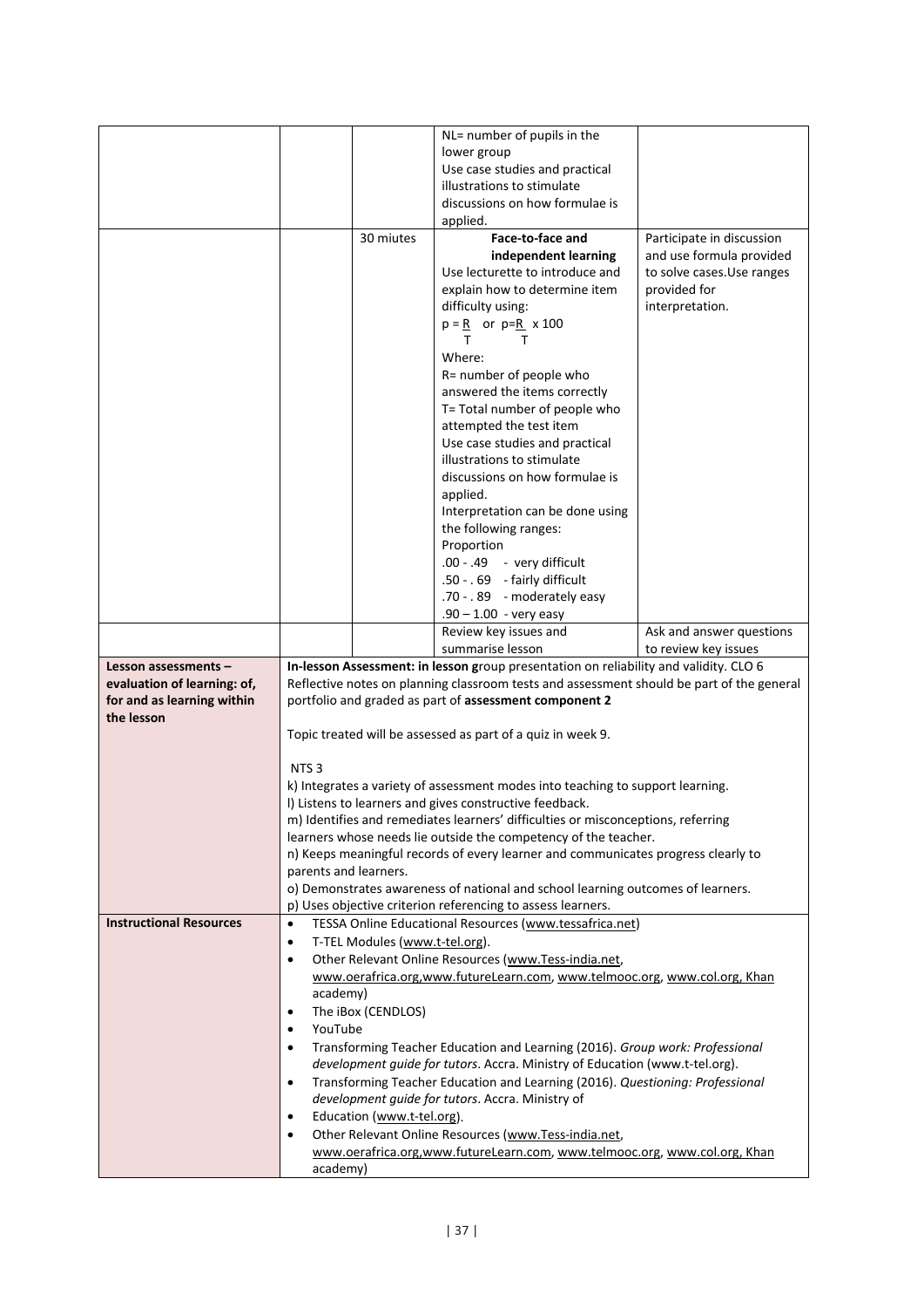| | | | | |
|---|---|---|---|---|
| | | | NL= number of pupils in the lower group<br>Use case studies and practical illustrations to stimulate discussions on how formulae is applied. | |
| | | 30 miutes | **Face-to-face and independent learning**<br>Use lecturette to introduce and explain how to determine item difficulty using:<br>$p = \frac{R}{T}$ or $p=\frac{R}{T} \times 100$<br>Where:<br>R= number of people who answered the items correctly<br>T= Total number of people who attempted the test item<br>Use case studies and practical illustrations to stimulate discussions on how formulae is applied.<br>Interpretation can be done using the following ranges:<br>Proportion<br>.00 - .49 - very difficult<br>.50 - . 69 - fairly difficult<br>.70 - . 89 - moderately easy<br>.90 – 1.00 - very easy | Participate in discussion and use formula provided to solve cases.Use ranges provided for interpretation. |
| | | | Review key issues and summarise lesson | Ask and answer questions to review key issues |
| **Lesson assessments – evaluation of learning: of, for and as learning within the lesson** | **In-lesson Assessment: in lesson g**roup presentation on reliability and validity. CLO 6<br>Reflective notes on planning classroom tests and assessment should be part of the general portfolio and graded as part of **assessment component 2**<br><br>Topic treated will be assessed as part of a quiz in week 9.<br><br>NTS 3<br>k) Integrates a variety of assessment modes into teaching to support learning.<br>l) Listens to learners and gives constructive feedback.<br>m) Identifies and remediates learners' difficulties or misconceptions, referring learners whose needs lie outside the competency of the teacher.<br>n) Keeps meaningful records of every learner and communicates progress clearly to parents and learners.<br>o) Demonstrates awareness of national and school learning outcomes of learners.<br>p) Uses objective criterion referencing to assess learners. | | | |
| **Instructional Resources** | • TESSA Online Educational Resources (www.tessafrica.net)<br>• T-TEL Modules (www.t-tel.org).<br>• Other Relevant Online Resources (www.Tess-india.net, www.oerafrica.org,www.futureLearn.com, www.telmooc.org, www.col.org, Khan academy)<br>• The iBox (CENDLOS)<br>• YouTube<br>• Transforming Teacher Education and Learning (2016). *Group work: Professional development guide for tutors*. Accra. Ministry of Education (www.t-tel.org).<br>• Transforming Teacher Education and Learning (2016). *Questioning: Professional development guide for tutors*. Accra. Ministry of<br>• Education (www.t-tel.org).<br>• Other Relevant Online Resources (www.Tess-india.net, www.oerafrica.org,www.futureLearn.com, www.telmooc.org, www.col.org, Khan academy) | | | |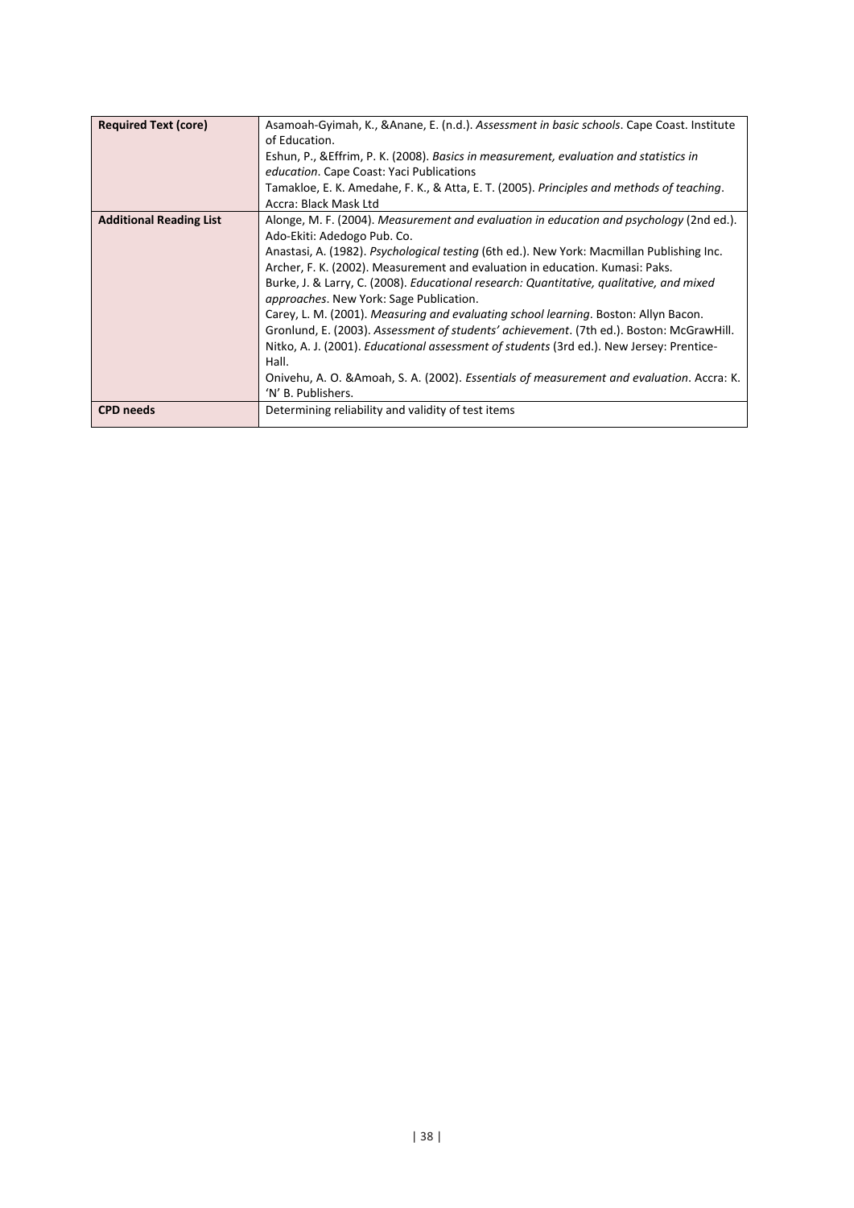| **Required Text (core)** | Asamoah-Gyimah, K., &Anane, E. (n.d.). *Assessment in basic schools*. Cape Coast. Institute of Education.<br>Eshun, P., &Effrim, P. K. (2008). *Basics in measurement, evaluation and statistics in education*. Cape Coast: Yaci Publications<br>Tamakloe, E. K. Amedahe, F. K., & Atta, E. T. (2005). *Principles and methods of teaching*. Accra: Black Mask Ltd |
|---|---|
| **Additional Reading List** | Alonge, M. F. (2004). *Measurement and evaluation in education and psychology* (2nd ed.). Ado-Ekiti: Adedogo Pub. Co.<br>Anastasi, A. (1982). *Psychological testing* (6th ed.). New York: Macmillan Publishing Inc.<br>Archer, F. K. (2002). Measurement and evaluation in education. Kumasi: Paks.<br>Burke, J. & Larry, C. (2008). *Educational research: Quantitative, qualitative, and mixed approaches*. New York: Sage Publication.<br>Carey, L. M. (2001). *Measuring and evaluating school learning*. Boston: Allyn Bacon.<br>Gronlund, E. (2003). *Assessment of students' achievement*. (7th ed.). Boston: McGrawHill.<br>Nitko, A. J. (2001). *Educational assessment of students* (3rd ed.). New Jersey: Prentice-Hall.<br>Onivehu, A. O. &Amoah, S. A. (2002). *Essentials of measurement and evaluation*. Accra: K. 'N' B. Publishers. |
| **CPD needs** | Determining reliability and validity of test items |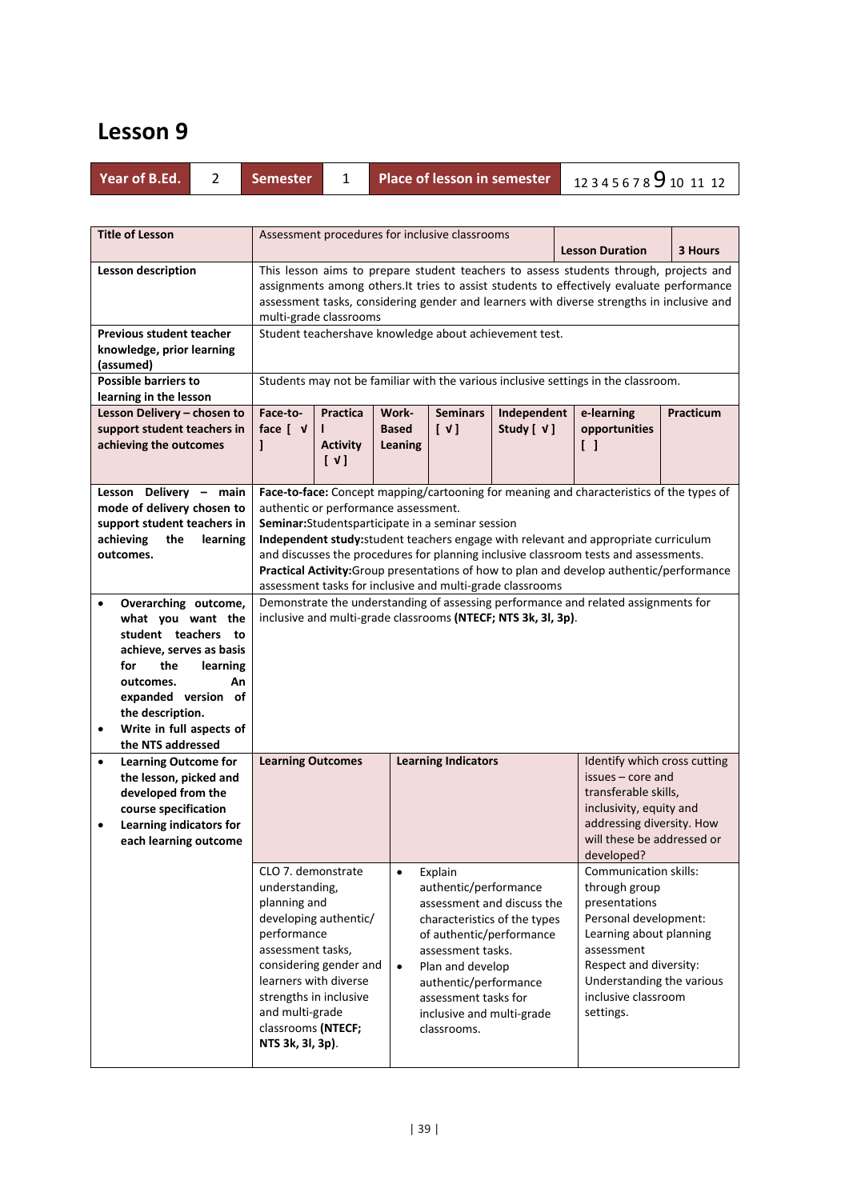# Lesson 9

| Year of B.Ed. | 2 | Semester | 1 | Place of lesson in semester | 1 2 3 4 5 6 7 8 **9** 10 11 12 |
|---|---|---|---|---|---|

| Title of Lesson | Assessment procedures for inclusive classrooms | | | | Lesson Duration | 3 Hours |
|---|---|---|---|---|---|---|
| Lesson description | This lesson aims to prepare student teachers to assess students through, projects and assignments among others.It tries to assist students to effectively evaluate performance assessment tasks, considering gender and learners with diverse strengths in inclusive and multi-grade classrooms | | | | | |
| Previous student teacher knowledge, prior learning (assumed) | Student teachershave knowledge about achievement test. | | | | | |
| Possible barriers to learning in the lesson | Students may not be familiar with the various inclusive settings in the classroom. | | | | | |
| Lesson Delivery – chosen to support student teachers in achieving the outcomes | Face-to-face [ √ ] | Practical Activity [ √ ] | Work-Based Leaning | Seminars [ √ ] | Independent Study [ √ ] | e-learning opportunities [ ] | Practicum |
| Lesson Delivery – main mode of delivery chosen to support student teachers in achieving the learning outcomes. | **Face-to-face:** Concept mapping/cartooning for meaning and characteristics of the types of authentic or performance assessment.<br>**Seminar:**Studentsparticipate in a seminar session<br>**Independent study:**student teachers engage with relevant and appropriate curriculum and discusses the procedures for planning inclusive classroom tests and assessments.<br>**Practical Activity:**Group presentations of how to plan and develop authentic/performance assessment tasks for inclusive and multi-grade classrooms | | | | | |
| • Overarching outcome, what you want the student teachers to achieve, serves as basis for the learning outcomes. An expanded version of the description.<br>• Write in full aspects of the NTS addressed | Demonstrate the understanding of assessing performance and related assignments for inclusive and multi-grade classrooms **(NTECF; NTS 3k, 3l, 3p)**. | | | | | |
| • Learning Outcome for the lesson, picked and developed from the course specification<br>• Learning indicators for each learning outcome | **Learning Outcomes** | **Learning Indicators** | | | Identify which cross cutting issues – core and transferable skills, inclusivity, equity and addressing diversity. How will these be addressed or developed? | |
| | CLO 7. demonstrate understanding, planning and developing authentic/ performance assessment tasks, considering gender and learners with diverse strengths in inclusive and multi-grade classrooms **(NTECF; NTS 3k, 3l, 3p)**. | • Explain authentic/performance assessment and discuss the characteristics of the types of authentic/performance assessment tasks.<br>• Plan and develop authentic/performance assessment tasks for inclusive and multi-grade classrooms. | | | Communication skills: through group presentations<br>Personal development: Learning about planning assessment<br>Respect and diversity: Understanding the various inclusive classroom settings. | |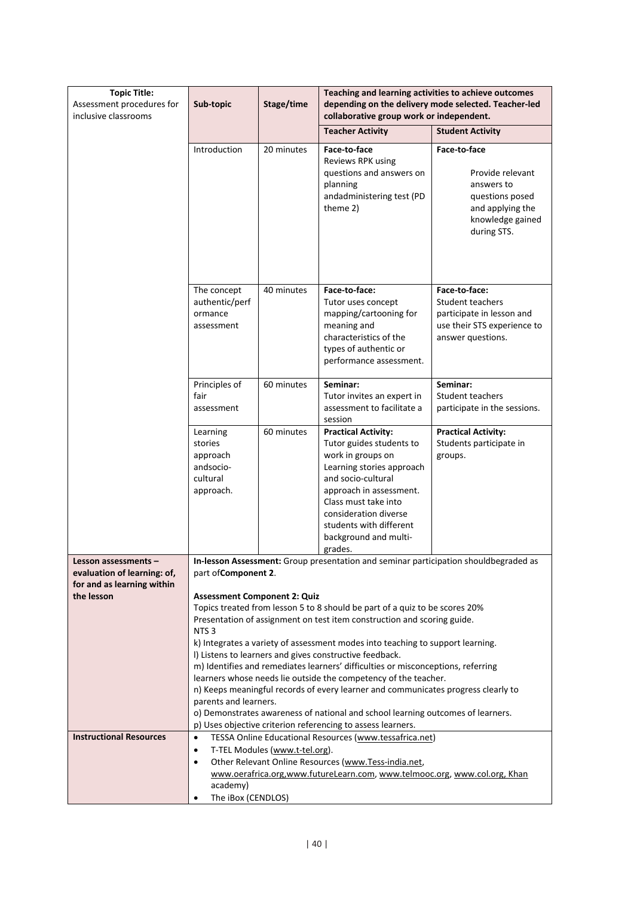| Topic Title: Assessment procedures for inclusive classrooms | Sub-topic | Stage/time | Teaching and learning activities to achieve outcomes depending on the delivery mode selected. Teacher-led collaborative group work or independent. | |
|---|---|---|---|---|
| | | | **Teacher Activity** | **Student Activity** |
| | Introduction | 20 minutes | **Face-to-face** Reviews RPK using questions and answers on planning andadministering test (PD theme 2) | **Face-to-face** Provide relevant answers to questions posed and applying the knowledge gained during STS. |
| | The concept authentic/performance assessment | 40 minutes | **Face-to-face:** Tutor uses concept mapping/cartooning for meaning and characteristics of the types of authentic or performance assessment. | **Face-to-face:** Student teachers participate in lesson and use their STS experience to answer questions. |
| | Principles of fair assessment | 60 minutes | **Seminar:** Tutor invites an expert in assessment to facilitate a session | **Seminar:** Student teachers participate in the sessions. |
| | Learning stories approach andsocio-cultural approach. | 60 minutes | **Practical Activity:** Tutor guides students to work in groups on Learning stories approach and socio-cultural approach in assessment. Class must take into consideration diverse students with different background and multi-grades. | **Practical Activity:** Students participate in groups. |
| **Lesson assessments – evaluation of learning: of, for and as learning within the lesson** | **In-lesson Assessment:** Group presentation and seminar participation shouldbegraded as part of**Component 2**.<br><br>**Assessment Component 2: Quiz**<br>Topics treated from lesson 5 to 8 should be part of a quiz to be scores 20%<br>Presentation of assignment on test item construction and scoring guide.<br>NTS 3<br>k) Integrates a variety of assessment modes into teaching to support learning.<br>l) Listens to learners and gives constructive feedback.<br>m) Identifies and remediates learners' difficulties or misconceptions, referring learners whose needs lie outside the competency of the teacher.<br>n) Keeps meaningful records of every learner and communicates progress clearly to parents and learners.<br>o) Demonstrates awareness of national and school learning outcomes of learners.<br>p) Uses objective criterion referencing to assess learners. | | | |
| **Instructional Resources** | • TESSA Online Educational Resources (www.tessafrica.net)<br>• T-TEL Modules (www.t-tel.org).<br>• Other Relevant Online Resources (www.Tess-india.net, www.oerafrica.org,www.futureLearn.com, www.telmooc.org, www.col.org, Khan academy)<br>• The iBox (CENDLOS) | | | |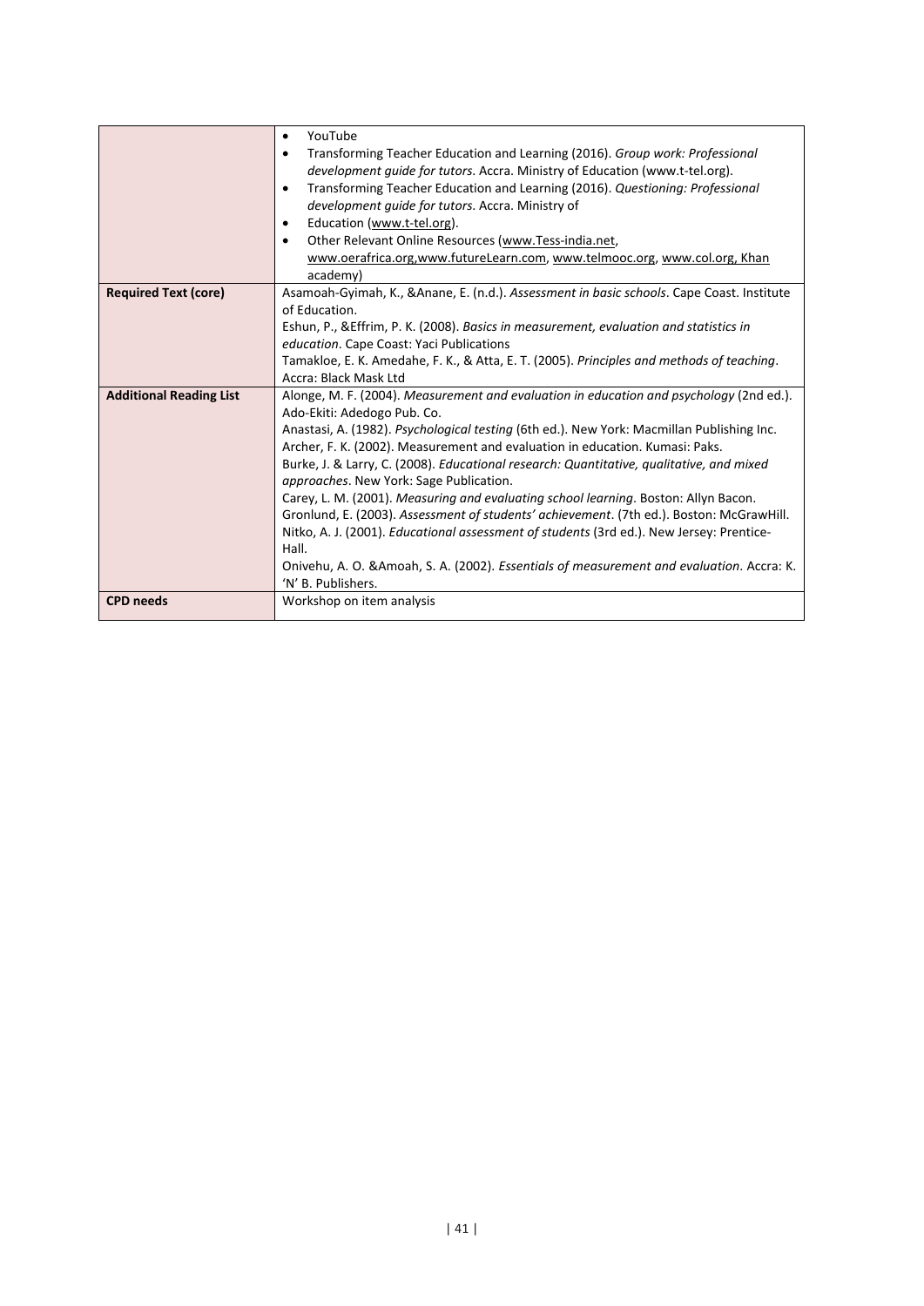| | |
|---|---|
| | • YouTube<br>• Transforming Teacher Education and Learning (2016). *Group work: Professional development guide for tutors*. Accra. Ministry of Education (www.t-tel.org).<br>• Transforming Teacher Education and Learning (2016). *Questioning: Professional development guide for tutors*. Accra. Ministry of<br>• Education (www.t-tel.org).<br>• Other Relevant Online Resources (www.Tess-india.net, www.oerafrica.org,www.futureLearn.com, www.telmooc.org, www.col.org, Khan academy) |
| **Required Text (core)** | Asamoah-Gyimah, K., &Anane, E. (n.d.). *Assessment in basic schools*. Cape Coast. Institute of Education.<br>Eshun, P., &Effrim, P. K. (2008). *Basics in measurement, evaluation and statistics in education*. Cape Coast: Yaci Publications<br>Tamakloe, E. K. Amedahe, F. K., & Atta, E. T. (2005). *Principles and methods of teaching*. Accra: Black Mask Ltd |
| **Additional Reading List** | Alonge, M. F. (2004). *Measurement and evaluation in education and psychology* (2nd ed.). Ado-Ekiti: Adedogo Pub. Co.<br>Anastasi, A. (1982). *Psychological testing* (6th ed.). New York: Macmillan Publishing Inc.<br>Archer, F. K. (2002). Measurement and evaluation in education. Kumasi: Paks.<br>Burke, J. & Larry, C. (2008). *Educational research: Quantitative, qualitative, and mixed approaches*. New York: Sage Publication.<br>Carey, L. M. (2001). *Measuring and evaluating school learning*. Boston: Allyn Bacon.<br>Gronlund, E. (2003). *Assessment of students' achievement*. (7th ed.). Boston: McGrawHill.<br>Nitko, A. J. (2001). *Educational assessment of students* (3rd ed.). New Jersey: Prentice-Hall.<br>Onivehu, A. O. &Amoah, S. A. (2002). *Essentials of measurement and evaluation*. Accra: K. 'N' B. Publishers. |
| **CPD needs** | Workshop on item analysis |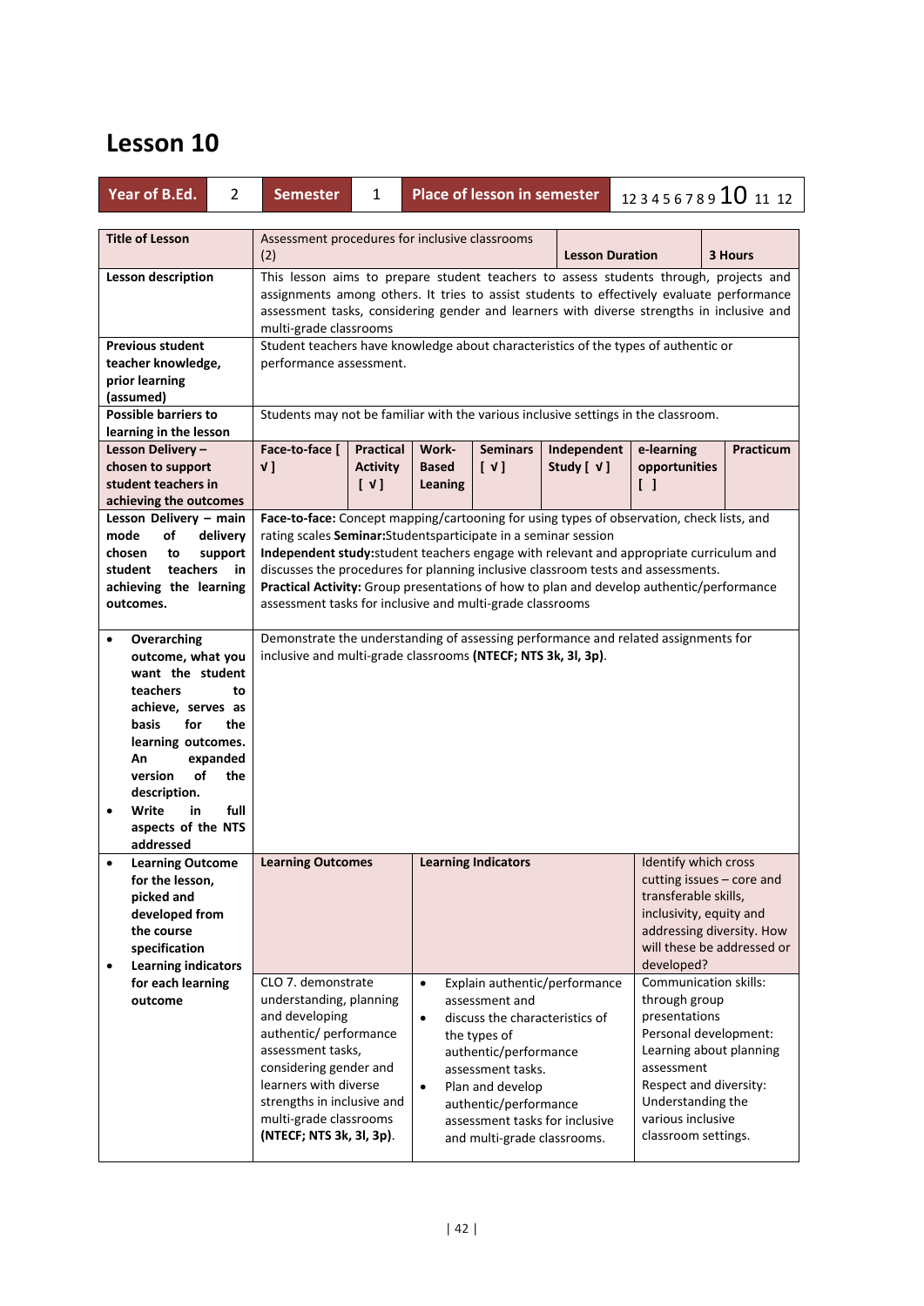# Lesson 10

| Year of B.Ed. | 2 | Semester | 1 | Place of lesson in semester | 1 2 3 4 5 6 7 8 9 **10** 11 12 |
|---|---|---|---|---|---|

| Title of Lesson | Assessment procedures for inclusive classrooms (2) | | | | Lesson Duration | | 3 Hours |
|---|---|---|---|---|---|---|---|
| Lesson description | This lesson aims to prepare student teachers to assess students through, projects and assignments among others. It tries to assist students to effectively evaluate performance assessment tasks, considering gender and learners with diverse strengths in inclusive and multi-grade classrooms | | | | | | |
| Previous student teacher knowledge, prior learning (assumed) | Student teachers have knowledge about characteristics of the types of authentic or performance assessment. | | | | | | |
| Possible barriers to learning in the lesson | Students may not be familiar with the various inclusive settings in the classroom. | | | | | | |
| Lesson Delivery – chosen to support student teachers in achieving the outcomes | Face-to-face [ √ ] | Practical Activity [ √ ] | Work-Based Leaning | Seminars [ √ ] | Independent Study [ √ ] | e-learning opportunities [ ] | Practicum |
| Lesson Delivery – main mode of delivery chosen to support student teachers in achieving the learning outcomes. | **Face-to-face:** Concept mapping/cartooning for using types of observation, check lists, and rating scales **Seminar:** Studentsparticipate in a seminar session<br>**Independent study:** student teachers engage with relevant and appropriate curriculum and discusses the procedures for planning inclusive classroom tests and assessments.<br>**Practical Activity:** Group presentations of how to plan and develop authentic/performance assessment tasks for inclusive and multi-grade classrooms | | | | | | |
| • Overarching outcome, what you want the student teachers to achieve, serves as basis for the learning outcomes. An expanded version of the description.<br>• Write in full aspects of the NTS addressed | Demonstrate the understanding of assessing performance and related assignments for inclusive and multi-grade classrooms **(NTECF; NTS 3k, 3l, 3p)**. | | | | | | |
| • Learning Outcome for the lesson, picked and developed from the course specification<br>• Learning indicators for each learning outcome | **Learning Outcomes** | **Learning Indicators** | | | | Identify which cross cutting issues – core and transferable skills, inclusivity, equity and addressing diversity. How will these be addressed or developed? | |
| | CLO 7. demonstrate understanding, planning and developing authentic/ performance assessment tasks, considering gender and learners with diverse strengths in inclusive and multi-grade classrooms **(NTECF; NTS 3k, 3l, 3p)**. | • Explain authentic/performance assessment and<br>• discuss the characteristics of the types of authentic/performance assessment tasks.<br>• Plan and develop authentic/performance assessment tasks for inclusive and multi-grade classrooms. | | | | Communication skills: through group presentations<br>Personal development: Learning about planning assessment<br>Respect and diversity: Understanding the various inclusive classroom settings. | |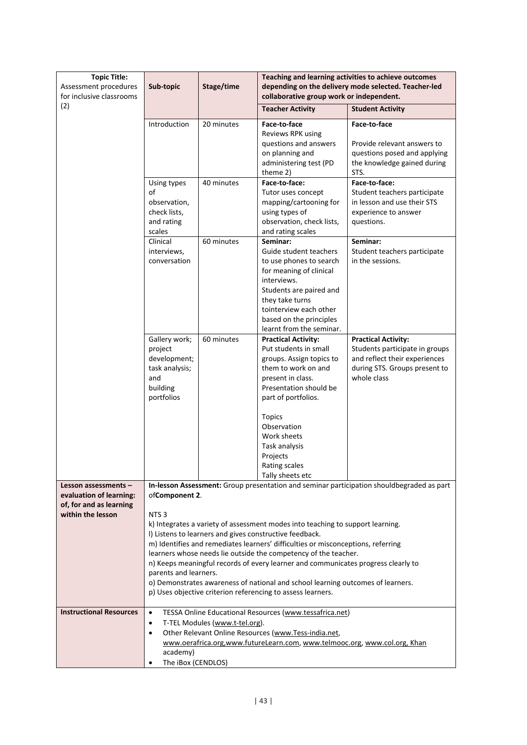| Topic Title: Assessment procedures for inclusive classrooms (2) | Sub-topic | Stage/time | Teaching and learning activities to achieve outcomes depending on the delivery mode selected. Teacher-led collaborative group work or independent. | |
|---|---|---|---|---|
| | | | **Teacher Activity** | **Student Activity** |
| | Introduction | 20 minutes | **Face-to-face**<br>Reviews RPK using questions and answers on planning and administering test (PD theme 2) | **Face-to-face**<br><br>Provide relevant answers to questions posed and applying the knowledge gained during STS. |
| | Using types of observation, check lists, and rating scales | 40 minutes | **Face-to-face:**<br>Tutor uses concept mapping/cartooning for using types of observation, check lists, and rating scales | **Face-to-face:**<br>Student teachers participate in lesson and use their STS experience to answer questions. |
| | Clinical interviews, conversation | 60 minutes | **Seminar:**<br>Guide student teachers to use phones to search for meaning of clinical interviews.<br>Students are paired and they take turns tointerview each other based on the principles learnt from the seminar. | **Seminar:**<br>Student teachers participate in the sessions. |
| | Gallery work; project development; task analysis; and building portfolios | 60 minutes | **Practical Activity:**<br>Put students in small groups. Assign topics to them to work on and present in class. Presentation should be part of portfolios.<br><br>Topics<br>Observation<br>Work sheets<br>Task analysis<br>Projects<br>Rating scales<br>Tally sheets etc | **Practical Activity:**<br>Students participate in groups and reflect their experiences during STS. Groups present to whole class |
| **Lesson assessments – evaluation of learning: of, for and as learning within the lesson** | **In-lesson Assessment:** Group presentation and seminar participation shouldbegraded as part of**Component 2**.<br><br>NTS 3<br>k) Integrates a variety of assessment modes into teaching to support learning.<br>l) Listens to learners and gives constructive feedback.<br>m) Identifies and remediates learners' difficulties or misconceptions, referring learners whose needs lie outside the competency of the teacher.<br>n) Keeps meaningful records of every learner and communicates progress clearly to parents and learners.<br>o) Demonstrates awareness of national and school learning outcomes of learners.<br>p) Uses objective criterion referencing to assess learners. | | | |
| **Instructional Resources** | • TESSA Online Educational Resources (www.tessafrica.net)<br>• T-TEL Modules (www.t-tel.org).<br>• Other Relevant Online Resources (www.Tess-india.net, www.oerafrica.org,www.futureLearn.com, www.telmooc.org, www.col.org, Khan academy)<br>• The iBox (CENDLOS) | | | |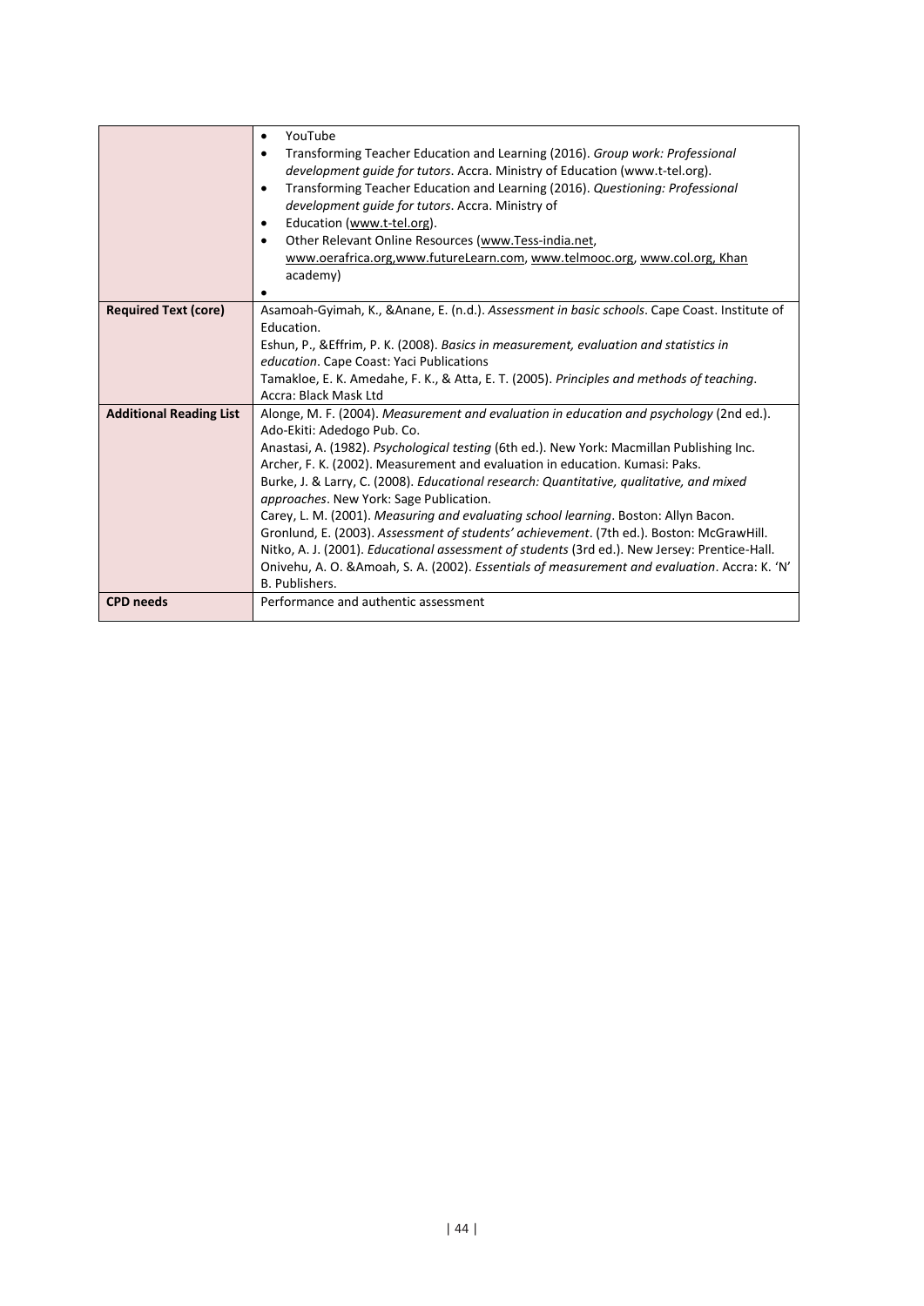| | |
|---|---|
| | • YouTube<br>• Transforming Teacher Education and Learning (2016). *Group work: Professional development guide for tutors*. Accra. Ministry of Education (www.t-tel.org).<br>• Transforming Teacher Education and Learning (2016). *Questioning: Professional development guide for tutors*. Accra. Ministry of<br>• Education (www.t-tel.org).<br>• Other Relevant Online Resources (www.Tess-india.net, www.oerafrica.org,www.futureLearn.com, www.telmooc.org, www.col.org, Khan academy)<br>• |
| **Required Text (core)** | Asamoah-Gyimah, K., &Anane, E. (n.d.). *Assessment in basic schools*. Cape Coast. Institute of Education.<br>Eshun, P., &Effrim, P. K. (2008). *Basics in measurement, evaluation and statistics in education*. Cape Coast: Yaci Publications<br>Tamakloe, E. K. Amedahe, F. K., & Atta, E. T. (2005). *Principles and methods of teaching*. Accra: Black Mask Ltd |
| **Additional Reading List** | Alonge, M. F. (2004). *Measurement and evaluation in education and psychology* (2nd ed.). Ado-Ekiti: Adedogo Pub. Co.<br>Anastasi, A. (1982). *Psychological testing* (6th ed.). New York: Macmillan Publishing Inc.<br>Archer, F. K. (2002). Measurement and evaluation in education. Kumasi: Paks.<br>Burke, J. & Larry, C. (2008). *Educational research: Quantitative, qualitative, and mixed approaches*. New York: Sage Publication.<br>Carey, L. M. (2001). *Measuring and evaluating school learning*. Boston: Allyn Bacon.<br>Gronlund, E. (2003). *Assessment of students' achievement*. (7th ed.). Boston: McGrawHill.<br>Nitko, A. J. (2001). *Educational assessment of students* (3rd ed.). New Jersey: Prentice-Hall.<br>Onivehu, A. O. &Amoah, S. A. (2002). *Essentials of measurement and evaluation*. Accra: K. 'N' B. Publishers. |
| **CPD needs** | Performance and authentic assessment |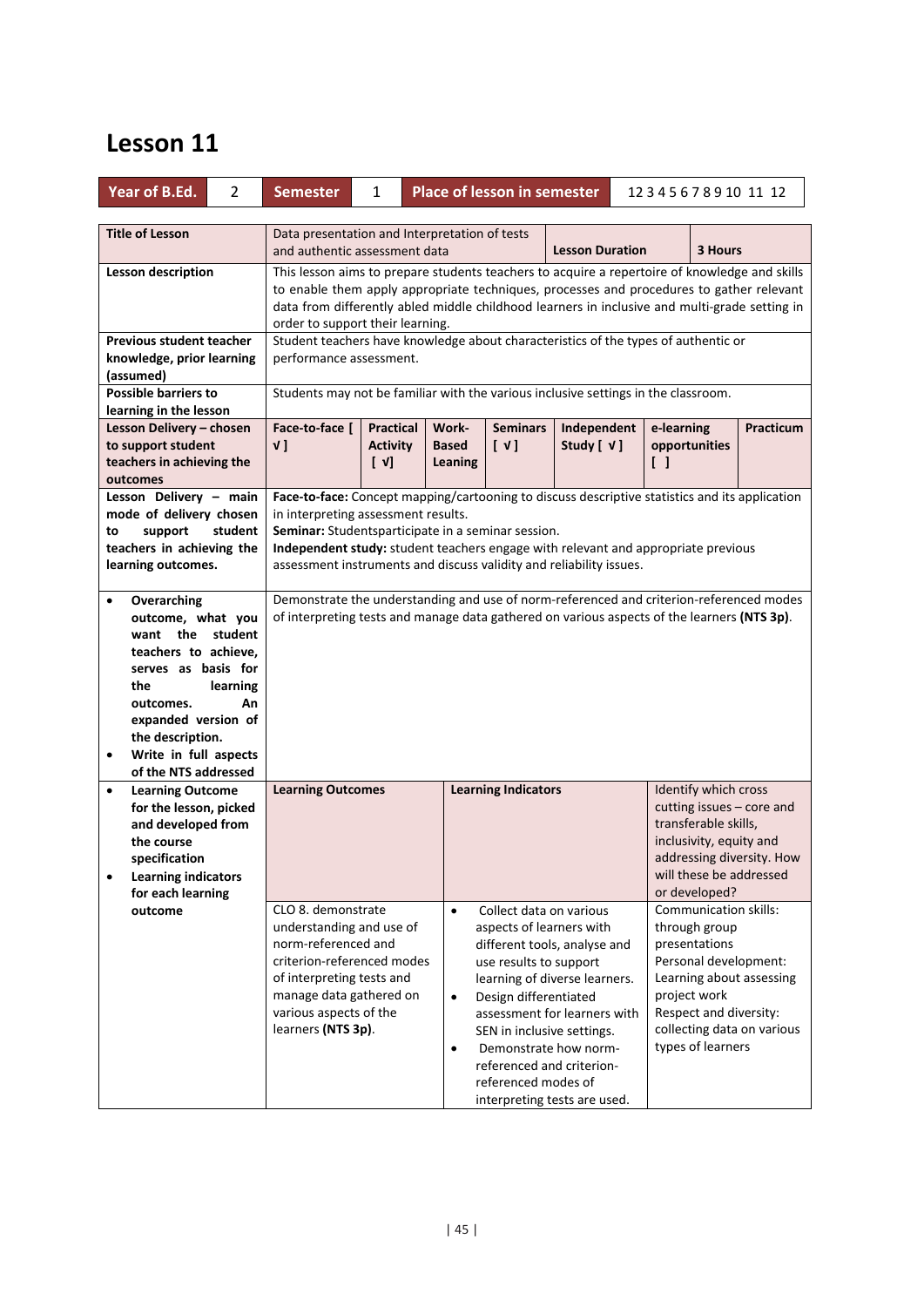# Lesson 11

| Year of B.Ed. | 2 | Semester | 1 | Place of lesson in semester | 1 2 3 4 5 6 7 8 9 10 11 12 |
|---|---|---|---|---|---|

| Title of Lesson | Data presentation and Interpretation of tests and authentic assessment data | | | Lesson Duration | | 3 Hours |
|---|---|---|---|---|---|---|
| Lesson description | This lesson aims to prepare students teachers to acquire a repertoire of knowledge and skills to enable them apply appropriate techniques, processes and procedures to gather relevant data from differently abled middle childhood learners in inclusive and multi-grade setting in order to support their learning. | | | | | |
| Previous student teacher knowledge, prior learning (assumed) | Student teachers have knowledge about characteristics of the types of authentic or performance assessment. | | | | | |
| Possible barriers to learning in the lesson | Students may not be familiar with the various inclusive settings in the classroom. | | | | | |
| Lesson Delivery – chosen to support student teachers in achieving the outcomes | Face-to-face [ √ ] | Practical Activity [ √] | Work-Based Leaning | Seminars [ √ ] | Independent Study [ √ ] | e-learning opportunities [ ] | Practicum |
| Lesson Delivery – main mode of delivery chosen to support student teachers in achieving the learning outcomes. | **Face-to-face:** Concept mapping/cartooning to discuss descriptive statistics and its application in interpreting assessment results.<br>**Seminar:** Studentsparticipate in a seminar session.<br>**Independent study:** student teachers engage with relevant and appropriate previous assessment instruments and discuss validity and reliability issues. | | | | | |
| • Overarching outcome, what you want the student teachers to achieve, serves as basis for the learning outcomes. An expanded version of the description.<br>• Write in full aspects of the NTS addressed | Demonstrate the understanding and use of norm-referenced and criterion-referenced modes of interpreting tests and manage data gathered on various aspects of the learners **(NTS 3p)**. | | | | | |

| | Learning Outcomes | Learning Indicators | Identify which cross cutting issues – core and transferable skills, inclusivity, equity and addressing diversity. How will these be addressed or developed? |
|---|---|---|---|
| • Learning Outcome for the lesson, picked and developed from the course specification<br>• Learning indicators for each learning outcome | CLO 8. demonstrate understanding and use of norm-referenced and criterion-referenced modes of interpreting tests and manage data gathered on various aspects of the learners **(NTS 3p)**. | • Collect data on various aspects of learners with different tools, analyse and use results to support learning of diverse learners.<br>• Design differentiated assessment for learners with SEN in inclusive settings.<br>• Demonstrate how norm-referenced and criterion-referenced modes of interpreting tests are used. | Communication skills: through group presentations<br>Personal development: Learning about assessing project work<br>Respect and diversity: collecting data on various types of learners |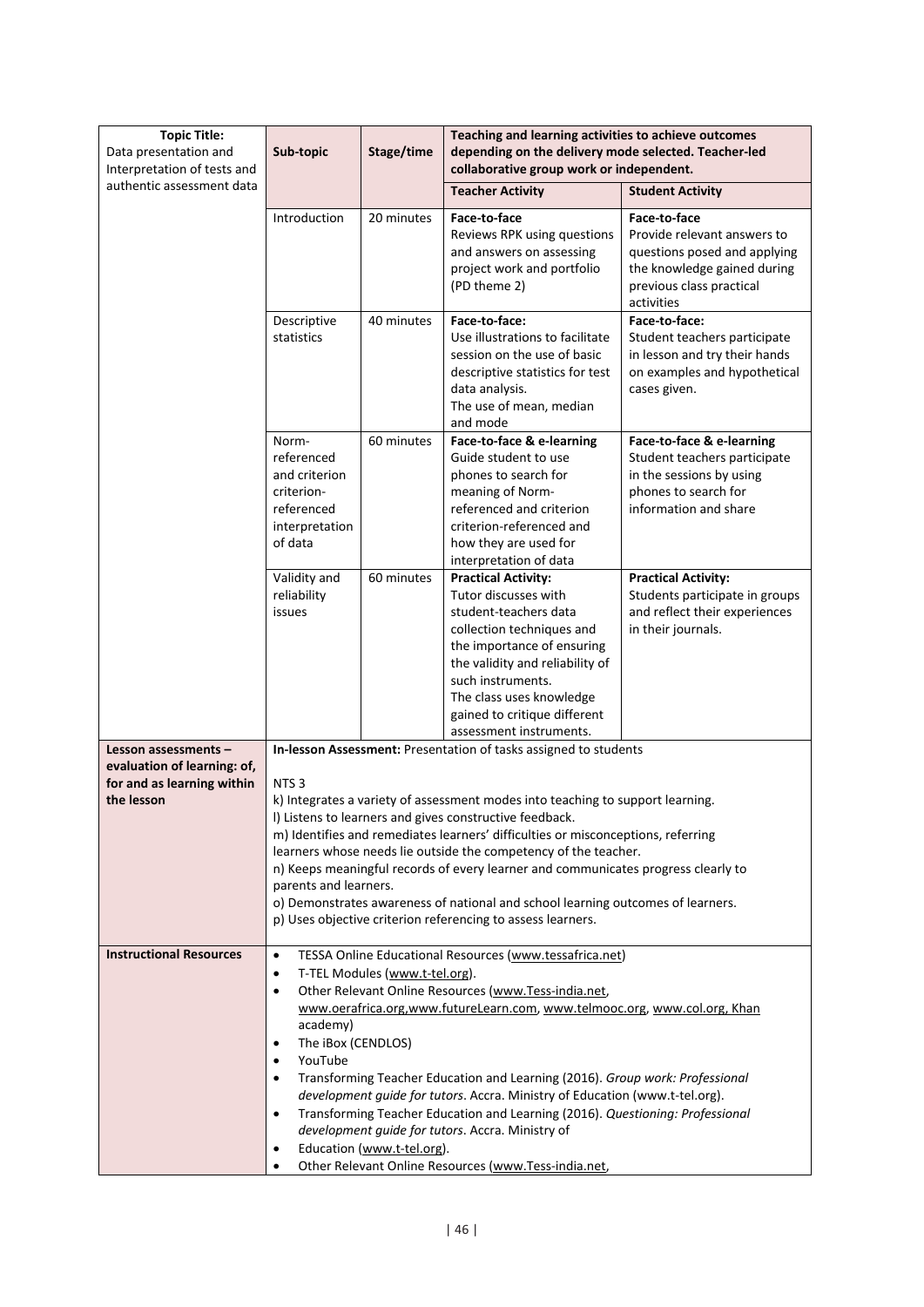| Topic Title: Data presentation and Interpretation of tests and authentic assessment data | Sub-topic | Stage/time | Teaching and learning activities to achieve outcomes depending on the delivery mode selected. Teacher-led collaborative group work or independent. | |
|---|---|---|---|---|
| | | | **Teacher Activity** | **Student Activity** |
| | Introduction | 20 minutes | **Face-to-face** Reviews RPK using questions and answers on assessing project work and portfolio (PD theme 2) | **Face-to-face** Provide relevant answers to questions posed and applying the knowledge gained during previous class practical activities |
| | Descriptive statistics | 40 minutes | **Face-to-face:** Use illustrations to facilitate session on the use of basic descriptive statistics for test data analysis. The use of mean, median and mode | **Face-to-face:** Student teachers participate in lesson and try their hands on examples and hypothetical cases given. |
| | Norm-referenced and criterion criterion-referenced interpretation of data | 60 minutes | **Face-to-face & e-learning** Guide student to use phones to search for meaning of Norm-referenced and criterion criterion-referenced and how they are used for interpretation of data | **Face-to-face & e-learning** Student teachers participate in the sessions by using phones to search for information and share |
| | Validity and reliability issues | 60 minutes | **Practical Activity:** Tutor discusses with student-teachers data collection techniques and the importance of ensuring the validity and reliability of such instruments. The class uses knowledge gained to critique different assessment instruments. | **Practical Activity:** Students participate in groups and reflect their experiences in their journals. |
| **Lesson assessments – evaluation of learning: of, for and as learning within the lesson** | **In-lesson Assessment:** Presentation of tasks assigned to students<br><br>NTS 3<br>k) Integrates a variety of assessment modes into teaching to support learning.<br>l) Listens to learners and gives constructive feedback.<br>m) Identifies and remediates learners' difficulties or misconceptions, referring learners whose needs lie outside the competency of the teacher.<br>n) Keeps meaningful records of every learner and communicates progress clearly to parents and learners.<br>o) Demonstrates awareness of national and school learning outcomes of learners.<br>p) Uses objective criterion referencing to assess learners. | | | |
| **Instructional Resources** | • TESSA Online Educational Resources (www.tessafrica.net)<br>• T-TEL Modules (www.t-tel.org).<br>• Other Relevant Online Resources (www.Tess-india.net, www.oerafrica.org,www.futureLearn.com, www.telmooc.org, www.col.org, Khan academy)<br>• The iBox (CENDLOS)<br>• YouTube<br>• Transforming Teacher Education and Learning (2016). *Group work: Professional development guide for tutors*. Accra. Ministry of Education (www.t-tel.org).<br>• Transforming Teacher Education and Learning (2016). *Questioning: Professional development guide for tutors*. Accra. Ministry of<br>• Education (www.t-tel.org).<br>• Other Relevant Online Resources (www.Tess-india.net, | | | |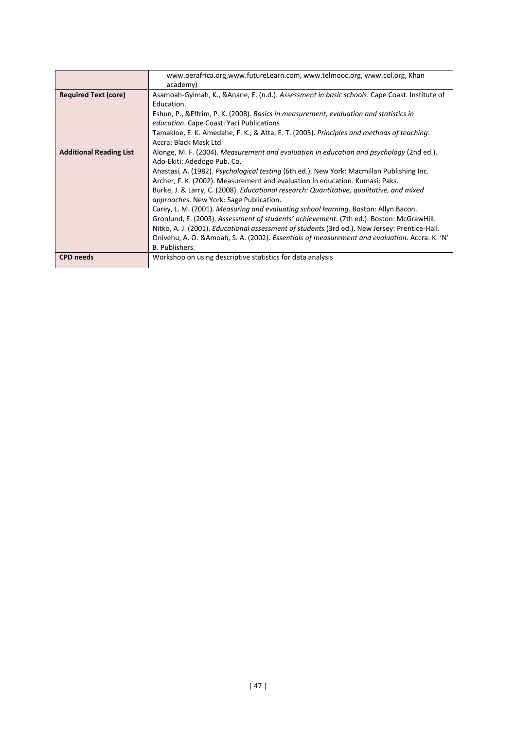| | |
|---|---|
| | www.oerafrica.org,www.futureLearn.com, www.telmooc.org, www.col.org, Khan academy) |
| **Required Text (core)** | Asamoah-Gyimah, K., &Anane, E. (n.d.). *Assessment in basic schools*. Cape Coast. Institute of Education.<br>Eshun, P., &Effrim, P. K. (2008). *Basics in measurement, evaluation and statistics in education*. Cape Coast: Yaci Publications<br>Tamakloe, E. K. Amedahe, F. K., & Atta, E. T. (2005). *Principles and methods of teaching*. Accra: Black Mask Ltd |
| **Additional Reading List** | Alonge, M. F. (2004). *Measurement and evaluation in education and psychology* (2nd ed.). Ado-Ekiti: Adedogo Pub. Co.<br>Anastasi, A. (1982). *Psychological testing* (6th ed.). New York: Macmillan Publishing Inc.<br>Archer, F. K. (2002). Measurement and evaluation in education. Kumasi: Paks.<br>Burke, J. & Larry, C. (2008). *Educational research: Quantitative, qualitative, and mixed approaches*. New York: Sage Publication.<br>Carey, L. M. (2001). *Measuring and evaluating school learning*. Boston: Allyn Bacon.<br>Gronlund, E. (2003). *Assessment of students' achievement*. (7th ed.). Boston: McGrawHill.<br>Nitko, A. J. (2001). *Educational assessment of students* (3rd ed.). New Jersey: Prentice-Hall.<br>Onivehu, A. O. &Amoah, S. A. (2002). *Essentials of measurement and evaluation*. Accra: K. 'N' B. Publishers. |
| **CPD needs** | Workshop on using descriptive statistics for data analysis |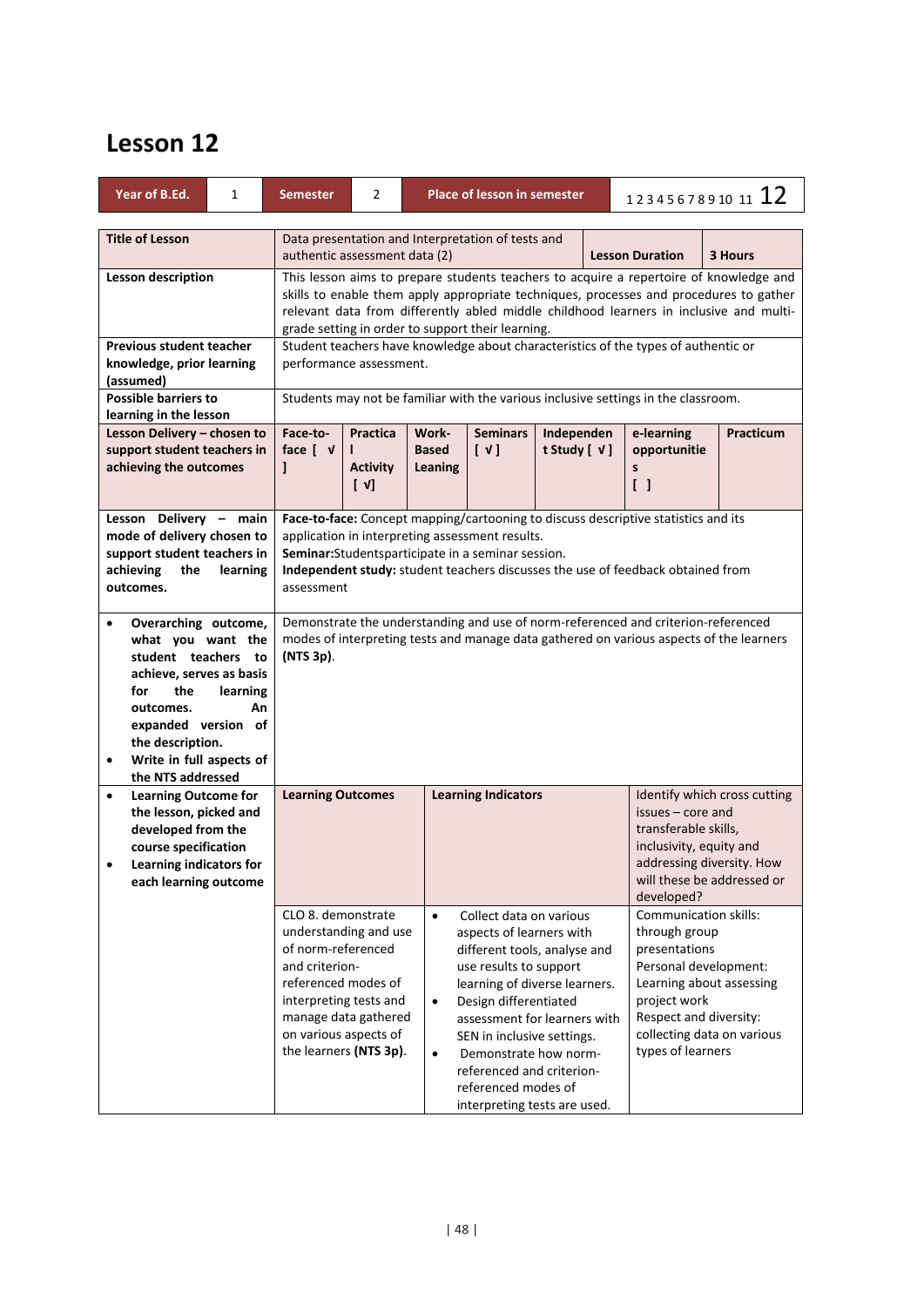# Lesson 12

| Year of B.Ed. | 1 | Semester | 2 | Place of lesson in semester | 1 2 3 4 5 6 7 8 9 10 11 **12** |
|---|---|---|---|---|---|

| **Title of Lesson** | Data presentation and Interpretation of tests and authentic assessment data (2) | | | | **Lesson Duration** | **3 Hours** | |
|---|---|---|---|---|---|---|---|
| **Lesson description** | This lesson aims to prepare students teachers to acquire a repertoire of knowledge and skills to enable them apply appropriate techniques, processes and procedures to gather relevant data from differently abled middle childhood learners in inclusive and multi-grade setting in order to support their learning. | | | | | | |
| **Previous student teacher knowledge, prior learning (assumed)** | Student teachers have knowledge about characteristics of the types of authentic or performance assessment. | | | | | | |
| **Possible barriers to learning in the lesson** | Students may not be familiar with the various inclusive settings in the classroom. | | | | | | |
| **Lesson Delivery – chosen to support student teachers in achieving the outcomes** | **Face-to-face [ √ ]** | **Practical Activity [ √]** | **Work-Based Leaning** | **Seminars [ √ ]** | **Independent Study [ √ ]** | **e-learning opportunities [ ]** | **Practicum** |
| **Lesson Delivery – main mode of delivery chosen to support student teachers in achieving the learning outcomes.** | **Face-to-face:** Concept mapping/cartooning to discuss descriptive statistics and its application in interpreting assessment results.<br>**Seminar:**Studentsparticipate in a seminar session.<br>**Independent study:** student teachers discusses the use of feedback obtained from assessment | | | | | | |
| • **Overarching outcome, what you want the student teachers to achieve, serves as basis for the learning outcomes. An expanded version of the description.**<br>• **Write in full aspects of the NTS addressed** | Demonstrate the understanding and use of norm-referenced and criterion-referenced modes of interpreting tests and manage data gathered on various aspects of the learners **(NTS 3p)**. | | | | | | |
| • **Learning Outcome for the lesson, picked and developed from the course specification**<br>• **Learning indicators for each learning outcome** | **Learning Outcomes** | **Learning Indicators** | | | | Identify which cross cutting issues – core and transferable skills, inclusivity, equity and addressing diversity. How will these be addressed or developed? | |
| | CLO 8. demonstrate understanding and use of norm-referenced and criterion-referenced modes of interpreting tests and manage data gathered on various aspects of the learners **(NTS 3p)**. | • Collect data on various aspects of learners with different tools, analyse and use results to support learning of diverse learners.<br>• Design differentiated assessment for learners with SEN in inclusive settings.<br>• Demonstrate how norm-referenced and criterion-referenced modes of interpreting tests are used. | | | | Communication skills: through group presentations<br>Personal development: Learning about assessing project work<br>Respect and diversity: collecting data on various types of learners | |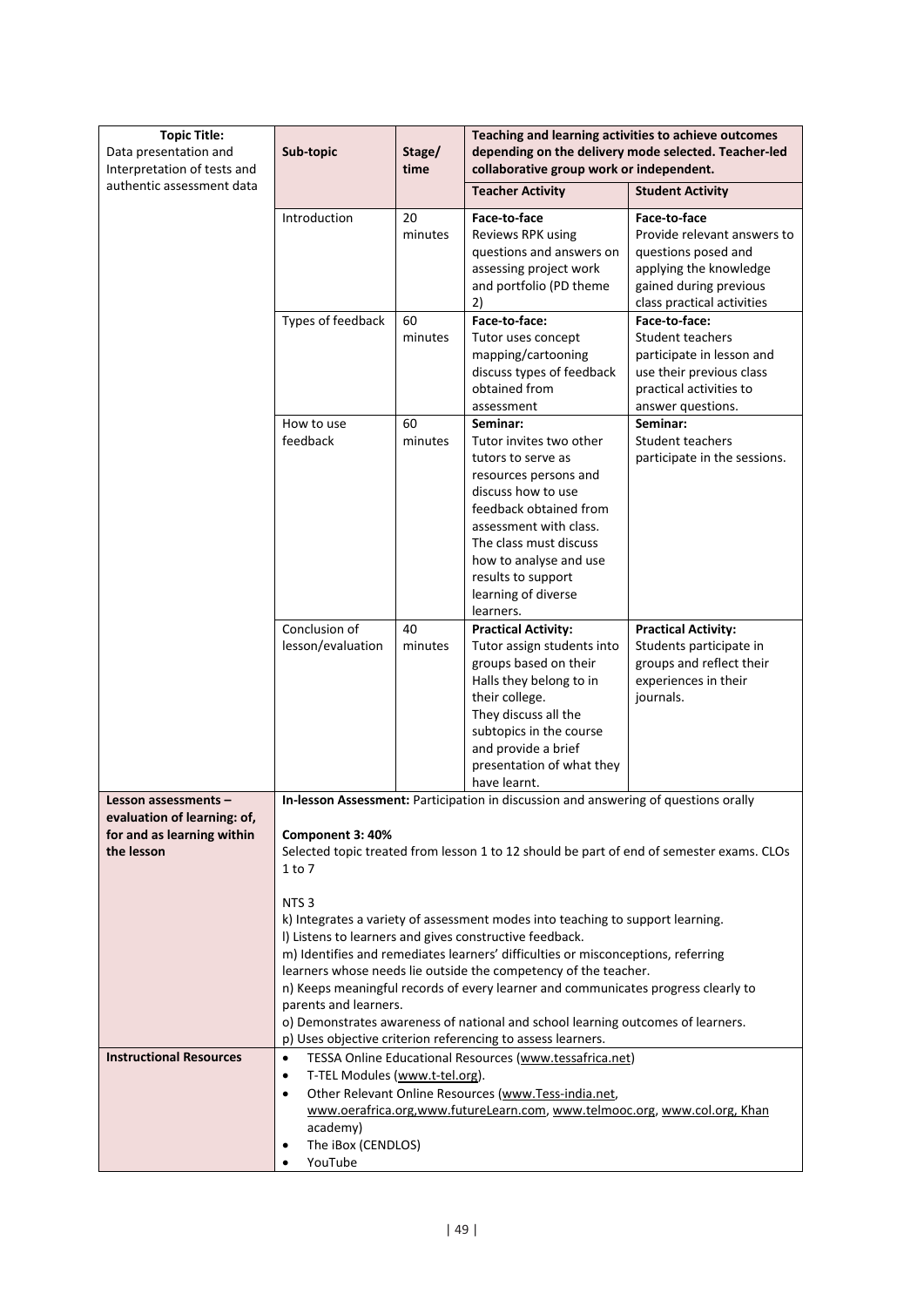| Topic Title: Data presentation and Interpretation of tests and authentic assessment data | Sub-topic | Stage/ time | Teaching and learning activities to achieve outcomes depending on the delivery mode selected. Teacher-led collaborative group work or independent. | |
|---|---|---|---|---|
| | | | **Teacher Activity** | **Student Activity** |
| | Introduction | 20 minutes | **Face-to-face** Reviews RPK using questions and answers on assessing project work and portfolio (PD theme 2) | **Face-to-face** Provide relevant answers to questions posed and applying the knowledge gained during previous class practical activities |
| | Types of feedback | 60 minutes | **Face-to-face:** Tutor uses concept mapping/cartooning discuss types of feedback obtained from assessment | **Face-to-face:** Student teachers participate in lesson and use their previous class practical activities to answer questions. |
| | How to use feedback | 60 minutes | **Seminar:** Tutor invites two other tutors to serve as resources persons and discuss how to use feedback obtained from assessment with class. The class must discuss how to analyse and use results to support learning of diverse learners. | **Seminar:** Student teachers participate in the sessions. |
| | Conclusion of lesson/evaluation | 40 minutes | **Practical Activity:** Tutor assign students into groups based on their Halls they belong to in their college. They discuss all the subtopics in the course and provide a brief presentation of what they have learnt. | **Practical Activity:** Students participate in groups and reflect their experiences in their journals. |
| **Lesson assessments – evaluation of learning: of, for and as learning within the lesson** | **In-lesson Assessment:** Participation in discussion and answering of questions orally<br><br>**Component 3: 40%**<br>Selected topic treated from lesson 1 to 12 should be part of end of semester exams. CLOs 1 to 7<br><br>NTS 3<br>k) Integrates a variety of assessment modes into teaching to support learning.<br>l) Listens to learners and gives constructive feedback.<br>m) Identifies and remediates learners' difficulties or misconceptions, referring learners whose needs lie outside the competency of the teacher.<br>n) Keeps meaningful records of every learner and communicates progress clearly to parents and learners.<br>o) Demonstrates awareness of national and school learning outcomes of learners.<br>p) Uses objective criterion referencing to assess learners. | | | |
| **Instructional Resources** | • TESSA Online Educational Resources (www.tessafrica.net)<br>• T-TEL Modules (www.t-tel.org).<br>• Other Relevant Online Resources (www.Tess-india.net, www.oerafrica.org,www.futureLearn.com, www.telmooc.org, www.col.org, Khan academy)<br>• The iBox (CENDLOS)<br>• YouTube | | | |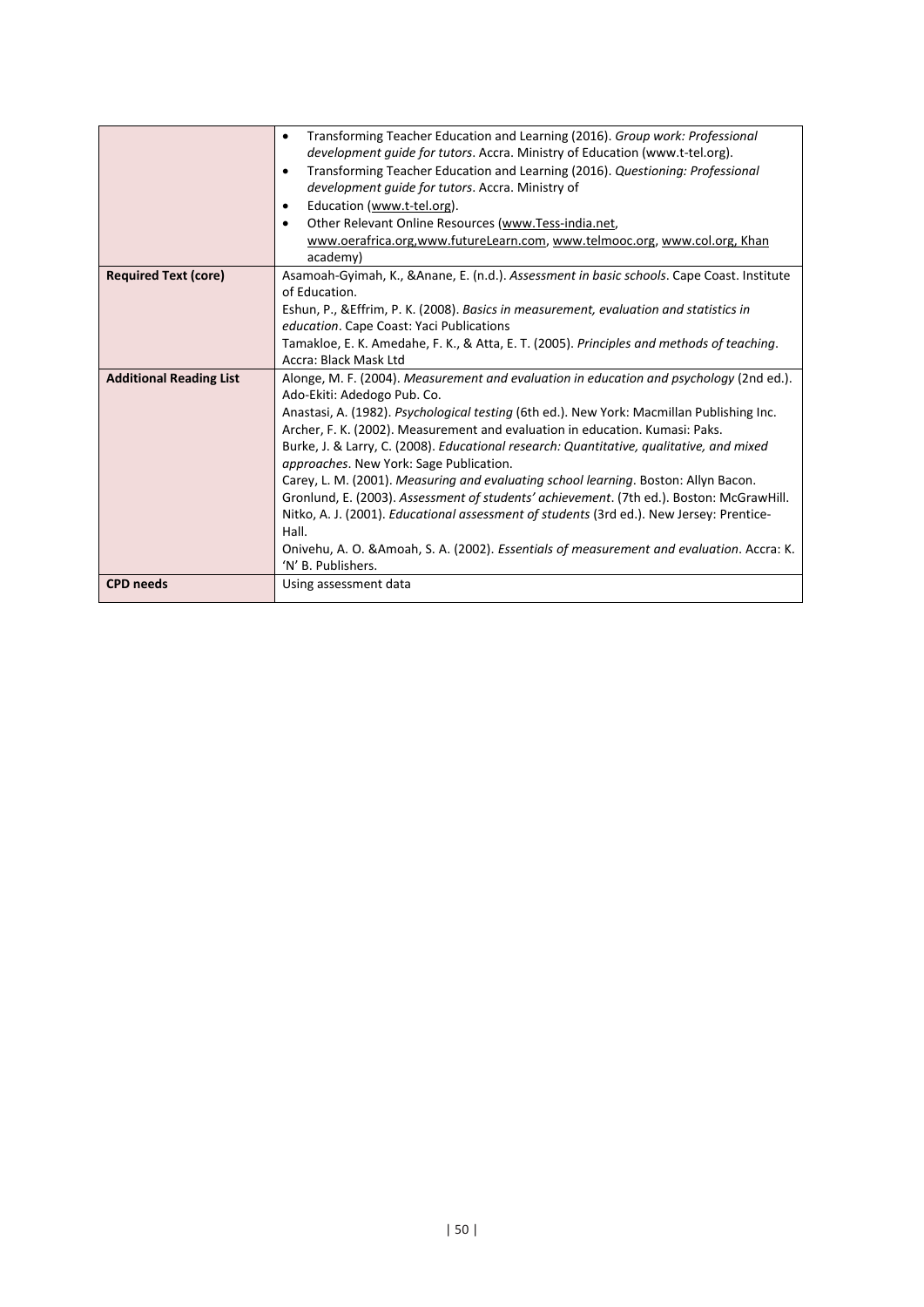| | |
|---|---|
| | • Transforming Teacher Education and Learning (2016). *Group work: Professional development guide for tutors*. Accra. Ministry of Education (www.t-tel.org).<br>• Transforming Teacher Education and Learning (2016). *Questioning: Professional development guide for tutors*. Accra. Ministry of<br>• Education (www.t-tel.org).<br>• Other Relevant Online Resources (www.Tess-india.net, www.oerafrica.org,www.futureLearn.com, www.telmooc.org, www.col.org, Khan academy) |
| **Required Text (core)** | Asamoah-Gyimah, K., &Anane, E. (n.d.). *Assessment in basic schools*. Cape Coast. Institute of Education.<br>Eshun, P., &Effrim, P. K. (2008). *Basics in measurement, evaluation and statistics in education*. Cape Coast: Yaci Publications<br>Tamakloe, E. K. Amedahe, F. K., & Atta, E. T. (2005). *Principles and methods of teaching*. Accra: Black Mask Ltd |
| **Additional Reading List** | Alonge, M. F. (2004). *Measurement and evaluation in education and psychology* (2nd ed.). Ado-Ekiti: Adedogo Pub. Co.<br>Anastasi, A. (1982). *Psychological testing* (6th ed.). New York: Macmillan Publishing Inc.<br>Archer, F. K. (2002). Measurement and evaluation in education. Kumasi: Paks.<br>Burke, J. & Larry, C. (2008). *Educational research: Quantitative, qualitative, and mixed approaches*. New York: Sage Publication.<br>Carey, L. M. (2001). *Measuring and evaluating school learning*. Boston: Allyn Bacon.<br>Gronlund, E. (2003). *Assessment of students' achievement*. (7th ed.). Boston: McGrawHill.<br>Nitko, A. J. (2001). *Educational assessment of students* (3rd ed.). New Jersey: Prentice-Hall.<br>Onivehu, A. O. &Amoah, S. A. (2002). *Essentials of measurement and evaluation*. Accra: K. 'N' B. Publishers. |
| **CPD needs** | Using assessment data |